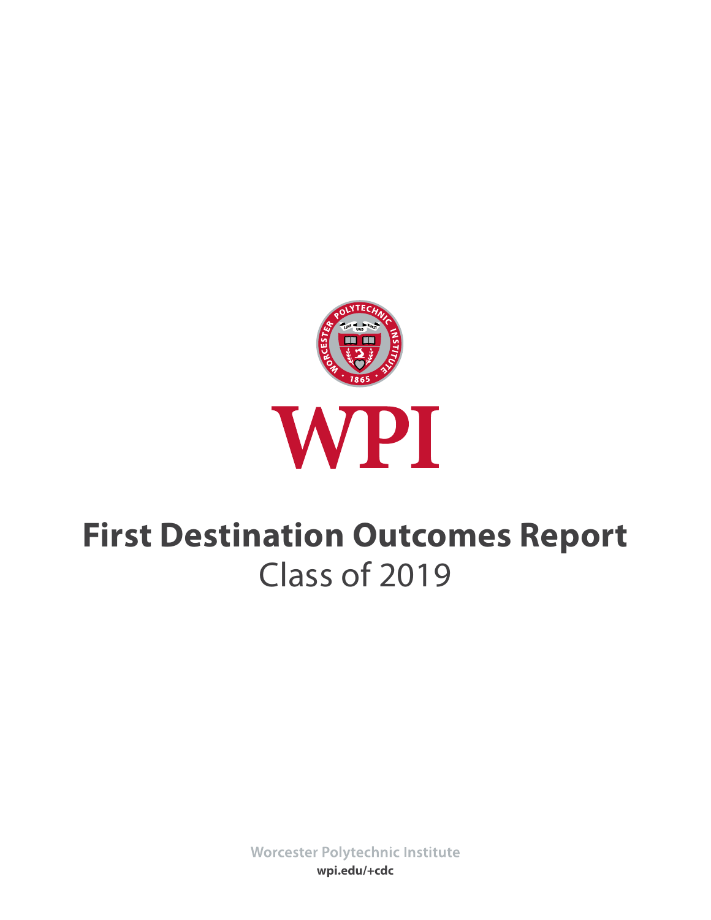WPI

# First Destination Outcomes Report

Class of 2019

Worcester Polytechnic Institute

**wpi.edu/+cdc**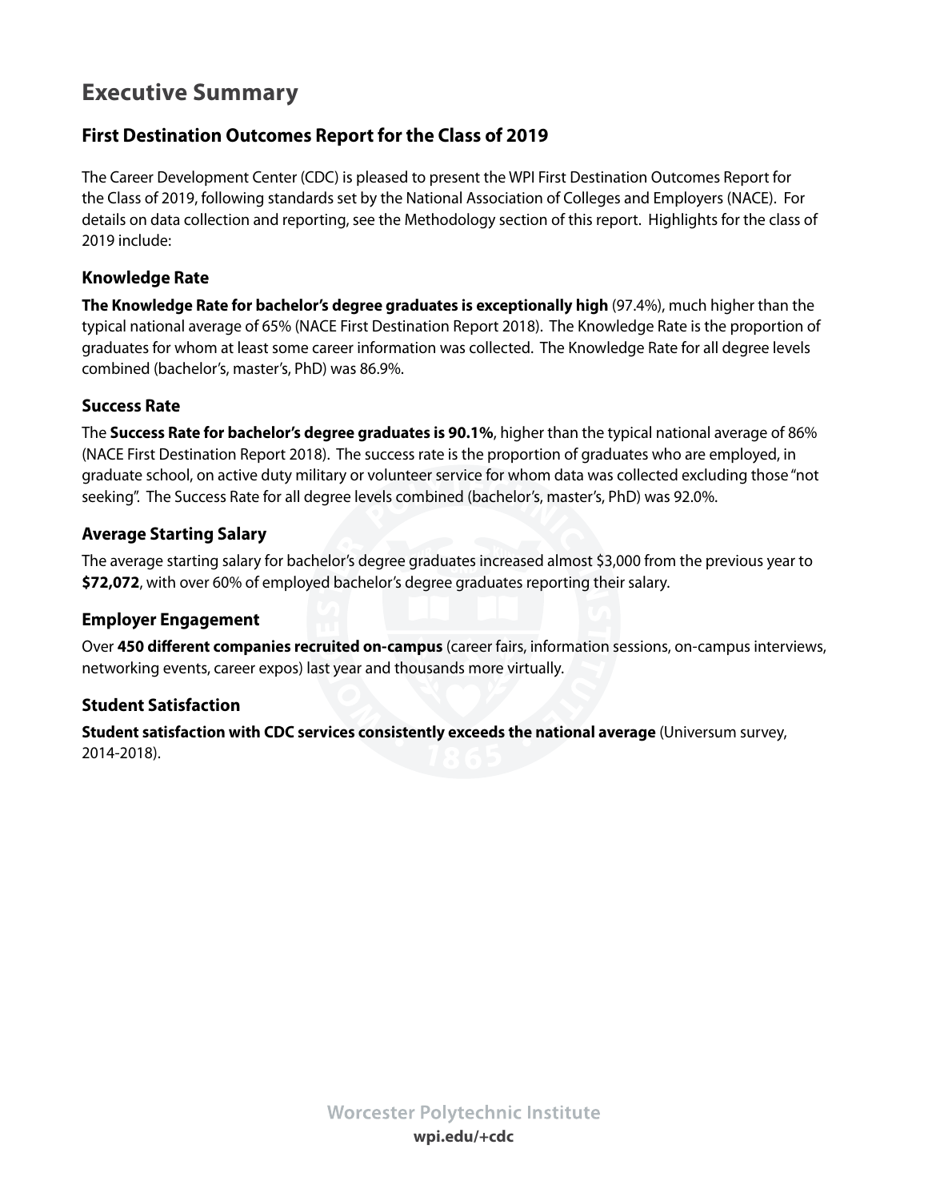# Executive Summary

## First Destination Outcomes Report for the Class of 2019

The Career Development Center (CDC) is pleased to present the WPI First Destination Outcomes Report for the Class of 2019, following standards set by the National Association of Colleges and Employers (NACE). For details on data collection and reporting, see the Methodology section of this report. Highlights for the class of 2019 include:

### Knowledge Rate

**The Knowledge Rate for bachelor's degree graduates is exceptionally high** (97.4%), much higher than the typical national average of 65% (NACE First Destination Report 2018). The Knowledge Rate is the proportion of graduates for whom at least some career information was collected. The Knowledge Rate for all degree levels combined (bachelor's, master's, PhD) was 86.9%.

### Success Rate

The **Success Rate for bachelor's degree graduates is 90.1%**, higher than the typical national average of 86% (NACE First Destination Report 2018). The success rate is the proportion of graduates who are employed, in graduate school, on active duty military or volunteer service for whom data was collected excluding those "not seeking". The Success Rate for all degree levels combined (bachelor's, master's, PhD) was 92.0%.

### Average Starting Salary

The average starting salary for bachelor's degree graduates increased almost $3,000 from the previous year to **$72,072**, with over 60% of employed bachelor's degree graduates reporting their salary.

### Employer Engagement

Over **450 different companies recruited on-campus** (career fairs, information sessions, on-campus interviews, networking events, career expos) last year and thousands more virtually.

### Student Satisfaction

**Student satisfaction with CDC services consistently exceeds the national average** (Universum survey, 2014-2018).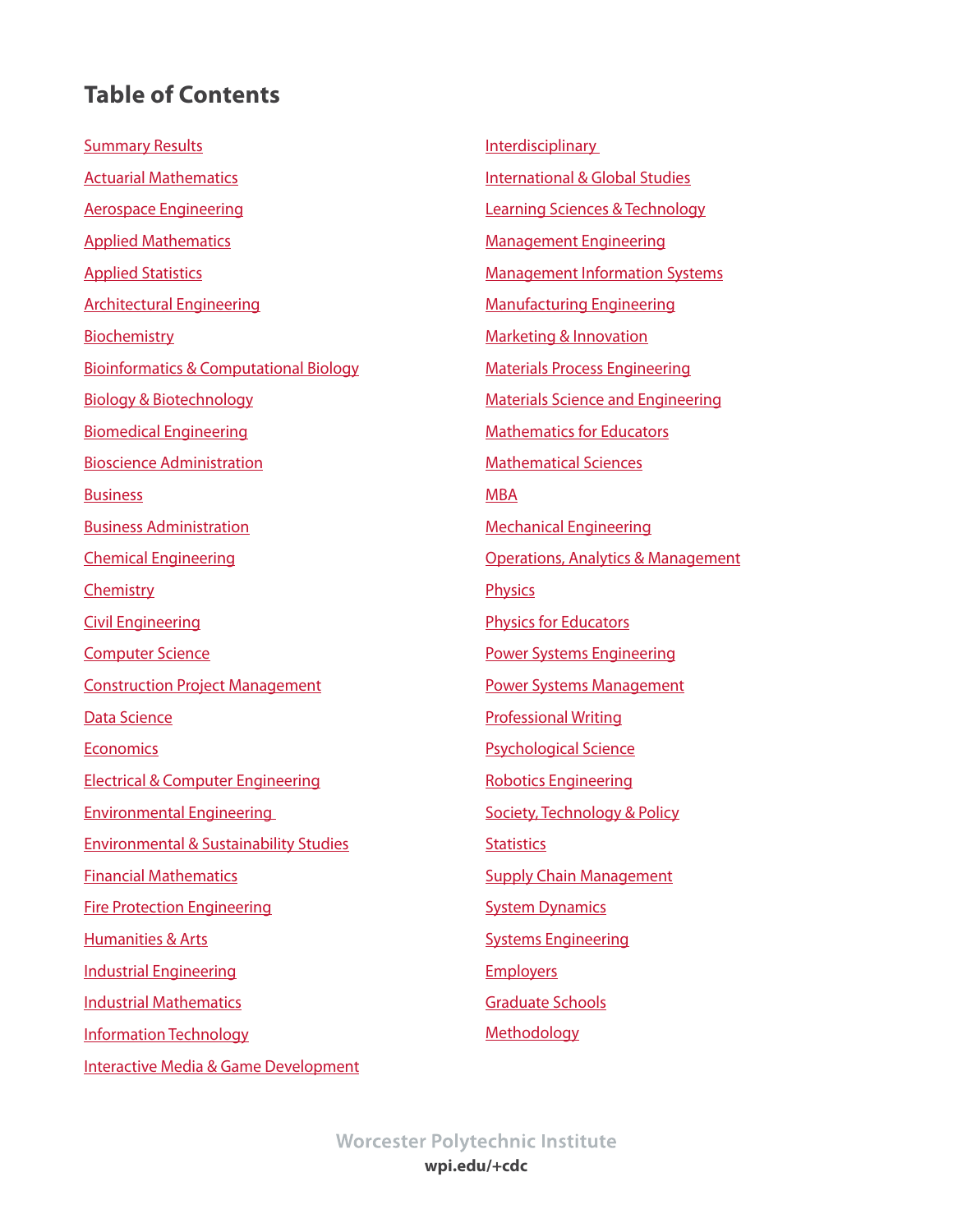# Table of Contents

- Summary Results
- Actuarial Mathematics
- Aerospace Engineering
- Applied Mathematics
- Applied Statistics
- Architectural Engineering
- Biochemistry
- Bioinformatics & Computational Biology
- Biology & Biotechnology
- Biomedical Engineering
- Bioscience Administration
- Business
- Business Administration
- Chemical Engineering
- Chemistry
- Civil Engineering
- Computer Science
- Construction Project Management
- Data Science
- Economics
- Electrical & Computer Engineering
- Environmental Engineering
- Environmental & Sustainability Studies
- Financial Mathematics
- Fire Protection Engineering
- Humanities & Arts
- Industrial Engineering
- Industrial Mathematics
- Information Technology
- Interactive Media & Game Development
- Interdisciplinary
- International & Global Studies
- Learning Sciences & Technology
- Management Engineering
- Management Information Systems
- Manufacturing Engineering
- Marketing & Innovation
- Materials Process Engineering
- Materials Science and Engineering
- Mathematics for Educators
- Mathematical Sciences
- MBA
- Mechanical Engineering
- Operations, Analytics & Management
- Physics
- Physics for Educators
- Power Systems Engineering
- Power Systems Management
- Professional Writing
- Psychological Science
- Robotics Engineering
- Society, Technology & Policy
- Statistics
- Supply Chain Management
- System Dynamics
- Systems Engineering
- Employers
- Graduate Schools
- Methodology

Worcester Polytechnic Institute
**wpi.edu/+cdc**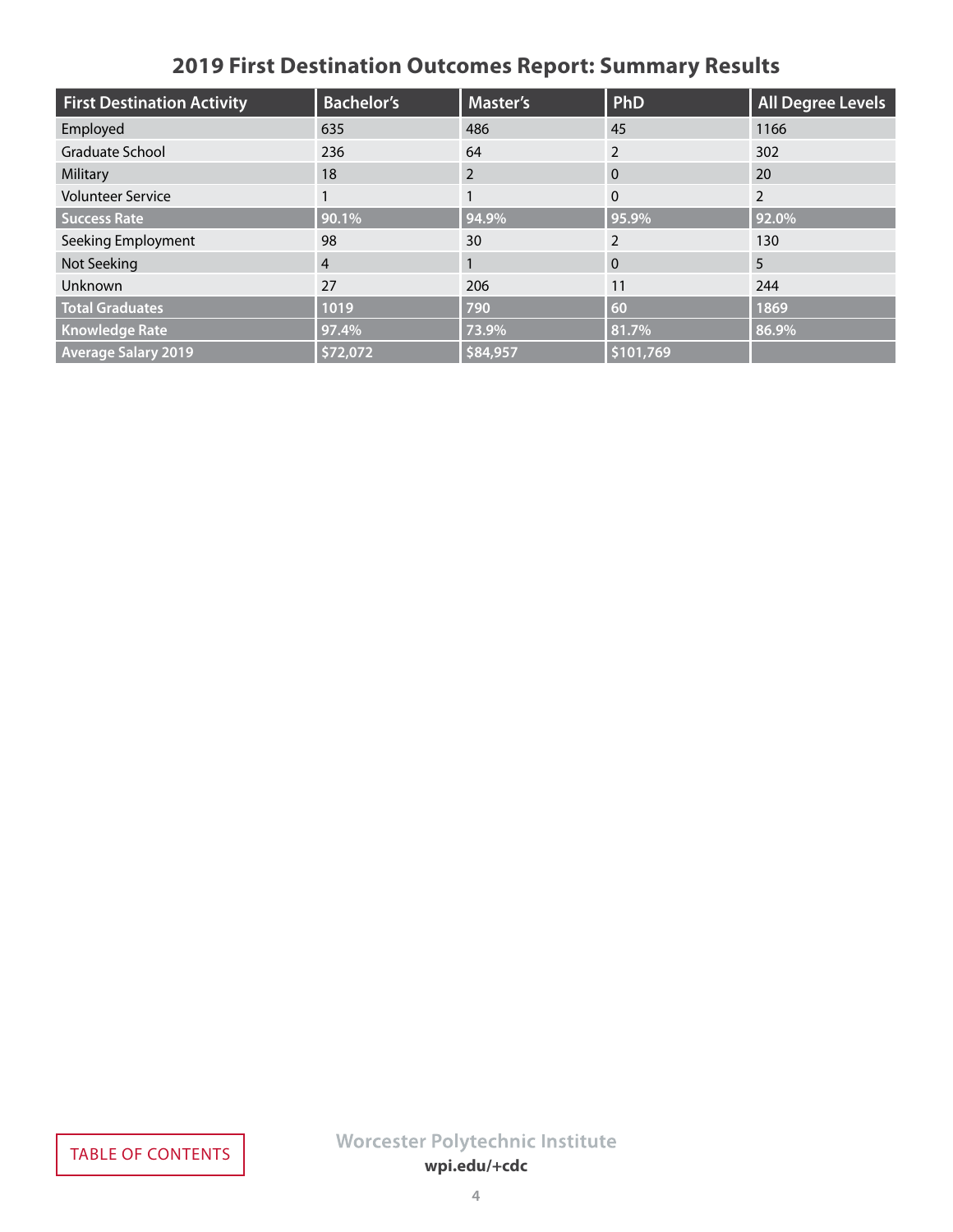## 2019 First Destination Outcomes Report: Summary Results

| First Destination Activity | Bachelor's | Master's | PhD | All Degree Levels |
| --- | --- | --- | --- | --- |
| Employed | 635 | 486 | 45 | 1166 |
| Graduate School | 236 | 64 | 2 | 302 |
| Military | 18 | 2 | 0 | 20 |
| Volunteer Service | 1 | 1 | 0 | 2 |
| **Success Rate** | **90.1%** | **94.9%** | **95.9%** | **92.0%** |
| Seeking Employment | 98 | 30 | 2 | 130 |
| Not Seeking | 4 | 1 | 0 | 5 |
| Unknown | 27 | 206 | 11 | 244 |
| **Total Graduates** | **1019** | **790** | **60** | **1869** |
| **Knowledge Rate** | **97.4%** | **73.9%** | **81.7%** | **86.9%** |
| **Average Salary 2019** | **$72,072** | **$84,957** | **$101,769** | |

TABLE OF CONTENTS

Worcester Polytechnic Institute
wpi.edu/+cdc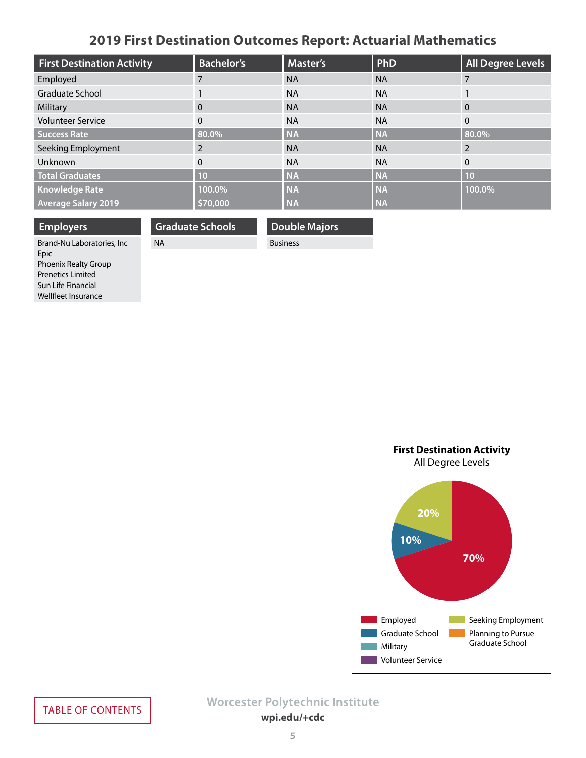# 2019 First Destination Outcomes Report: Actuarial Mathematics

| First Destination Activity | Bachelor's | Master's | PhD | All Degree Levels |
|---|---|---|---|---|
| Employed | 7 | NA | NA | 7 |
| Graduate School | 1 | NA | NA | 1 |
| Military | 0 | NA | NA | 0 |
| Volunteer Service | 0 | NA | NA | 0 |
| **Success Rate** | **80.0%** | **NA** | **NA** | **80.0%** |
| Seeking Employment | 2 | NA | NA | 2 |
| Unknown | 0 | NA | NA | 0 |
| **Total Graduates** | **10** | **NA** | **NA** | **10** |
| **Knowledge Rate** | **100.0%** | **NA** | **NA** | **100.0%** |
| **Average Salary 2019** | **$70,000** | **NA** | **NA** | |

| Employers |
|---|
| Brand-Nu Laboratories, Inc |
| Epic |
| Phoenix Realty Group |
| Prenetics Limited |
| Sun Life Financial |
| Wellfleet Insurance |

| Graduate Schools |
|---|
| NA |

| Double Majors |
|---|
| Business |

**First Destination Activity**
All Degree Levels

- Employed: 70%
- Graduate School: 10%
- Seeking Employment: 20%

Legend: Employed, Graduate School, Military, Volunteer Service, Seeking Employment, Planning to Pursue Graduate School

TABLE OF CONTENTS

Worcester Polytechnic Institute
**wpi.edu/+cdc**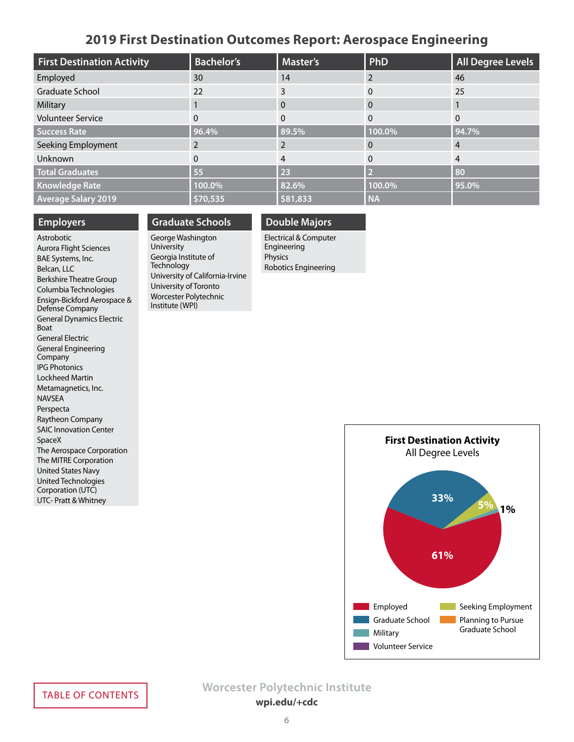# 2019 First Destination Outcomes Report: Aerospace Engineering

| First Destination Activity | Bachelor's | Master's | PhD | All Degree Levels |
|---|---|---|---|---|
| Employed | 30 | 14 | 2 | 46 |
| Graduate School | 22 | 3 | 0 | 25 |
| Military | 1 | 0 | 0 | 1 |
| Volunteer Service | 0 | 0 | 0 | 0 |
| **Success Rate** | **96.4%** | **89.5%** | **100.0%** | **94.7%** |
| Seeking Employment | 2 | 2 | 0 | 4 |
| Unknown | 0 | 4 | 0 | 4 |
| **Total Graduates** | **55** | **23** | **2** | **80** |
| **Knowledge Rate** | **100.0%** | **82.6%** | **100.0%** | **95.0%** |
| **Average Salary 2019** | **$70,535** | **$81,833** | **NA** | |

## Employers

- Astrobotic
- Aurora Flight Sciences
- BAE Systems, Inc.
- Belcan, LLC
- Berkshire Theatre Group
- Columbia Technologies
- Ensign-Bickford Aerospace & Defense Company
- General Dynamics Electric Boat
- General Electric
- General Engineering Company
- IPG Photonics
- Lockheed Martin
- Metamagnetics, Inc.
- NAVSEA
- Perspecta
- Raytheon Company
- SAIC Innovation Center
- SpaceX
- The Aerospace Corporation
- The MITRE Corporation
- United States Navy
- United Technologies Corporation (UTC)
- UTC- Pratt & Whitney

## Graduate Schools

- George Washington University
- Georgia Institute of Technology
- University of California-Irvine
- University of Toronto
- Worcester Polytechnic Institute (WPI)

## Double Majors

- Electrical & Computer Engineering
- Physics
- Robotics Engineering

**First Destination Activity**
All Degree Levels

- Employed: 61%
- Graduate School: 33%
- Seeking Employment: 5%
- Military: 1%

Legend: Employed, Graduate School, Military, Volunteer Service, Seeking Employment, Planning to Pursue Graduate School

TABLE OF CONTENTS

Worcester Polytechnic Institute
**wpi.edu/+cdc**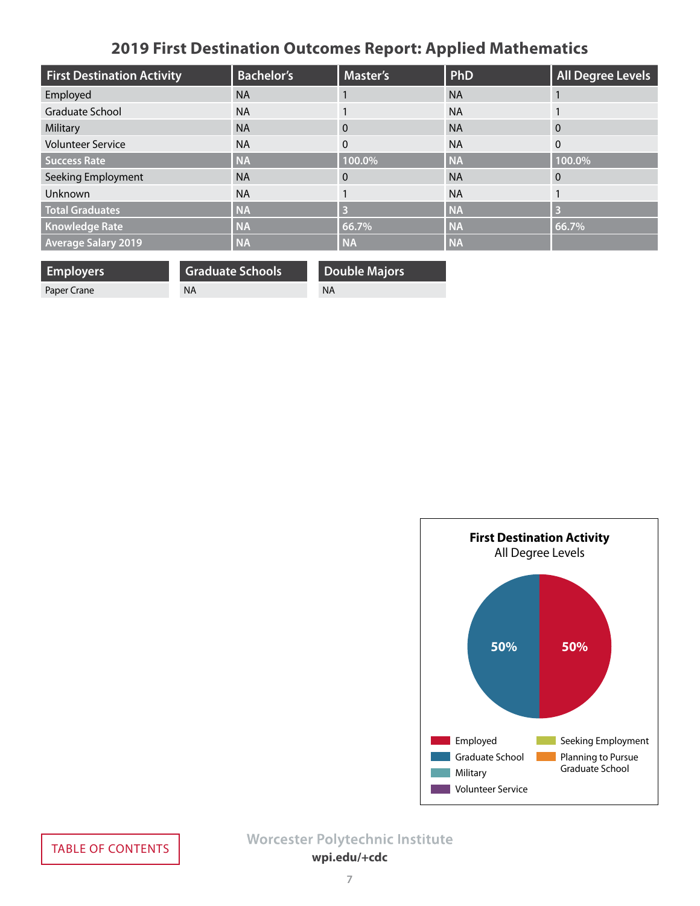# 2019 First Destination Outcomes Report: Applied Mathematics

| First Destination Activity | Bachelor's | Master's | PhD | All Degree Levels |
|---|---|---|---|---|
| Employed | NA | 1 | NA | 1 |
| Graduate School | NA | 1 | NA | 1 |
| Military | NA | 0 | NA | 0 |
| Volunteer Service | NA | 0 | NA | 0 |
| **Success Rate** | **NA** | **100.0%** | **NA** | **100.0%** |
| Seeking Employment | NA | 0 | NA | 0 |
| Unknown | NA | 1 | NA | 1 |
| **Total Graduates** | **NA** | **3** | **NA** | **3** |
| **Knowledge Rate** | **NA** | **66.7%** | **NA** | **66.7%** |
| **Average Salary 2019** | **NA** | **NA** | **NA** | |

| Employers | Graduate Schools | Double Majors |
|---|---|---|
| Paper Crane | NA | NA |

**First Destination Activity**
All Degree Levels

- Employed: 50%
- Graduate School: 50%

Legend: Employed, Graduate School, Military, Volunteer Service, Seeking Employment, Planning to Pursue Graduate School

TABLE OF CONTENTS

Worcester Polytechnic Institute
wpi.edu/+cdc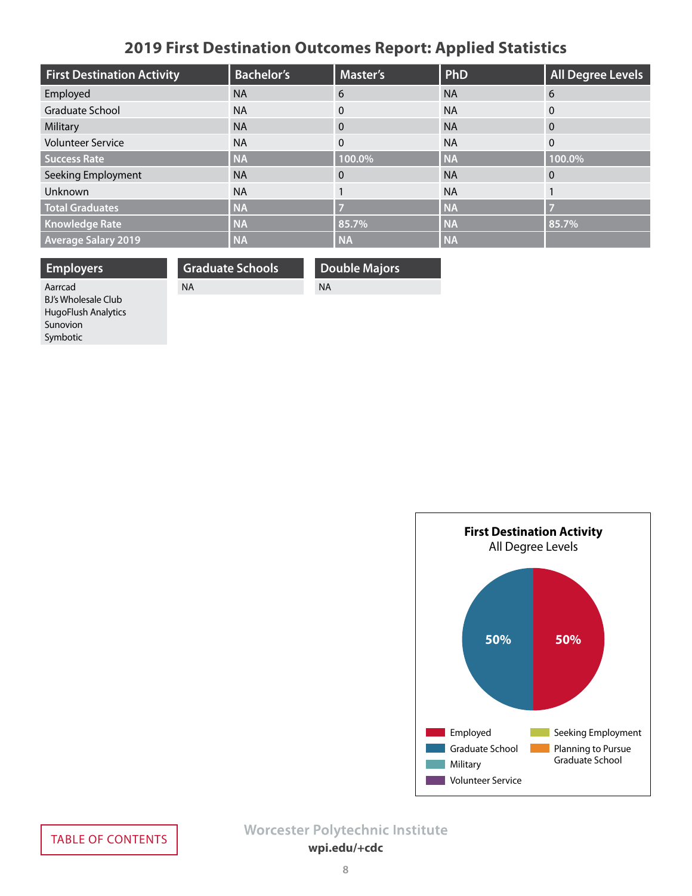# 2019 First Destination Outcomes Report: Applied Statistics

| First Destination Activity | Bachelor's | Master's | PhD | All Degree Levels |
|---|---|---|---|---|
| Employed | NA | 6 | NA | 6 |
| Graduate School | NA | 0 | NA | 0 |
| Military | NA | 0 | NA | 0 |
| Volunteer Service | NA | 0 | NA | 0 |
| **Success Rate** | **NA** | **100.0%** | **NA** | **100.0%** |
| Seeking Employment | NA | 0 | NA | 0 |
| Unknown | NA | 1 | NA | 1 |
| **Total Graduates** | **NA** | **7** | **NA** | **7** |
| **Knowledge Rate** | **NA** | **85.7%** | **NA** | **85.7%** |
| **Average Salary 2019** | **NA** | **NA** | **NA** | |

| Employers |
|---|
| Aarrcad |
| BJ's Wholesale Club |
| HugoFlush Analytics |
| Sunovion |
| Symbotic |

| Graduate Schools |
|---|
| NA |

| Double Majors |
|---|
| NA |

**First Destination Activity**
All Degree Levels

- Employed: 50%
- Graduate School: 50%

Legend: Employed, Graduate School, Military, Volunteer Service, Seeking Employment, Planning to Pursue Graduate School

TABLE OF CONTENTS

Worcester Polytechnic Institute
wpi.edu/+cdc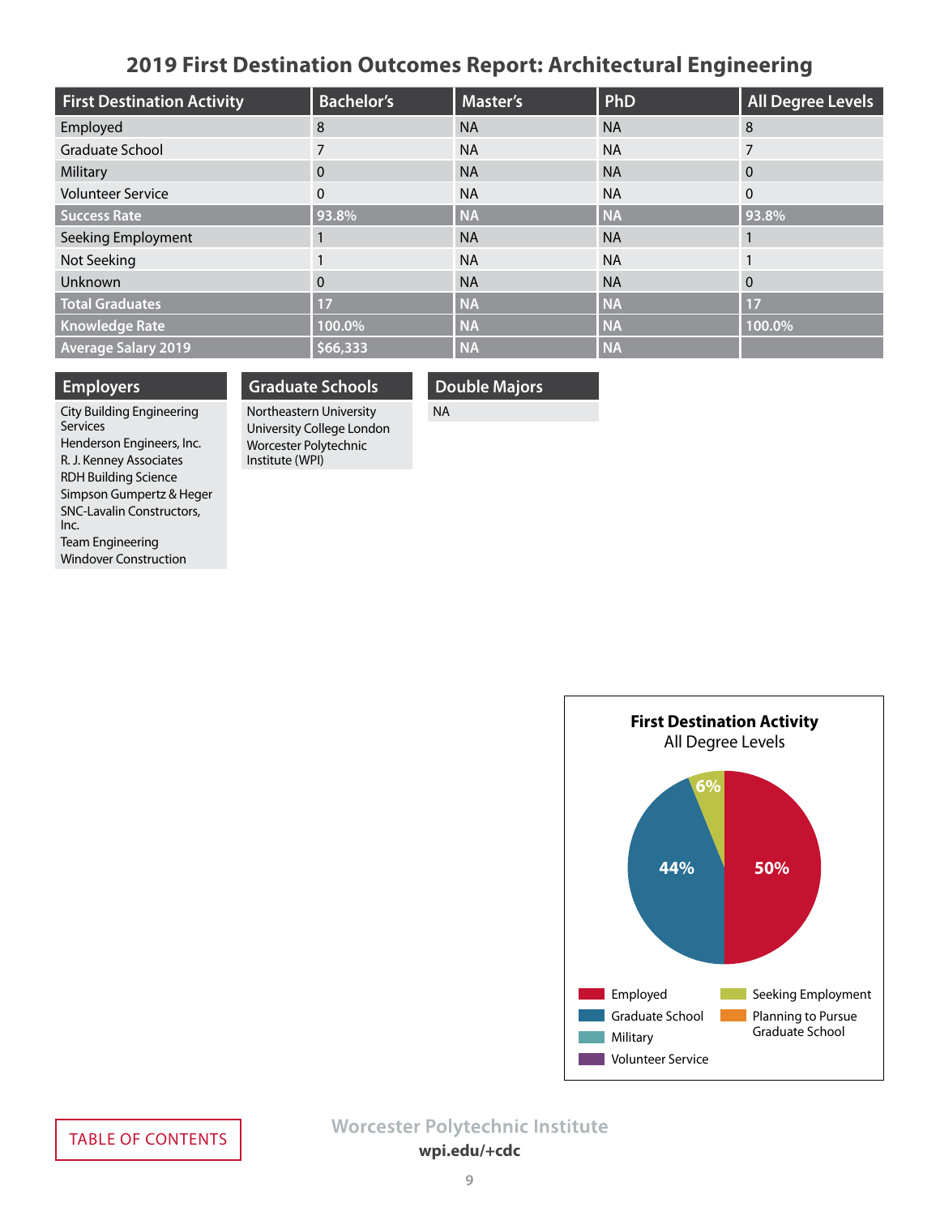# 2019 First Destination Outcomes Report: Architectural Engineering

| First Destination Activity | Bachelor's | Master's | PhD | All Degree Levels |
|---|---|---|---|---|
| Employed | 8 | NA | NA | 8 |
| Graduate School | 7 | NA | NA | 7 |
| Military | 0 | NA | NA | 0 |
| Volunteer Service | 0 | NA | NA | 0 |
| **Success Rate** | **93.8%** | **NA** | **NA** | **93.8%** |
| Seeking Employment | 1 | NA | NA | 1 |
| Not Seeking | 1 | NA | NA | 1 |
| Unknown | 0 | NA | NA | 0 |
| **Total Graduates** | **17** | **NA** | **NA** | **17** |
| **Knowledge Rate** | **100.0%** | **NA** | **NA** | **100.0%** |
| **Average Salary 2019** | **$66,333** | **NA** | **NA** | |

## Employers

- City Building Engineering Services
- Henderson Engineers, Inc.
- R. J. Kenney Associates
- RDH Building Science
- Simpson Gumpertz & Heger
- SNC-Lavalin Constructors, Inc.
- Team Engineering
- Windover Construction

## Graduate Schools

- Northeastern University
- University College London
- Worcester Polytechnic Institute (WPI)

## Double Majors

NA

**First Destination Activity**
All Degree Levels

- Employed: 50%
- Graduate School: 44%
- Seeking Employment: 6%

Legend: Employed, Graduate School, Military, Volunteer Service, Seeking Employment, Planning to Pursue Graduate School

TABLE OF CONTENTS

Worcester Polytechnic Institute
**wpi.edu/+cdc**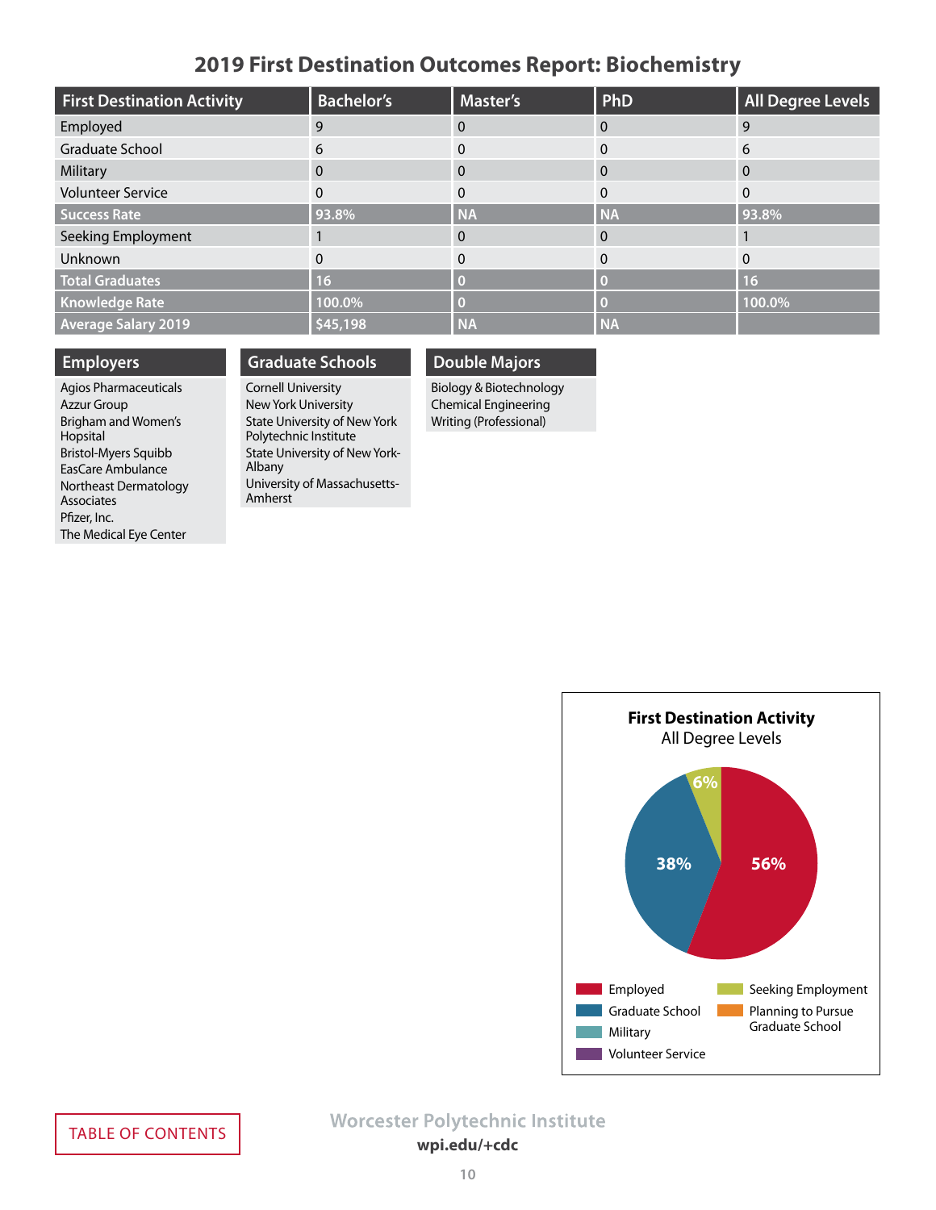# 2019 First Destination Outcomes Report: Biochemistry

| First Destination Activity | Bachelor's | Master's | PhD | All Degree Levels |
|---|---|---|---|---|
| Employed | 9 | 0 | 0 | 9 |
| Graduate School | 6 | 0 | 0 | 6 |
| Military | 0 | 0 | 0 | 0 |
| Volunteer Service | 0 | 0 | 0 | 0 |
| **Success Rate** | **93.8%** | **NA** | **NA** | **93.8%** |
| Seeking Employment | 1 | 0 | 0 | 1 |
| Unknown | 0 | 0 | 0 | 0 |
| **Total Graduates** | **16** | **0** | **0** | **16** |
| **Knowledge Rate** | **100.0%** | **0** | **0** | **100.0%** |
| **Average Salary 2019** | **$45,198** | **NA** | **NA** | |

## Employers

- Agios Pharmaceuticals
- Azzur Group
- Brigham and Women's Hopsital
- Bristol-Myers Squibb
- EasCare Ambulance
- Northeast Dermatology Associates
- Pfizer, Inc.
- The Medical Eye Center

## Graduate Schools

- Cornell University
- New York University
- State University of New York Polytechnic Institute
- State University of New York-Albany
- University of Massachusetts-Amherst

## Double Majors

- Biology & Biotechnology
- Chemical Engineering
- Writing (Professional)

**First Destination Activity**
All Degree Levels

- Employed: 56%
- Graduate School: 38%
- Seeking Employment: 6%

Legend: Employed, Graduate School, Military, Volunteer Service, Seeking Employment, Planning to Pursue Graduate School

TABLE OF CONTENTS

Worcester Polytechnic Institute
wpi.edu/+cdc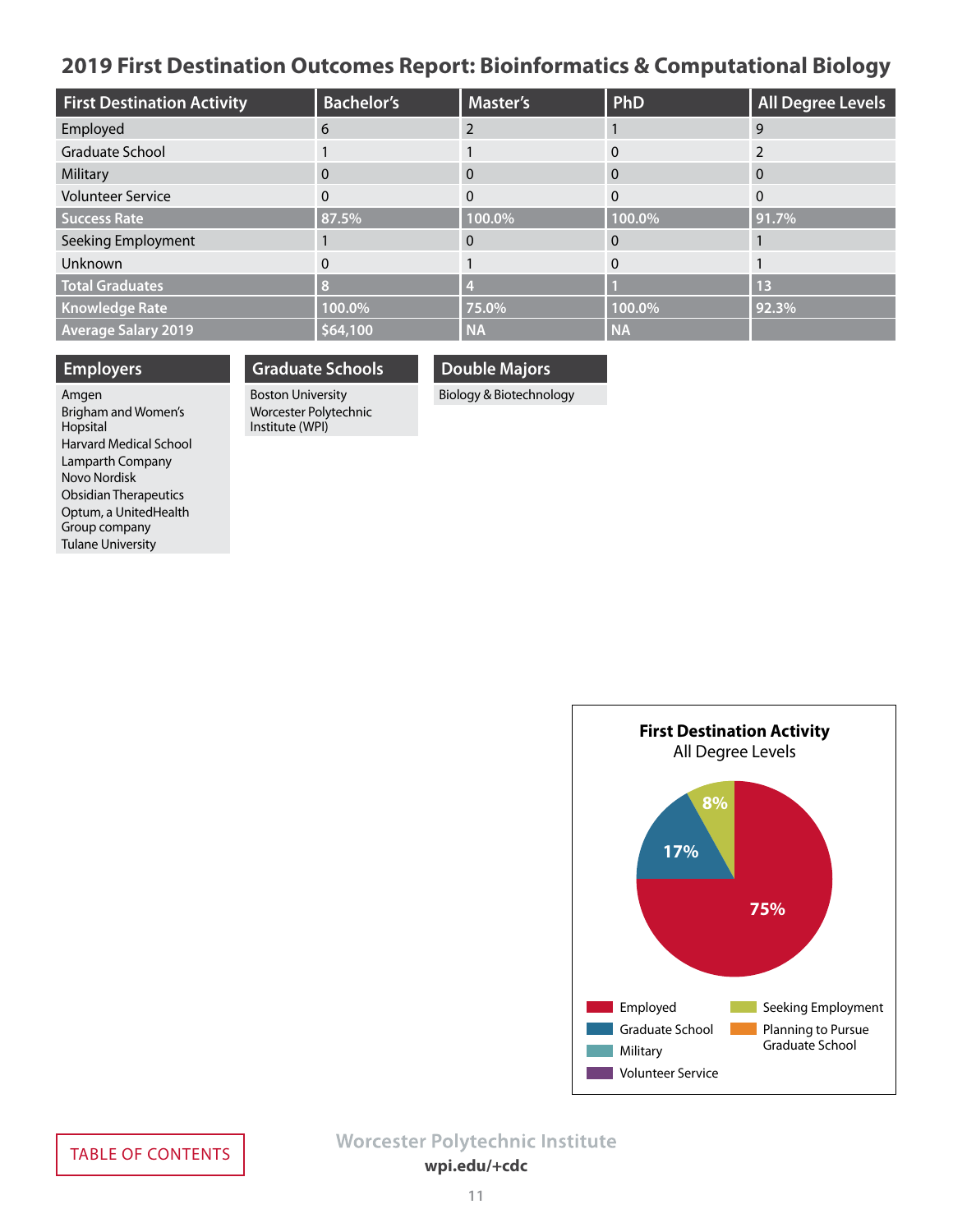## 2019 First Destination Outcomes Report: Bioinformatics & Computational Biology

| First Destination Activity | Bachelor's | Master's | PhD | All Degree Levels |
|---|---|---|---|---|
| Employed | 6 | 2 | 1 | 9 |
| Graduate School | 1 | 1 | 0 | 2 |
| Military | 0 | 0 | 0 | 0 |
| Volunteer Service | 0 | 0 | 0 | 0 |
| **Success Rate** | **87.5%** | **100.0%** | **100.0%** | **91.7%** |
| Seeking Employment | 1 | 0 | 0 | 1 |
| Unknown | 0 | 1 | 0 | 1 |
| **Total Graduates** | **8** | **4** | **1** | **13** |
| **Knowledge Rate** | **100.0%** | **75.0%** | **100.0%** | **92.3%** |
| **Average Salary 2019** | **$64,100** | **NA** | **NA** | |

### Employers

Amgen
Brigham and Women's Hopsital
Harvard Medical School
Lamparth Company
Novo Nordisk
Obsidian Therapeutics
Optum, a UnitedHealth Group company
Tulane University

### Graduate Schools

Boston University
Worcester Polytechnic Institute (WPI)

### Double Majors

Biology & Biotechnology

**First Destination Activity**
All Degree Levels

- Employed: 75%
- Graduate School: 17%
- Seeking Employment: 8%

Legend: Employed, Graduate School, Military, Volunteer Service, Seeking Employment, Planning to Pursue Graduate School

TABLE OF CONTENTS

Worcester Polytechnic Institute
wpi.edu/+cdc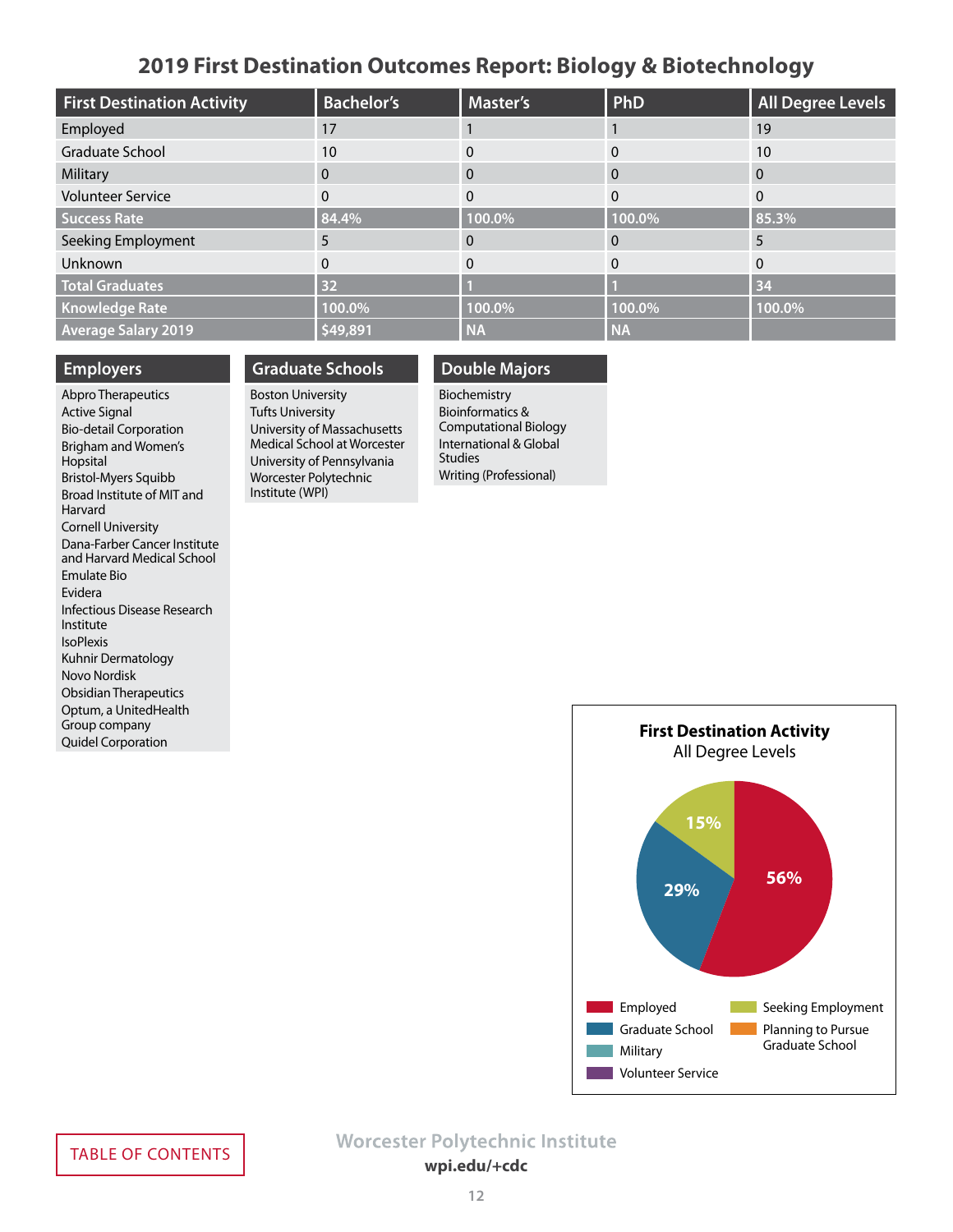# 2019 First Destination Outcomes Report: Biology & Biotechnology

| First Destination Activity | Bachelor's | Master's | PhD | All Degree Levels |
|---|---|---|---|---|
| Employed | 17 | 1 | 1 | 19 |
| Graduate School | 10 | 0 | 0 | 10 |
| Military | 0 | 0 | 0 | 0 |
| Volunteer Service | 0 | 0 | 0 | 0 |
| **Success Rate** | **84.4%** | **100.0%** | **100.0%** | **85.3%** |
| Seeking Employment | 5 | 0 | 0 | 5 |
| Unknown | 0 | 0 | 0 | 0 |
| **Total Graduates** | **32** | **1** | **1** | **34** |
| **Knowledge Rate** | **100.0%** | **100.0%** | **100.0%** | **100.0%** |
| **Average Salary 2019** | **$49,891** | **NA** | **NA** | |

## Employers

- Abpro Therapeutics
- Active Signal
- Bio-detail Corporation
- Brigham and Women's Hopsital
- Bristol-Myers Squibb
- Broad Institute of MIT and Harvard
- Cornell University
- Dana-Farber Cancer Institute and Harvard Medical School
- Emulate Bio
- Evidera
- Infectious Disease Research Institute
- IsoPlexis
- Kuhnir Dermatology
- Novo Nordisk
- Obsidian Therapeutics
- Optum, a UnitedHealth Group company
- Quidel Corporation

## Graduate Schools

- Boston University
- Tufts University
- University of Massachusetts Medical School at Worcester
- University of Pennsylvania
- Worcester Polytechnic Institute (WPI)

## Double Majors

- Biochemistry
- Bioinformatics & Computational Biology
- International & Global Studies
- Writing (Professional)

**First Destination Activity**
All Degree Levels

- Employed: 56%
- Graduate School: 29%
- Seeking Employment: 15%

Legend: Employed, Graduate School, Military, Volunteer Service, Seeking Employment, Planning to Pursue Graduate School

TABLE OF CONTENTS

Worcester Polytechnic Institute
wpi.edu/+cdc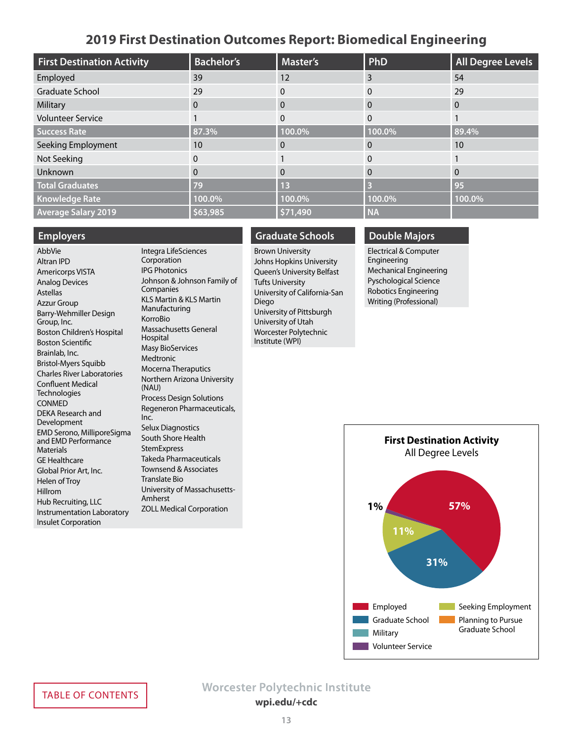# 2019 First Destination Outcomes Report: Biomedical Engineering

| First Destination Activity | Bachelor's | Master's | PhD | All Degree Levels |
|---|---|---|---|---|
| Employed | 39 | 12 | 3 | 54 |
| Graduate School | 29 | 0 | 0 | 29 |
| Military | 0 | 0 | 0 | 0 |
| Volunteer Service | 1 | 0 | 0 | 1 |
| **Success Rate** | **87.3%** | **100.0%** | **100.0%** | **89.4%** |
| Seeking Employment | 10 | 0 | 0 | 10 |
| Not Seeking | 0 | 1 | 0 | 1 |
| Unknown | 0 | 0 | 0 | 0 |
| **Total Graduates** | **79** | **13** | **3** | **95** |
| **Knowledge Rate** | **100.0%** | **100.0%** | **100.0%** | **100.0%** |
| **Average Salary 2019** | **$63,985** | **$71,490** | **NA** | |

## Employers

- AbbVie
- Altran IPD
- Americorps VISTA
- Analog Devices
- Astellas
- Azzur Group
- Barry-Wehmiller Design Group, Inc.
- Boston Children's Hospital
- Boston Scientific
- Brainlab, Inc.
- Bristol-Myers Squibb
- Charles River Laboratories
- Confluent Medical Technologies
- CONMED
- DEKA Research and Development
- EMD Serono, MilliporeSigma and EMD Performance Materials
- GE Healthcare
- Global Prior Art, Inc.
- Helen of Troy
- Hillrom
- Hub Recruiting, LLC
- Instrumentation Laboratory
- Insulet Corporation
- Integra LifeSciences Corporation
- IPG Photonics
- Johnson & Johnson Family of Companies
- KLS Martin & KLS Martin Manufacturing
- KorroBio
- Massachusetts General Hospital
- Masy BioServices
- Medtronic
- Mocerna Theraputics
- Northern Arizona University (NAU)
- Process Design Solutions
- Regeneron Pharmaceuticals, Inc.
- Selux Diagnostics
- South Shore Health
- StemExpress
- Takeda Pharmaceuticals
- Townsend & Associates
- Translate Bio
- University of Massachusetts-Amherst
- ZOLL Medical Corporation

## Graduate Schools

- Brown University
- Johns Hopkins University
- Queen's University Belfast
- Tufts University
- University of California-San Diego
- University of Pittsburgh
- University of Utah
- Worcester Polytechnic Institute (WPI)

## Double Majors

- Electrical & Computer Engineering
- Mechanical Engineering
- Pyschological Science
- Robotics Engineering
- Writing (Professional)

**First Destination Activity**
All Degree Levels

- Employed: 57%
- Graduate School: 31%
- Seeking Employment: 11%
- Volunteer Service: 1%

Legend: Employed, Graduate School, Military, Volunteer Service, Seeking Employment, Planning to Pursue Graduate School

TABLE OF CONTENTS

Worcester Polytechnic Institute
wpi.edu/+cdc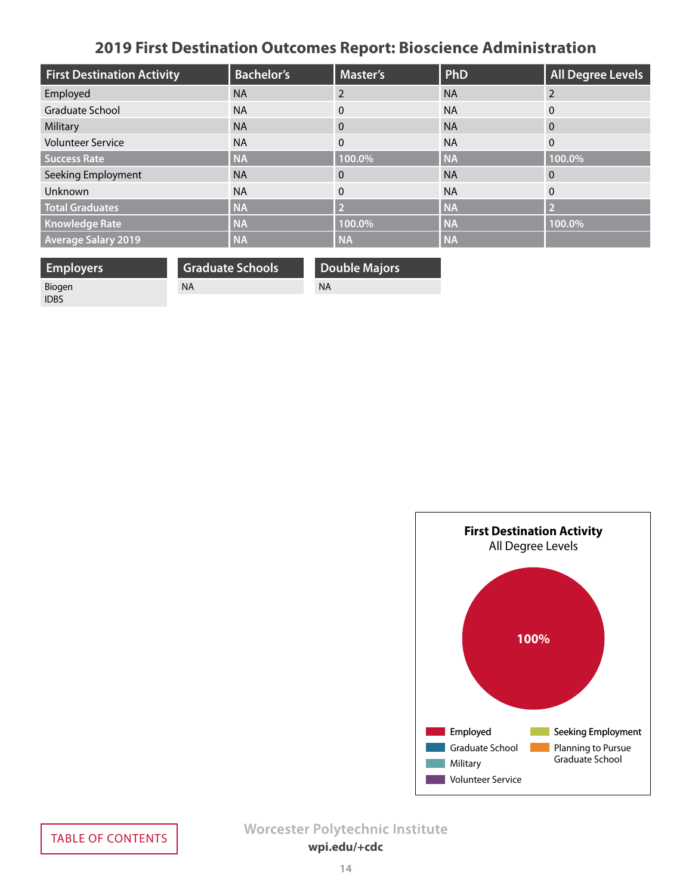# 2019 First Destination Outcomes Report: Bioscience Administration

| First Destination Activity | Bachelor's | Master's | PhD | All Degree Levels |
|---|---|---|---|---|
| Employed | NA | 2 | NA | 2 |
| Graduate School | NA | 0 | NA | 0 |
| Military | NA | 0 | NA | 0 |
| Volunteer Service | NA | 0 | NA | 0 |
| **Success Rate** | **NA** | **100.0%** | **NA** | **100.0%** |
| Seeking Employment | NA | 0 | NA | 0 |
| Unknown | NA | 0 | NA | 0 |
| **Total Graduates** | **NA** | **2** | **NA** | **2** |
| **Knowledge Rate** | **NA** | **100.0%** | **NA** | **100.0%** |
| **Average Salary 2019** | **NA** | **NA** | **NA** | |

| Employers |
|---|
| Biogen<br>IDBS |

| Graduate Schools |
|---|
| NA |

| Double Majors |
|---|
| NA |

**First Destination Activity**
All Degree Levels

100%

Employed · Graduate School · Military · Volunteer Service · Seeking Employment · Planning to Pursue Graduate School

TABLE OF CONTENTS

Worcester Polytechnic Institute
wpi.edu/+cdc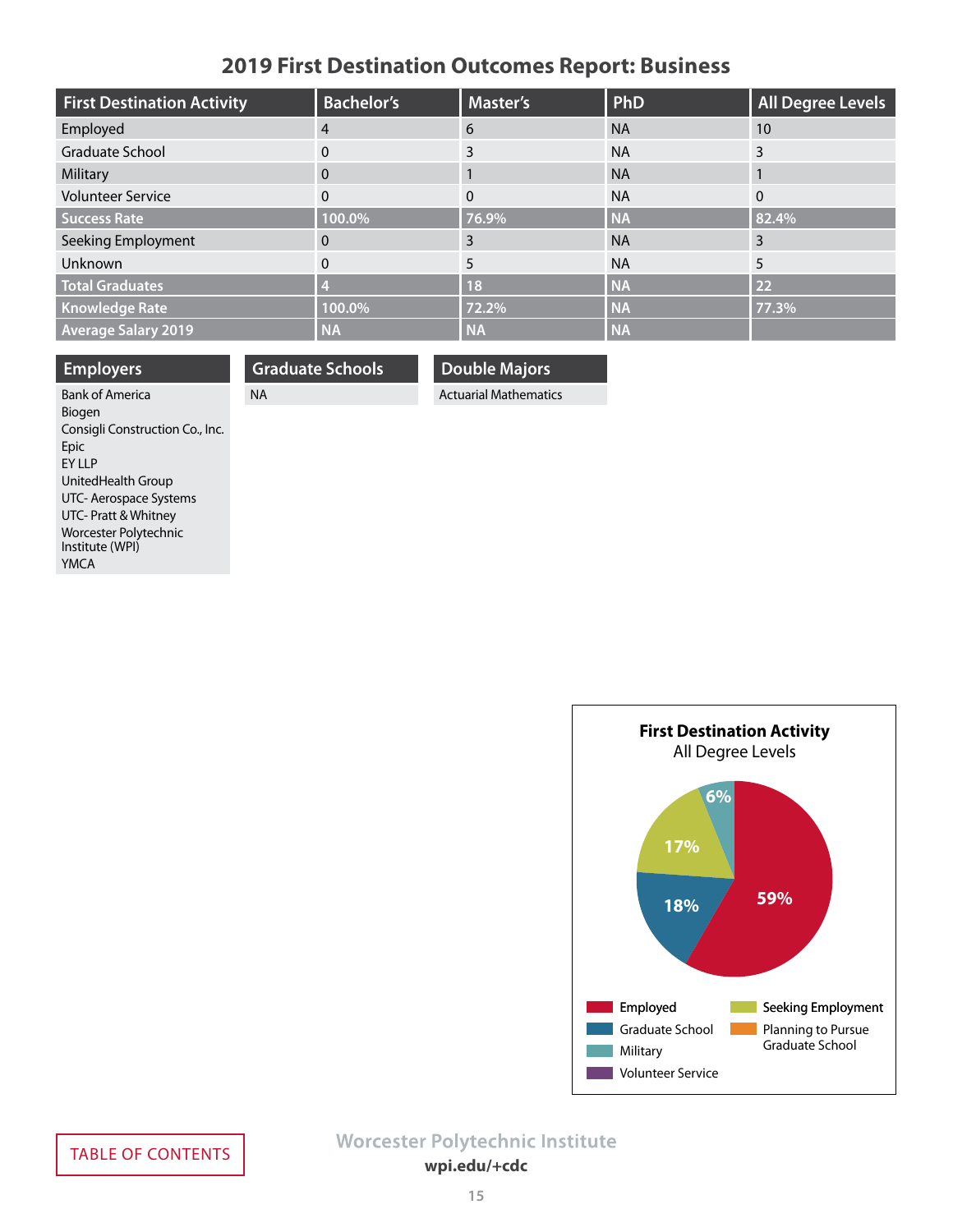# 2019 First Destination Outcomes Report: Business

| First Destination Activity | Bachelor's | Master's | PhD | All Degree Levels |
|---|---|---|---|---|
| Employed | 4 | 6 | NA | 10 |
| Graduate School | 0 | 3 | NA | 3 |
| Military | 0 | 1 | NA | 1 |
| Volunteer Service | 0 | 0 | NA | 0 |
| **Success Rate** | **100.0%** | **76.9%** | **NA** | **82.4%** |
| Seeking Employment | 0 | 3 | NA | 3 |
| Unknown | 0 | 5 | NA | 5 |
| **Total Graduates** | **4** | **18** | **NA** | **22** |
| **Knowledge Rate** | **100.0%** | **72.2%** | **NA** | **77.3%** |
| **Average Salary 2019** | **NA** | **NA** | **NA** | |

## Employers

Bank of America
Biogen
Consigli Construction Co., Inc.
Epic
EY LLP
UnitedHealth Group
UTC- Aerospace Systems
UTC- Pratt & Whitney
Worcester Polytechnic Institute (WPI)
YMCA

## Graduate Schools

NA

## Double Majors

Actuarial Mathematics

**First Destination Activity**
All Degree Levels

- Employed: 59%
- Graduate School: 18%
- Seeking Employment: 17%
- Military: 6%

Legend: Employed, Graduate School, Military, Volunteer Service, Seeking Employment, Planning to Pursue Graduate School

Worcester Polytechnic Institute
**wpi.edu/+cdc**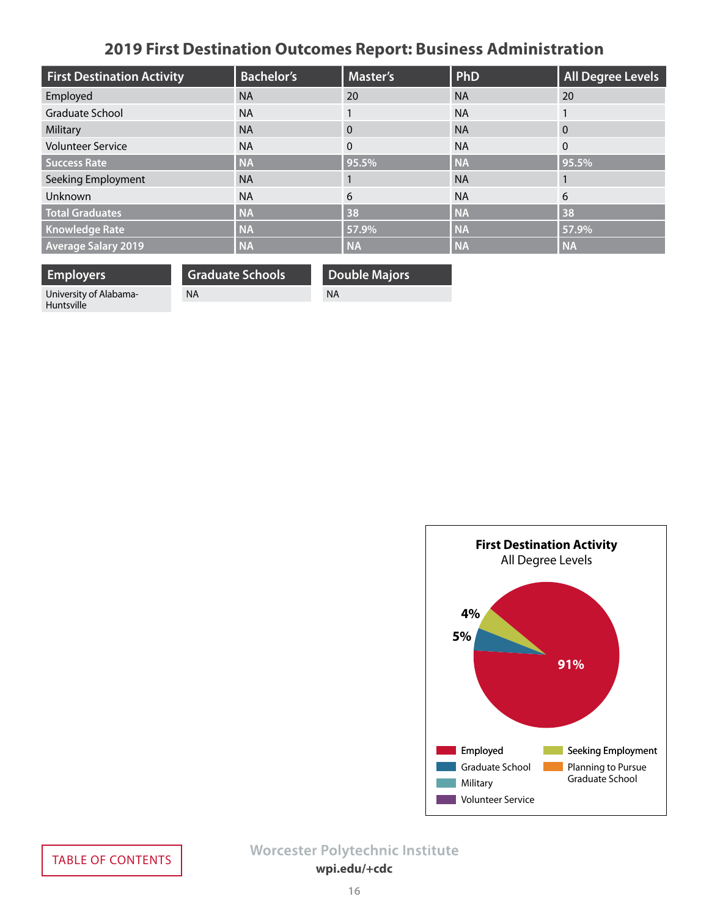# 2019 First Destination Outcomes Report: Business Administration

| First Destination Activity | Bachelor's | Master's | PhD | All Degree Levels |
|---|---|---|---|---|
| Employed | NA | 20 | NA | 20 |
| Graduate School | NA | 1 | NA | 1 |
| Military | NA | 0 | NA | 0 |
| Volunteer Service | NA | 0 | NA | 0 |
| **Success Rate** | **NA** | **95.5%** | **NA** | **95.5%** |
| Seeking Employment | NA | 1 | NA | 1 |
| Unknown | NA | 6 | NA | 6 |
| **Total Graduates** | **NA** | **38** | **NA** | **38** |
| **Knowledge Rate** | **NA** | **57.9%** | **NA** | **57.9%** |
| **Average Salary 2019** | **NA** | **NA** | **NA** | **NA** |

| Employers |
|---|
| University of Alabama-Huntsville |

| Graduate Schools |
|---|
| NA |

| Double Majors |
|---|
| NA |

**First Destination Activity**
All Degree Levels

91%
5%
4%

Employed
Graduate School
Military
Volunteer Service
Seeking Employment
Planning to Pursue Graduate School

TABLE OF CONTENTS

Worcester Polytechnic Institute
wpi.edu/+cdc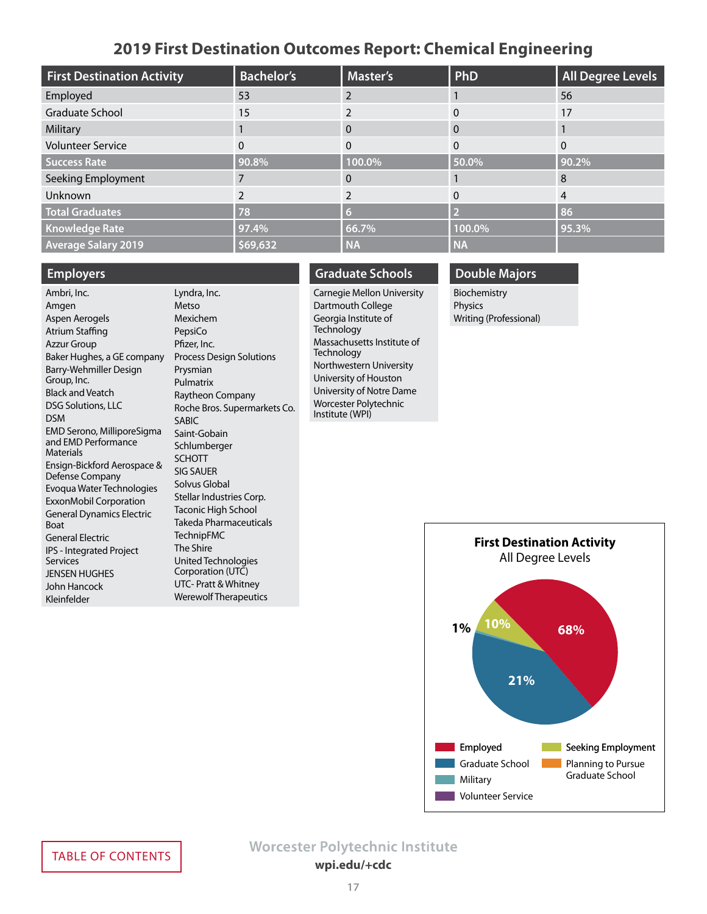# 2019 First Destination Outcomes Report: Chemical Engineering

| First Destination Activity | Bachelor's | Master's | PhD | All Degree Levels |
|---|---|---|---|---|
| Employed | 53 | 2 | 1 | 56 |
| Graduate School | 15 | 2 | 0 | 17 |
| Military | 1 | 0 | 0 | 1 |
| Volunteer Service | 0 | 0 | 0 | 0 |
| **Success Rate** | **90.8%** | **100.0%** | **50.0%** | **90.2%** |
| Seeking Employment | 7 | 0 | 1 | 8 |
| Unknown | 2 | 2 | 0 | 4 |
| **Total Graduates** | **78** | **6** | **2** | **86** |
| **Knowledge Rate** | **97.4%** | **66.7%** | **100.0%** | **95.3%** |
| **Average Salary 2019** | **$69,632** | **NA** | **NA** | |

## Employers

Ambri, Inc.
Amgen
Aspen Aerogels
Atrium Staffing
Azzur Group
Baker Hughes, a GE company
Barry-Wehmiller Design Group, Inc.
Black and Veatch
DSG Solutions, LLC
DSM
EMD Serono, MilliporeSigma and EMD Performance Materials
Ensign-Bickford Aerospace & Defense Company
Evoqua Water Technologies
ExxonMobil Corporation
General Dynamics Electric Boat
General Electric
IPS - Integrated Project Services
JENSEN HUGHES
John Hancock
Kleinfelder
Lyndra, Inc.
Metso
Mexichem
PepsiCo
Pfizer, Inc.
Process Design Solutions
Prysmian
Pulmatrix
Raytheon Company
Roche Bros. Supermarkets Co.
SABIC
Saint-Gobain
Schlumberger
SCHOTT
SIG SAUER
Solvus Global
Stellar Industries Corp.
Taconic High School
Takeda Pharmaceuticals
TechnipFMC
The Shire
United Technologies Corporation (UTC)
UTC- Pratt & Whitney
Werewolf Therapeutics

## Graduate Schools

Carnegie Mellon University
Dartmouth College
Georgia Institute of Technology
Massachusetts Institute of Technology
Northwestern University
University of Houston
University of Notre Dame
Worcester Polytechnic Institute (WPI)

## Double Majors

Biochemistry
Physics
Writing (Professional)

**First Destination Activity**
All Degree Levels

- Employed: 68%
- Graduate School: 21%
- Military: 1%
- Seeking Employment: 10%
- Planning to Pursue Graduate School
- Volunteer Service

TABLE OF CONTENTS

Worcester Polytechnic Institute
wpi.edu/+cdc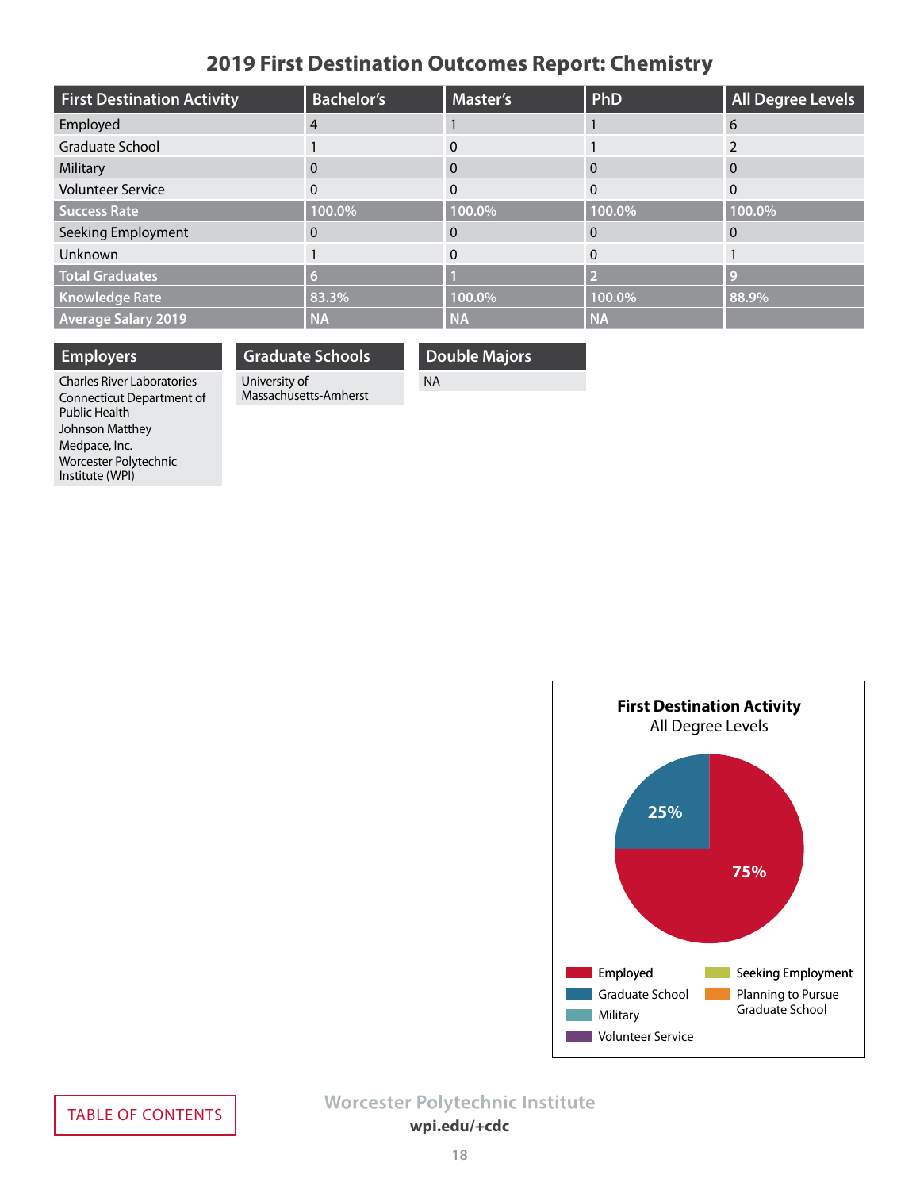# 2019 First Destination Outcomes Report: Chemistry

| First Destination Activity | Bachelor's | Master's | PhD | All Degree Levels |
|---|---|---|---|---|
| Employed | 4 | 1 | 1 | 6 |
| Graduate School | 1 | 0 | 1 | 2 |
| Military | 0 | 0 | 0 | 0 |
| Volunteer Service | 0 | 0 | 0 | 0 |
| **Success Rate** | **100.0%** | **100.0%** | **100.0%** | **100.0%** |
| Seeking Employment | 0 | 0 | 0 | 0 |
| Unknown | 1 | 0 | 0 | 1 |
| **Total Graduates** | **6** | **1** | **2** | **9** |
| **Knowledge Rate** | **83.3%** | **100.0%** | **100.0%** | **88.9%** |
| **Average Salary 2019** | **NA** | **NA** | **NA** | |

## Employers

Charles River Laboratories
Connecticut Department of Public Health
Johnson Matthey
Medpace, Inc.
Worcester Polytechnic Institute (WPI)

## Graduate Schools

University of Massachusetts-Amherst

## Double Majors

NA

**First Destination Activity**
All Degree Levels

- Employed: 75%
- Graduate School: 25%

Legend: Employed, Graduate School, Military, Volunteer Service, Seeking Employment, Planning to Pursue Graduate School

TABLE OF CONTENTS

Worcester Polytechnic Institute
**wpi.edu/+cdc**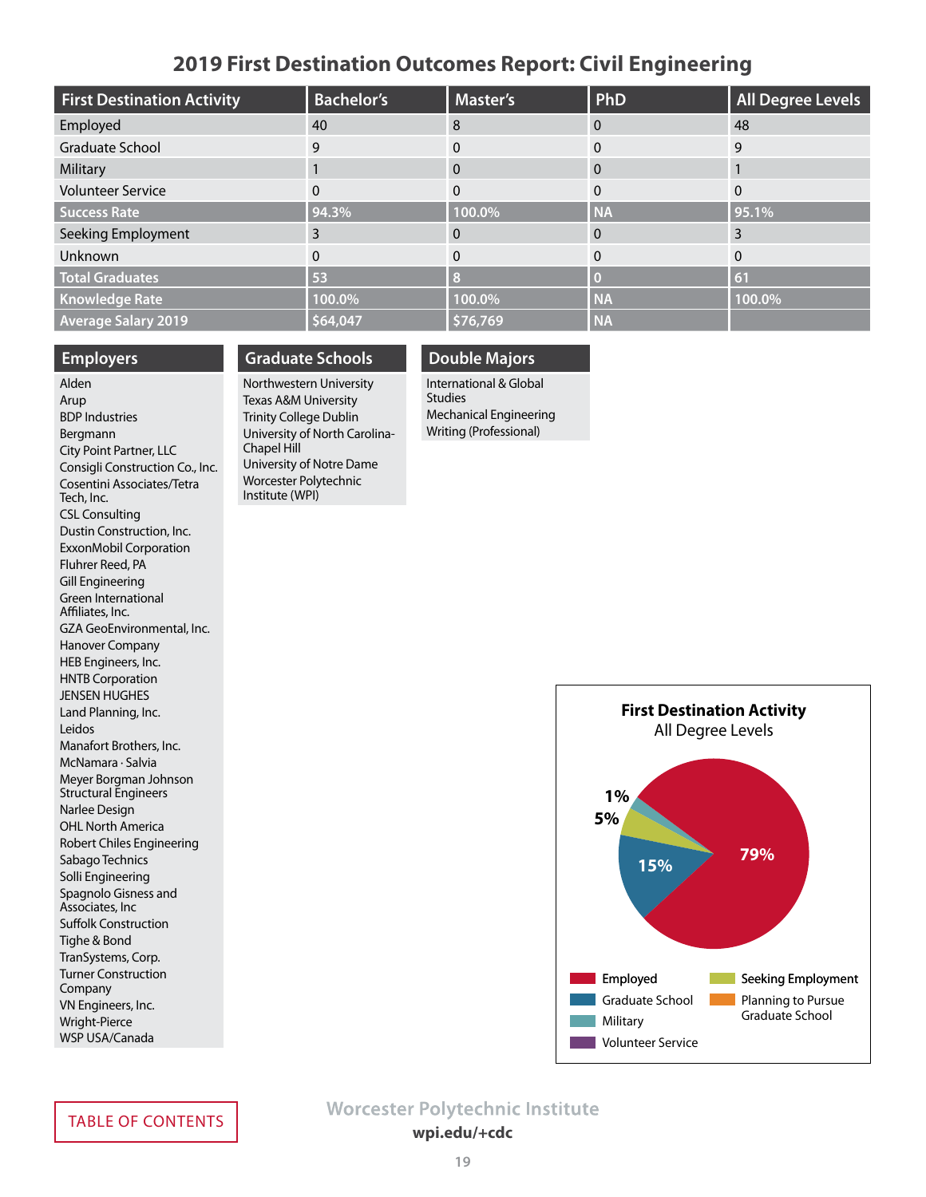# 2019 First Destination Outcomes Report: Civil Engineering

| First Destination Activity | Bachelor's | Master's | PhD | All Degree Levels |
|---|---|---|---|---|
| Employed | 40 | 8 | 0 | 48 |
| Graduate School | 9 | 0 | 0 | 9 |
| Military | 1 | 0 | 0 | 1 |
| Volunteer Service | 0 | 0 | 0 | 0 |
| **Success Rate** | **94.3%** | **100.0%** | **NA** | **95.1%** |
| Seeking Employment | 3 | 0 | 0 | 3 |
| Unknown | 0 | 0 | 0 | 0 |
| **Total Graduates** | **53** | **8** | **0** | **61** |
| **Knowledge Rate** | **100.0%** | **100.0%** | **NA** | **100.0%** |
| **Average Salary 2019** | **$64,047** | **$76,769** | **NA** | |

## Employers

- Alden
- Arup
- BDP Industries
- Bergmann
- City Point Partner, LLC
- Consigli Construction Co., Inc.
- Cosentini Associates/Tetra Tech, Inc.
- CSL Consulting
- Dustin Construction, Inc.
- ExxonMobil Corporation
- Fluhrer Reed, PA
- Gill Engineering
- Green International Affiliates, Inc.
- GZA GeoEnvironmental, Inc.
- Hanover Company
- HEB Engineers, Inc.
- HNTB Corporation
- JENSEN HUGHES
- Land Planning, Inc.
- Leidos
- Manafort Brothers, Inc.
- McNamara · Salvia
- Meyer Borgman Johnson Structural Engineers
- Narlee Design
- OHL North America
- Robert Chiles Engineering
- Sabago Technics
- Solli Engineering
- Spagnolo Gisness and Associates, Inc
- Suffolk Construction
- Tighe & Bond
- TranSystems, Corp.
- Turner Construction Company
- VN Engineers, Inc.
- Wright-Pierce
- WSP USA/Canada

## Graduate Schools

- Northwestern University
- Texas A&M University
- Trinity College Dublin
- University of North Carolina-Chapel Hill
- University of Notre Dame
- Worcester Polytechnic Institute (WPI)

## Double Majors

- International & Global Studies
- Mechanical Engineering
- Writing (Professional)

**First Destination Activity**
All Degree Levels

- Employed: 79%
- Graduate School: 15%
- Seeking Employment: 5%
- Military: 1%

Legend: Employed, Graduate School, Military, Volunteer Service, Seeking Employment, Planning to Pursue Graduate School

TABLE OF CONTENTS

Worcester Polytechnic Institute
wpi.edu/+cdc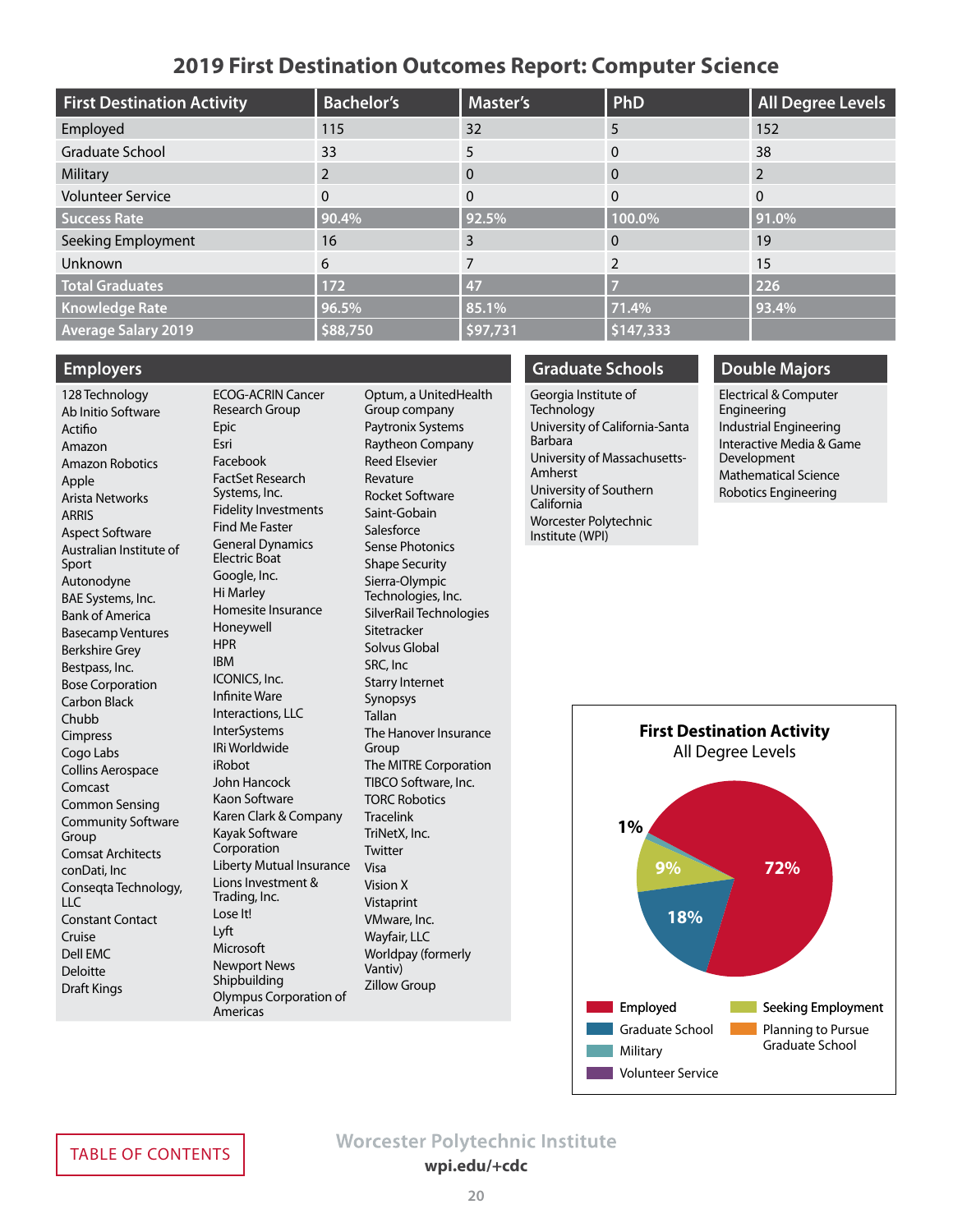# 2019 First Destination Outcomes Report: Computer Science

| First Destination Activity | Bachelor's | Master's | PhD | All Degree Levels |
|---|---|---|---|---|
| Employed | 115 | 32 | 5 | 152 |
| Graduate School | 33 | 5 | 0 | 38 |
| Military | 2 | 0 | 0 | 2 |
| Volunteer Service | 0 | 0 | 0 | 0 |
| **Success Rate** | **90.4%** | **92.5%** | **100.0%** | **91.0%** |
| Seeking Employment | 16 | 3 | 0 | 19 |
| Unknown | 6 | 7 | 2 | 15 |
| **Total Graduates** | **172** | **47** | **7** | **226** |
| **Knowledge Rate** | **96.5%** | **85.1%** | **71.4%** | **93.4%** |
| **Average Salary 2019** | **$88,750** | **$97,731** | **$147,333** | |

## Employers

128 Technology
Ab Initio Software
Actifio
Amazon
Amazon Robotics
Apple
Arista Networks
ARRIS
Aspect Software
Australian Institute of Sport
Autonodyne
BAE Systems, Inc.
Bank of America
Basecamp Ventures
Berkshire Grey
Bestpass, Inc.
Bose Corporation
Carbon Black
Chubb
Cimpress
Cogo Labs
Collins Aerospace
Comcast
Common Sensing
Community Software Group
Comsat Architects
conDati, Inc
Conseqta Technology, LLC
Constant Contact
Cruise
Dell EMC
Deloitte
Draft Kings
ECOG-ACRIN Cancer Research Group
Epic
Esri
Facebook
FactSet Research Systems, Inc.
Fidelity Investments
Find Me Faster
General Dynamics Electric Boat
Google, Inc.
Hi Marley
Homesite Insurance
Honeywell
HPR
IBM
ICONICS, Inc.
Infinite Ware
Interactions, LLC
InterSystems
IRi Worldwide
iRobot
John Hancock
Kaon Software
Karen Clark & Company
Kayak Software Corporation
Liberty Mutual Insurance
Lions Investment & Trading, Inc.
Lose It!
Lyft
Microsoft
Newport News Shipbuilding
Olympus Corporation of Americas
Optum, a UnitedHealth Group company
Paytronix Systems
Raytheon Company
Reed Elsevier
Revature
Rocket Software
Saint-Gobain
Salesforce
Sense Photonics
Shape Security
Sierra-Olympic Technologies, Inc.
SilverRail Technologies
Sitetracker
Solvus Global
SRC, Inc
Starry Internet
Synopsys
Tallan
The Hanover Insurance Group
The MITRE Corporation
TIBCO Software, Inc.
TORC Robotics
Tracelink
TriNetX, Inc.
Twitter
Visa
Vision X
Vistaprint
VMware, Inc.
Wayfair, LLC
Worldpay (formerly Vantiv)
Zillow Group

## Graduate Schools

Georgia Institute of Technology
University of California-Santa Barbara
University of Massachusetts-Amherst
University of Southern California
Worcester Polytechnic Institute (WPI)

## Double Majors

Electrical & Computer Engineering
Industrial Engineering
Interactive Media & Game Development
Mathematical Science
Robotics Engineering

**First Destination Activity**
All Degree Levels

- Employed: 72%
- Graduate School: 18%
- Seeking Employment: 9%
- Military: 1%
- Volunteer Service
- Planning to Pursue Graduate School

TABLE OF CONTENTS

Worcester Polytechnic Institute
wpi.edu/+cdc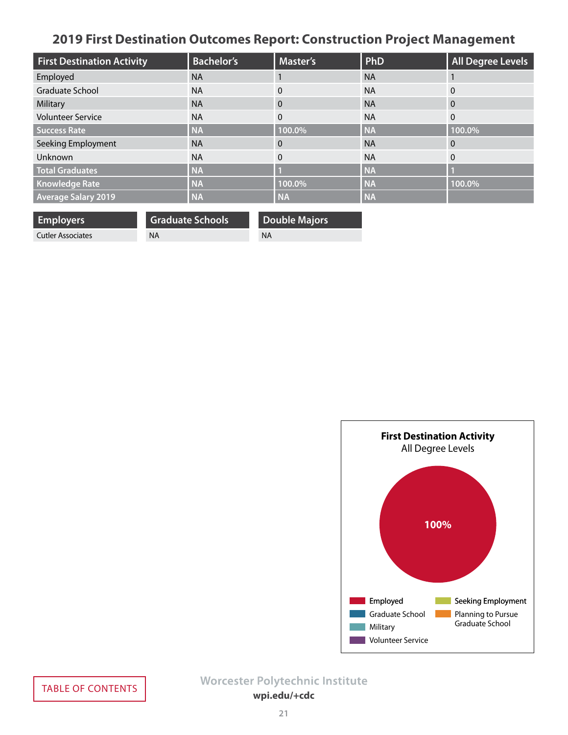## 2019 First Destination Outcomes Report: Construction Project Management

| First Destination Activity | Bachelor's | Master's | PhD | All Degree Levels |
|---|---|---|---|---|
| Employed | NA | 1 | NA | 1 |
| Graduate School | NA | 0 | NA | 0 |
| Military | NA | 0 | NA | 0 |
| Volunteer Service | NA | 0 | NA | 0 |
| **Success Rate** | **NA** | **100.0%** | **NA** | **100.0%** |
| Seeking Employment | NA | 0 | NA | 0 |
| Unknown | NA | 0 | NA | 0 |
| **Total Graduates** | **NA** | **1** | **NA** | **1** |
| **Knowledge Rate** | **NA** | **100.0%** | **NA** | **100.0%** |
| **Average Salary 2019** | **NA** | **NA** | **NA** | |

| Employers | Graduate Schools | Double Majors |
|---|---|---|
| Cutler Associates | NA | NA |

**First Destination Activity**
All Degree Levels

100%

Employed
Graduate School
Military
Volunteer Service
Seeking Employment
Planning to Pursue Graduate School

TABLE OF CONTENTS

Worcester Polytechnic Institute
wpi.edu/+cdc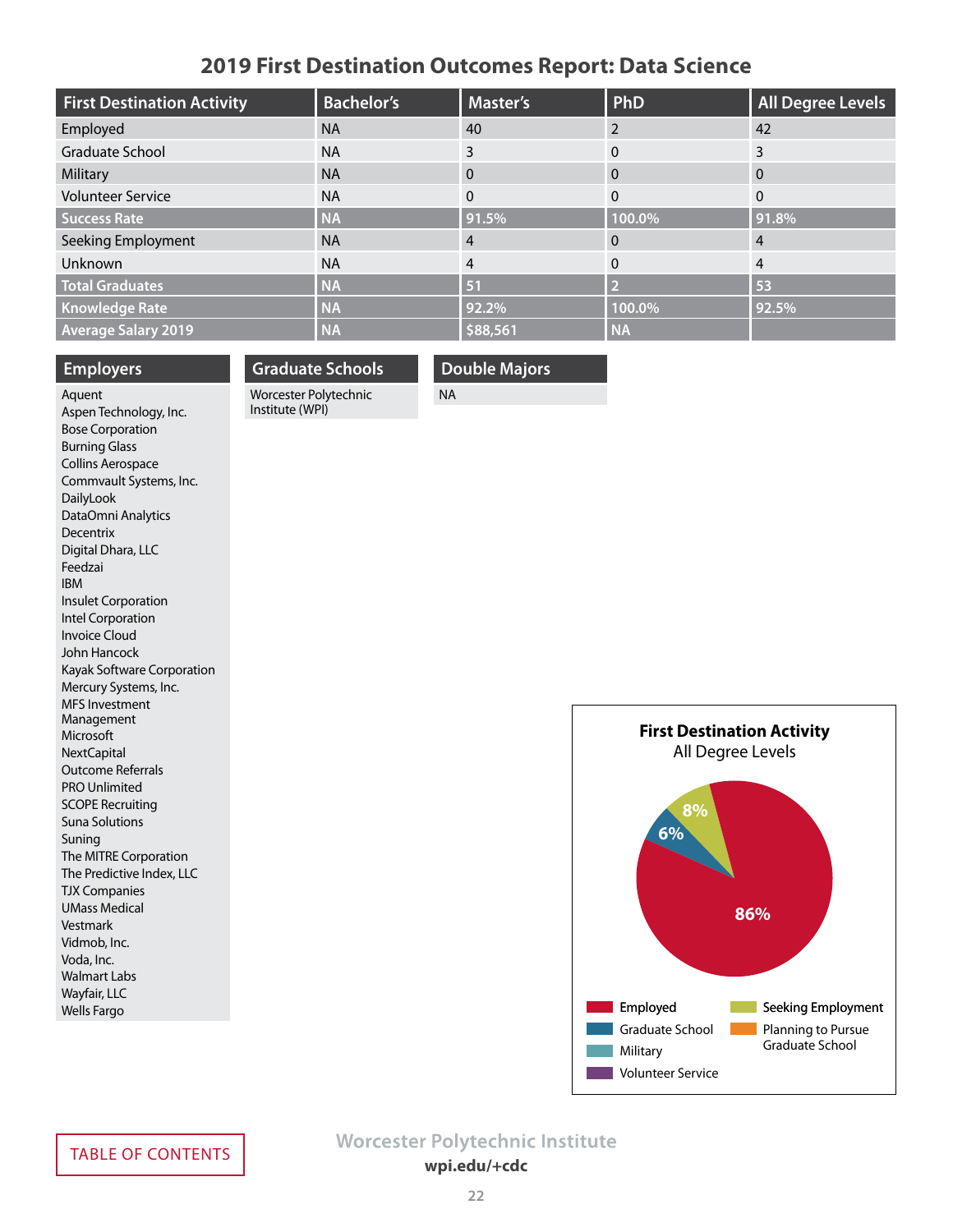# 2019 First Destination Outcomes Report: Data Science

| First Destination Activity | Bachelor's | Master's | PhD | All Degree Levels |
|---|---|---|---|---|
| Employed | NA | 40 | 2 | 42 |
| Graduate School | NA | 3 | 0 | 3 |
| Military | NA | 0 | 0 | 0 |
| Volunteer Service | NA | 0 | 0 | 0 |
| **Success Rate** | **NA** | **91.5%** | **100.0%** | **91.8%** |
| Seeking Employment | NA | 4 | 0 | 4 |
| Unknown | NA | 4 | 0 | 4 |
| **Total Graduates** | **NA** | **51** | **2** | **53** |
| **Knowledge Rate** | **NA** | **92.2%** | **100.0%** | **92.5%** |
| **Average Salary 2019** | **NA** | **$88,561** | **NA** | |

## Employers

Aquent
Aspen Technology, Inc.
Bose Corporation
Burning Glass
Collins Aerospace
Commvault Systems, Inc.
DailyLook
DataOmni Analytics
Decentrix
Digital Dhara, LLC
Feedzai
IBM
Insulet Corporation
Intel Corporation
Invoice Cloud
John Hancock
Kayak Software Corporation
Mercury Systems, Inc.
MFS Investment Management
Microsoft
NextCapital
Outcome Referrals
PRO Unlimited
SCOPE Recruiting
Suna Solutions
Suning
The MITRE Corporation
The Predictive Index, LLC
TJX Companies
UMass Medical
Vestmark
Vidmob, Inc.
Voda, Inc.
Walmart Labs
Wayfair, LLC
Wells Fargo

## Graduate Schools

Worcester Polytechnic Institute (WPI)

## Double Majors

NA

**First Destination Activity**
All Degree Levels

- Employed: 86%
- Graduate School: 6%
- Seeking Employment: 8%

Legend: Employed, Graduate School, Military, Volunteer Service, Seeking Employment, Planning to Pursue Graduate School

TABLE OF CONTENTS

Worcester Polytechnic Institute
**wpi.edu/+cdc**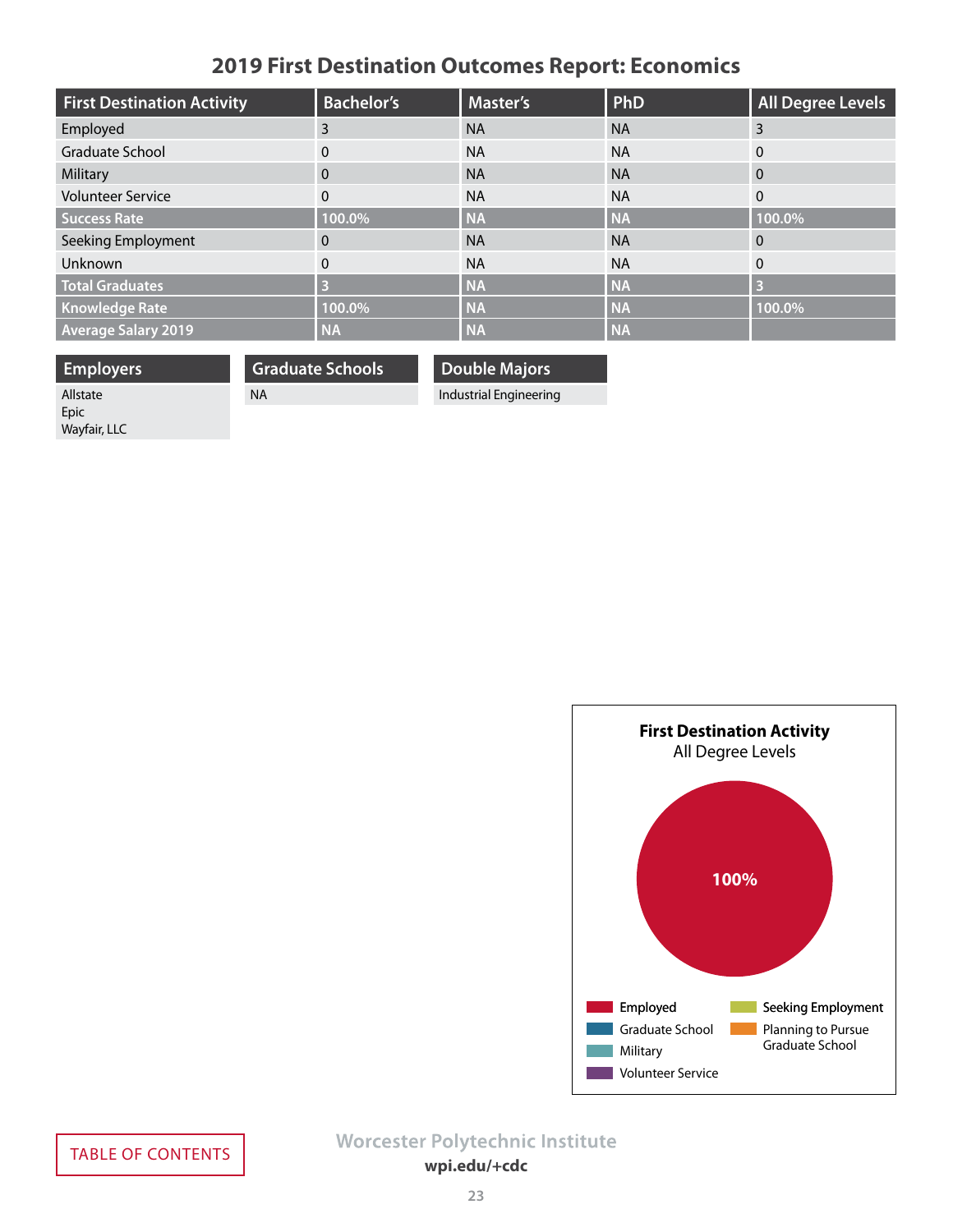# 2019 First Destination Outcomes Report: Economics

| First Destination Activity | Bachelor's | Master's | PhD | All Degree Levels |
|---|---|---|---|---|
| Employed | 3 | NA | NA | 3 |
| Graduate School | 0 | NA | NA | 0 |
| Military | 0 | NA | NA | 0 |
| Volunteer Service | 0 | NA | NA | 0 |
| **Success Rate** | **100.0%** | **NA** | **NA** | **100.0%** |
| Seeking Employment | 0 | NA | NA | 0 |
| Unknown | 0 | NA | NA | 0 |
| **Total Graduates** | **3** | **NA** | **NA** | **3** |
| **Knowledge Rate** | **100.0%** | **NA** | **NA** | **100.0%** |
| **Average Salary 2019** | **NA** | **NA** | **NA** | |

| Employers | Graduate Schools | Double Majors |
|---|---|---|
| Allstate<br>Epic<br>Wayfair, LLC | NA | Industrial Engineering |

**First Destination Activity**
All Degree Levels

100%

Employed | Graduate School | Military | Volunteer Service | Seeking Employment | Planning to Pursue Graduate School

TABLE OF CONTENTS

Worcester Polytechnic Institute
wpi.edu/+cdc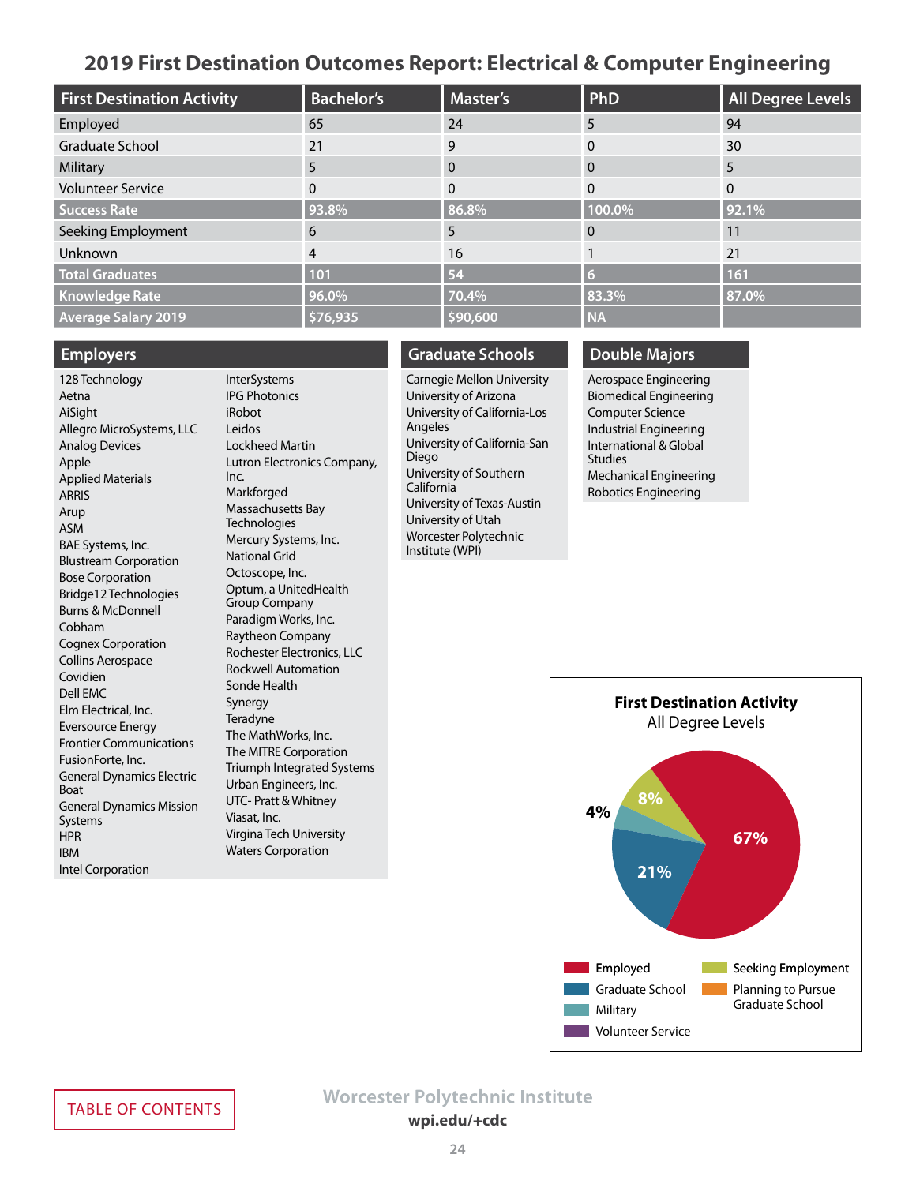# 2019 First Destination Outcomes Report: Electrical & Computer Engineering

| First Destination Activity | Bachelor's | Master's | PhD | All Degree Levels |
|---|---|---|---|---|
| Employed | 65 | 24 | 5 | 94 |
| Graduate School | 21 | 9 | 0 | 30 |
| Military | 5 | 0 | 0 | 5 |
| Volunteer Service | 0 | 0 | 0 | 0 |
| **Success Rate** | **93.8%** | **86.8%** | **100.0%** | **92.1%** |
| Seeking Employment | 6 | 5 | 0 | 11 |
| Unknown | 4 | 16 | 1 | 21 |
| **Total Graduates** | **101** | **54** | **6** | **161** |
| **Knowledge Rate** | **96.0%** | **70.4%** | **83.3%** | **87.0%** |
| **Average Salary 2019** | **$76,935** | **$90,600** | **NA** | |

## Employers

- 128 Technology
- Aetna
- AiSight
- Allegro MicroSystems, LLC
- Analog Devices
- Apple
- Applied Materials
- ARRIS
- Arup
- ASM
- BAE Systems, Inc.
- Blustream Corporation
- Bose Corporation
- Bridge12 Technologies
- Burns & McDonnell
- Cobham
- Cognex Corporation
- Collins Aerospace
- Covidien
- Dell EMC
- Elm Electrical, Inc.
- Eversource Energy
- Frontier Communications
- FusionForte, Inc.
- General Dynamics Electric Boat
- General Dynamics Mission Systems
- HPR
- IBM
- Intel Corporation
- InterSystems
- IPG Photonics
- iRobot
- Leidos
- Lockheed Martin
- Lutron Electronics Company, Inc.
- Markforged
- Massachusetts Bay Technologies
- Mercury Systems, Inc.
- National Grid
- Octoscope, Inc.
- Optum, a UnitedHealth Group Company
- Paradigm Works, Inc.
- Raytheon Company
- Rochester Electronics, LLC
- Rockwell Automation
- Sonde Health
- Synergy
- Teradyne
- The MathWorks, Inc.
- The MITRE Corporation
- Triumph Integrated Systems
- Urban Engineers, Inc.
- UTC- Pratt & Whitney
- Viasat, Inc.
- Virgina Tech University
- Waters Corporation

## Graduate Schools

- Carnegie Mellon University
- University of Arizona
- University of California-Los Angeles
- University of California-San Diego
- University of Southern California
- University of Texas-Austin
- University of Utah
- Worcester Polytechnic Institute (WPI)

## Double Majors

- Aerospace Engineering
- Biomedical Engineering
- Computer Science
- Industrial Engineering
- International & Global Studies
- Mechanical Engineering
- Robotics Engineering

**First Destination Activity**
All Degree Levels

- Employed: 67%
- Graduate School: 21%
- Military: 4%
- Seeking Employment: 8%
- Planning to Pursue Graduate School
- Volunteer Service

TABLE OF CONTENTS

Worcester Polytechnic Institute
wpi.edu/+cdc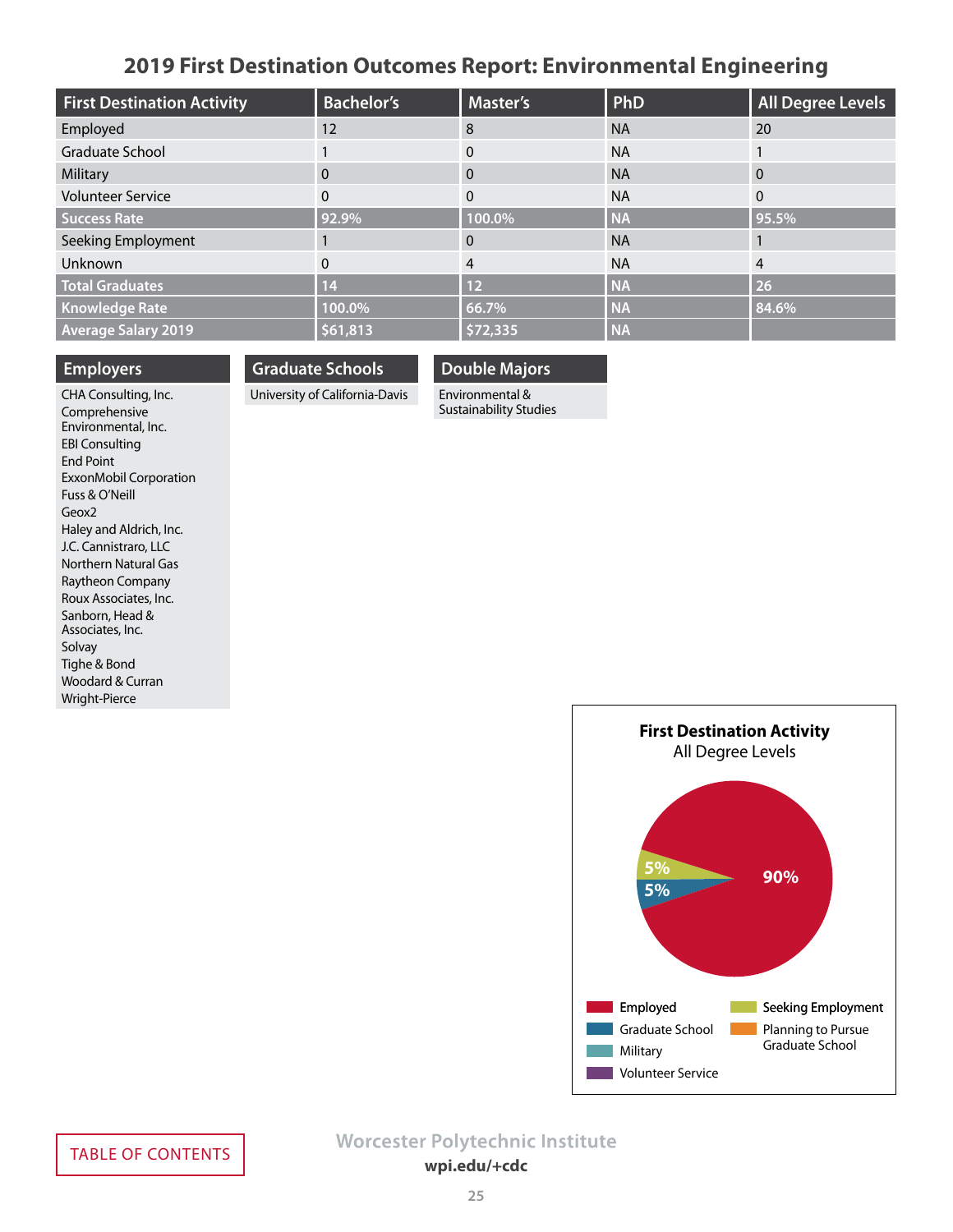# 2019 First Destination Outcomes Report: Environmental Engineering

| First Destination Activity | Bachelor's | Master's | PhD | All Degree Levels |
|---|---|---|---|---|
| Employed | 12 | 8 | NA | 20 |
| Graduate School | 1 | 0 | NA | 1 |
| Military | 0 | 0 | NA | 0 |
| Volunteer Service | 0 | 0 | NA | 0 |
| **Success Rate** | **92.9%** | **100.0%** | **NA** | **95.5%** |
| Seeking Employment | 1 | 0 | NA | 1 |
| Unknown | 0 | 4 | NA | 4 |
| **Total Graduates** | **14** | **12** | **NA** | **26** |
| **Knowledge Rate** | **100.0%** | **66.7%** | **NA** | **84.6%** |
| **Average Salary 2019** | **$61,813** | **$72,335** | **NA** | |

## Employers

CHA Consulting, Inc.
Comprehensive Environmental, Inc.
EBI Consulting
End Point
ExxonMobil Corporation
Fuss & O'Neill
Geox2
Haley and Aldrich, Inc.
J.C. Cannistraro, LLC
Northern Natural Gas
Raytheon Company
Roux Associates, Inc.
Sanborn, Head & Associates, Inc.
Solvay
Tighe & Bond
Woodard & Curran
Wright-Pierce

## Graduate Schools

University of California-Davis

## Double Majors

Environmental & Sustainability Studies

**First Destination Activity**
All Degree Levels

- Employed: 90%
- Graduate School: 5%
- Seeking Employment: 5%

Legend: Employed, Graduate School, Military, Volunteer Service, Seeking Employment, Planning to Pursue Graduate School

TABLE OF CONTENTS

Worcester Polytechnic Institute
**wpi.edu/+cdc**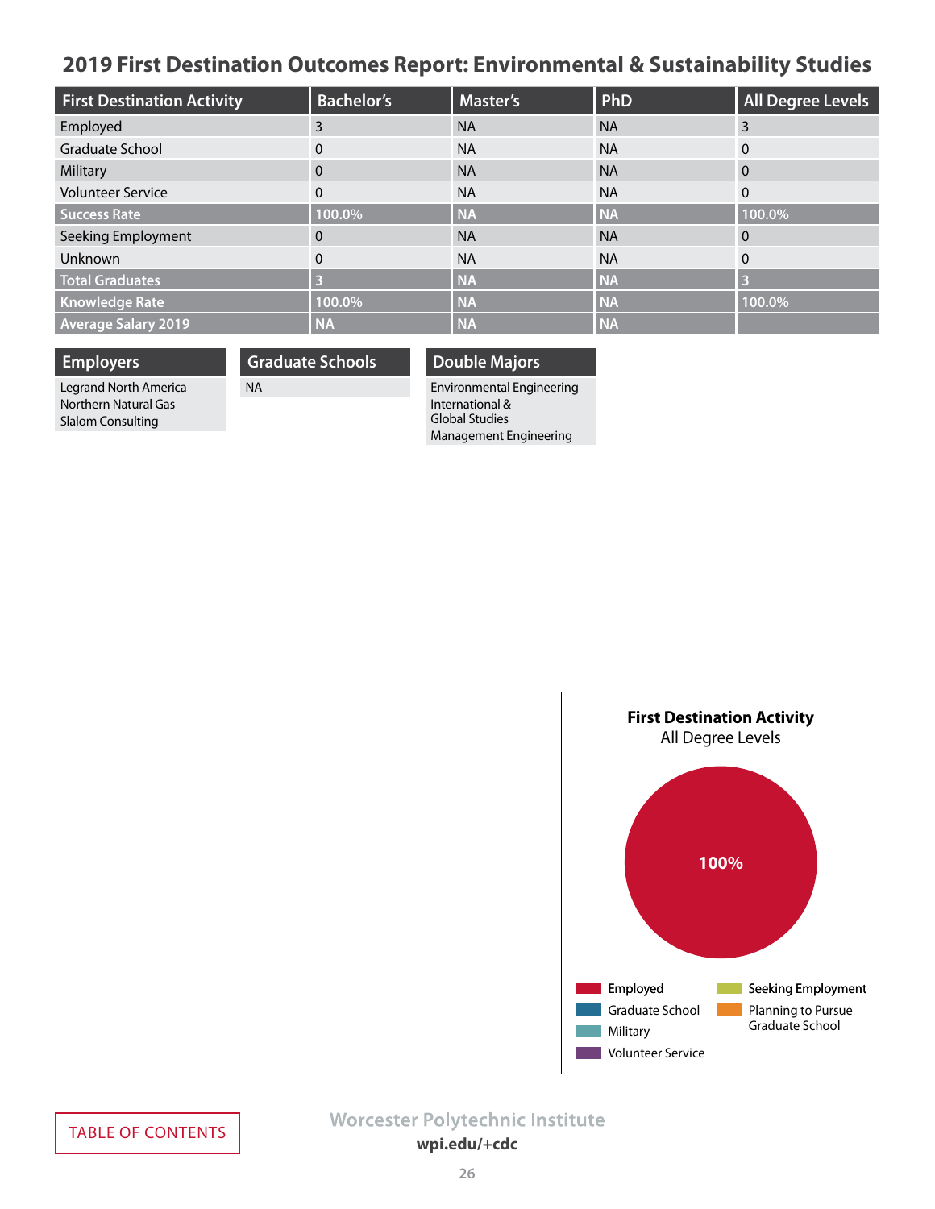## 2019 First Destination Outcomes Report: Environmental & Sustainability Studies

| First Destination Activity | Bachelor's | Master's | PhD | All Degree Levels |
|---|---|---|---|---|
| Employed | 3 | NA | NA | 3 |
| Graduate School | 0 | NA | NA | 0 |
| Military | 0 | NA | NA | 0 |
| Volunteer Service | 0 | NA | NA | 0 |
| **Success Rate** | **100.0%** | **NA** | **NA** | **100.0%** |
| Seeking Employment | 0 | NA | NA | 0 |
| Unknown | 0 | NA | NA | 0 |
| **Total Graduates** | **3** | **NA** | **NA** | **3** |
| **Knowledge Rate** | **100.0%** | **NA** | **NA** | **100.0%** |
| **Average Salary 2019** | **NA** | **NA** | **NA** | |

| Employers |
|---|
| Legrand North America |
| Northern Natural Gas |
| Slalom Consulting |

| Graduate Schools |
|---|
| NA |

| Double Majors |
|---|
| Environmental Engineering |
| International & Global Studies |
| Management Engineering |

**First Destination Activity**
All Degree Levels

100%

Employed | Graduate School | Military | Volunteer Service | Seeking Employment | Planning to Pursue Graduate School

TABLE OF CONTENTS

Worcester Polytechnic Institute
wpi.edu/+cdc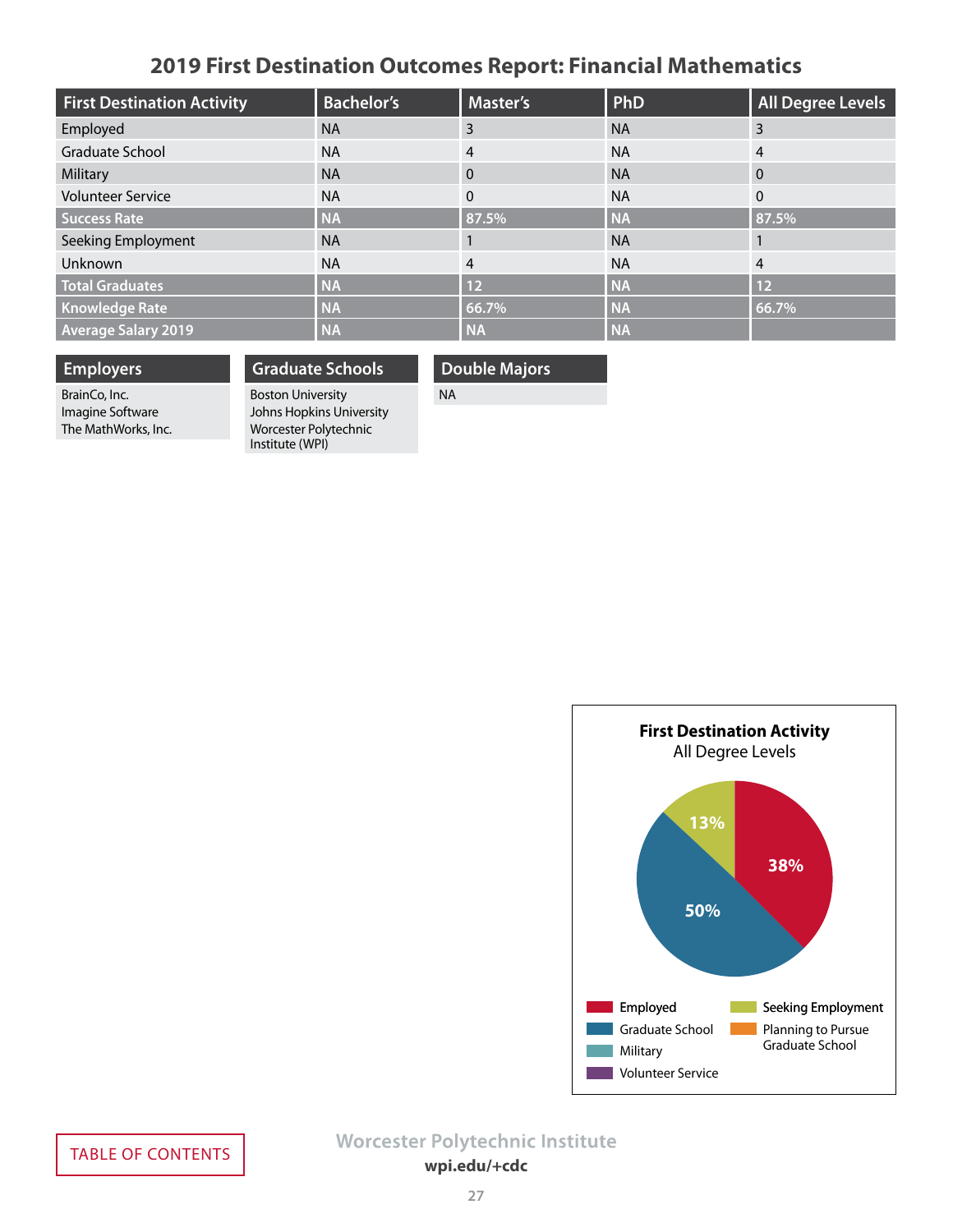# 2019 First Destination Outcomes Report: Financial Mathematics

| First Destination Activity | Bachelor's | Master's | PhD | All Degree Levels |
|---|---|---|---|---|
| Employed | NA | 3 | NA | 3 |
| Graduate School | NA | 4 | NA | 4 |
| Military | NA | 0 | NA | 0 |
| Volunteer Service | NA | 0 | NA | 0 |
| **Success Rate** | **NA** | **87.5%** | **NA** | **87.5%** |
| Seeking Employment | NA | 1 | NA | 1 |
| Unknown | NA | 4 | NA | 4 |
| **Total Graduates** | **NA** | **12** | **NA** | **12** |
| **Knowledge Rate** | **NA** | **66.7%** | **NA** | **66.7%** |
| **Average Salary 2019** | **NA** | **NA** | **NA** | |

## Employers

BrainCo, Inc.
Imagine Software
The MathWorks, Inc.

## Graduate Schools

Boston University
Johns Hopkins University
Worcester Polytechnic Institute (WPI)

## Double Majors

NA

**First Destination Activity**
All Degree Levels

- Employed: 38%
- Graduate School: 50%
- Seeking Employment: 13%

Legend: Employed, Graduate School, Military, Volunteer Service, Seeking Employment, Planning to Pursue Graduate School

TABLE OF CONTENTS

Worcester Polytechnic Institute
wpi.edu/+cdc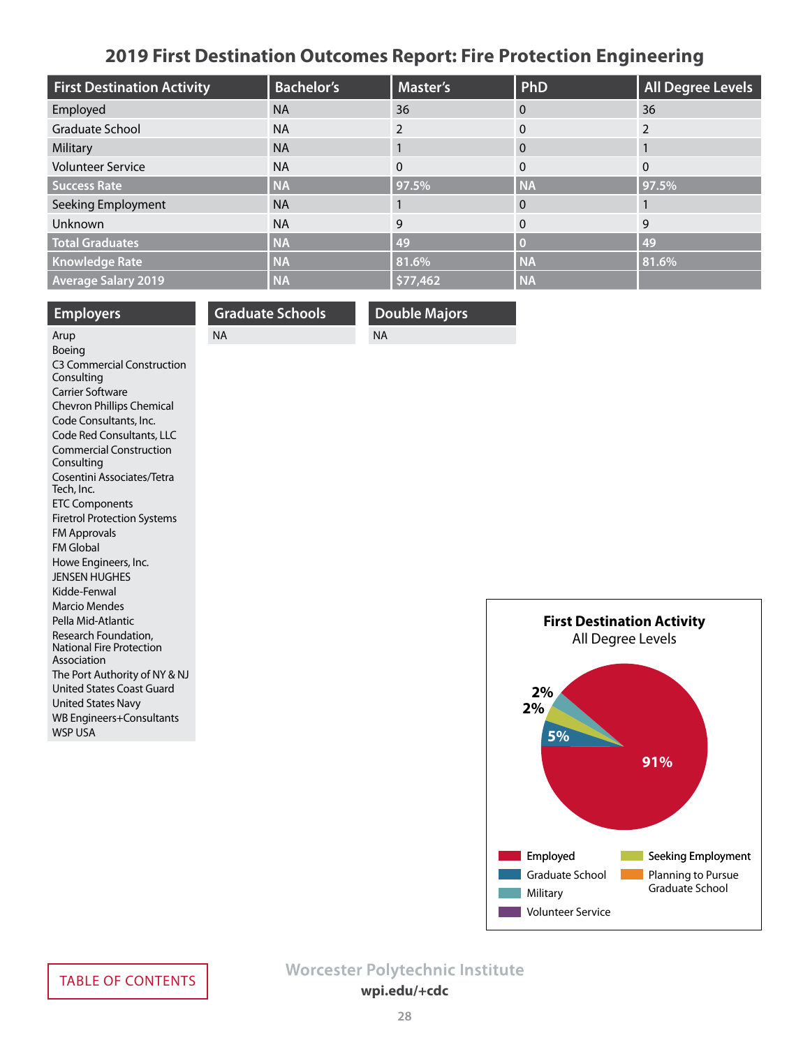# 2019 First Destination Outcomes Report: Fire Protection Engineering

| First Destination Activity | Bachelor's | Master's | PhD | All Degree Levels |
|---|---|---|---|---|
| Employed | NA | 36 | 0 | 36 |
| Graduate School | NA | 2 | 0 | 2 |
| Military | NA | 1 | 0 | 1 |
| Volunteer Service | NA | 0 | 0 | 0 |
| **Success Rate** | **NA** | **97.5%** | **NA** | **97.5%** |
| Seeking Employment | NA | 1 | 0 | 1 |
| Unknown | NA | 9 | 0 | 9 |
| **Total Graduates** | **NA** | **49** | **0** | **49** |
| **Knowledge Rate** | **NA** | **81.6%** | **NA** | **81.6%** |
| **Average Salary 2019** | **NA** | **$77,462** | **NA** | |

## Employers

Arup
Boeing
C3 Commercial Construction Consulting
Carrier Software
Chevron Phillips Chemical
Code Consultants, Inc.
Code Red Consultants, LLC
Commercial Construction Consulting
Cosentini Associates/Tetra Tech, Inc.
ETC Components
Firetrol Protection Systems
FM Approvals
FM Global
Howe Engineers, Inc.
JENSEN HUGHES
Kidde-Fenwal
Marcio Mendes
Pella Mid-Atlantic
Research Foundation, National Fire Protection Association
The Port Authority of NY & NJ
United States Coast Guard
United States Navy
WB Engineers+Consultants
WSP USA

## Graduate Schools

NA

## Double Majors

NA

**First Destination Activity**
All Degree Levels

- Employed: 91%
- Graduate School: 5%
- Military: 2%
- Seeking Employment: 2%

Legend: Employed, Graduate School, Military, Volunteer Service, Seeking Employment, Planning to Pursue Graduate School

TABLE OF CONTENTS

Worcester Polytechnic Institute
wpi.edu/+cdc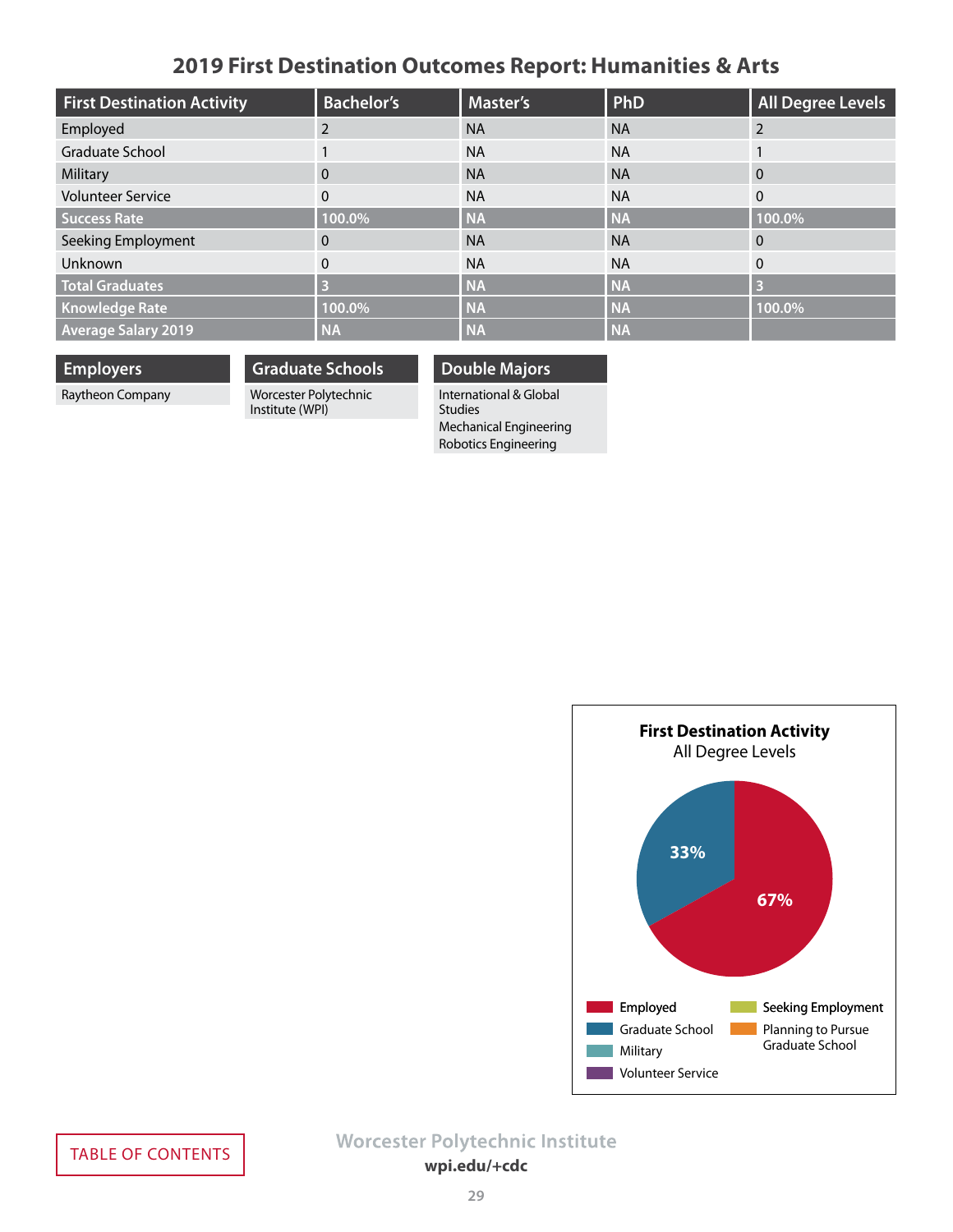# 2019 First Destination Outcomes Report: Humanities & Arts

| First Destination Activity | Bachelor's | Master's | PhD | All Degree Levels |
|---|---|---|---|---|
| Employed | 2 | NA | NA | 2 |
| Graduate School | 1 | NA | NA | 1 |
| Military | 0 | NA | NA | 0 |
| Volunteer Service | 0 | NA | NA | 0 |
| **Success Rate** | **100.0%** | **NA** | **NA** | **100.0%** |
| Seeking Employment | 0 | NA | NA | 0 |
| Unknown | 0 | NA | NA | 0 |
| **Total Graduates** | **3** | **NA** | **NA** | **3** |
| **Knowledge Rate** | **100.0%** | **NA** | **NA** | **100.0%** |
| **Average Salary 2019** | **NA** | **NA** | **NA** | |

| Employers |
|---|
| Raytheon Company |

| Graduate Schools |
|---|
| Worcester Polytechnic Institute (WPI) |

| Double Majors |
|---|
| International & Global Studies |
| Mechanical Engineering |
| Robotics Engineering |

**First Destination Activity**
All Degree Levels

- Employed: 67%
- Graduate School: 33%

Legend: Employed, Graduate School, Military, Volunteer Service, Seeking Employment, Planning to Pursue Graduate School

TABLE OF CONTENTS

Worcester Polytechnic Institute
wpi.edu/+cdc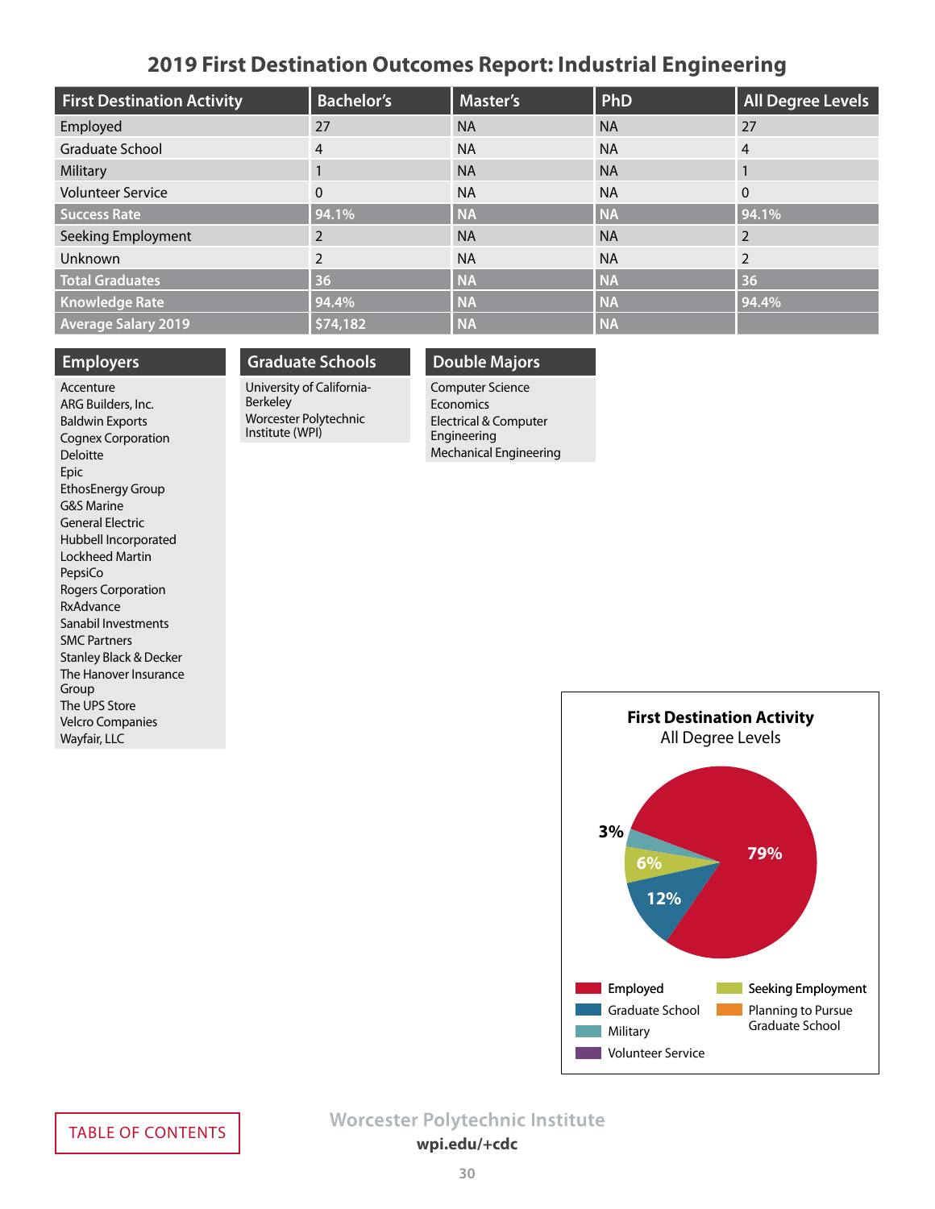# 2019 First Destination Outcomes Report: Industrial Engineering

| First Destination Activity | Bachelor's | Master's | PhD | All Degree Levels |
|---|---|---|---|---|
| Employed | 27 | NA | NA | 27 |
| Graduate School | 4 | NA | NA | 4 |
| Military | 1 | NA | NA | 1 |
| Volunteer Service | 0 | NA | NA | 0 |
| **Success Rate** | **94.1%** | **NA** | **NA** | **94.1%** |
| Seeking Employment | 2 | NA | NA | 2 |
| Unknown | 2 | NA | NA | 2 |
| **Total Graduates** | **36** | **NA** | **NA** | **36** |
| **Knowledge Rate** | **94.4%** | **NA** | **NA** | **94.4%** |
| **Average Salary 2019** | **$74,182** | **NA** | **NA** | |

## Employers

Accenture
ARG Builders, Inc.
Baldwin Exports
Cognex Corporation
Deloitte
Epic
EthosEnergy Group
G&S Marine
General Electric
Hubbell Incorporated
Lockheed Martin
PepsiCo
Rogers Corporation
RxAdvance
Sanabil Investments
SMC Partners
Stanley Black & Decker
The Hanover Insurance Group
The UPS Store
Velcro Companies
Wayfair, LLC

## Graduate Schools

University of California-Berkeley
Worcester Polytechnic Institute (WPI)

## Double Majors

Computer Science
Economics
Electrical & Computer Engineering
Mechanical Engineering

**First Destination Activity**
All Degree Levels

79%
12%
6%
3%

Employed
Graduate School
Military
Volunteer Service
Seeking Employment
Planning to Pursue Graduate School

TABLE OF CONTENTS

Worcester Polytechnic Institute
**wpi.edu/+cdc**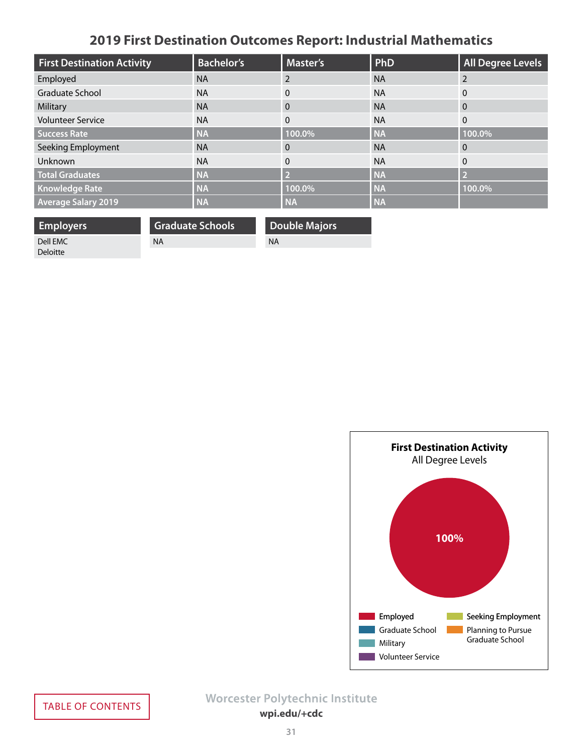# 2019 First Destination Outcomes Report: Industrial Mathematics

| First Destination Activity | Bachelor's | Master's | PhD | All Degree Levels |
|---|---|---|---|---|
| Employed | NA | 2 | NA | 2 |
| Graduate School | NA | 0 | NA | 0 |
| Military | NA | 0 | NA | 0 |
| Volunteer Service | NA | 0 | NA | 0 |
| **Success Rate** | **NA** | **100.0%** | **NA** | **100.0%** |
| Seeking Employment | NA | 0 | NA | 0 |
| Unknown | NA | 0 | NA | 0 |
| **Total Graduates** | **NA** | **2** | **NA** | **2** |
| **Knowledge Rate** | **NA** | **100.0%** | **NA** | **100.0%** |
| **Average Salary 2019** | **NA** | **NA** | **NA** | |

| Employers |
|---|
| Dell EMC |
| Deloitte |

| Graduate Schools |
|---|
| NA |

| Double Majors |
|---|
| NA |

**First Destination Activity**
All Degree Levels

100%

Employed | Graduate School | Military | Volunteer Service | Seeking Employment | Planning to Pursue Graduate School

TABLE OF CONTENTS

Worcester Polytechnic Institute
wpi.edu/+cdc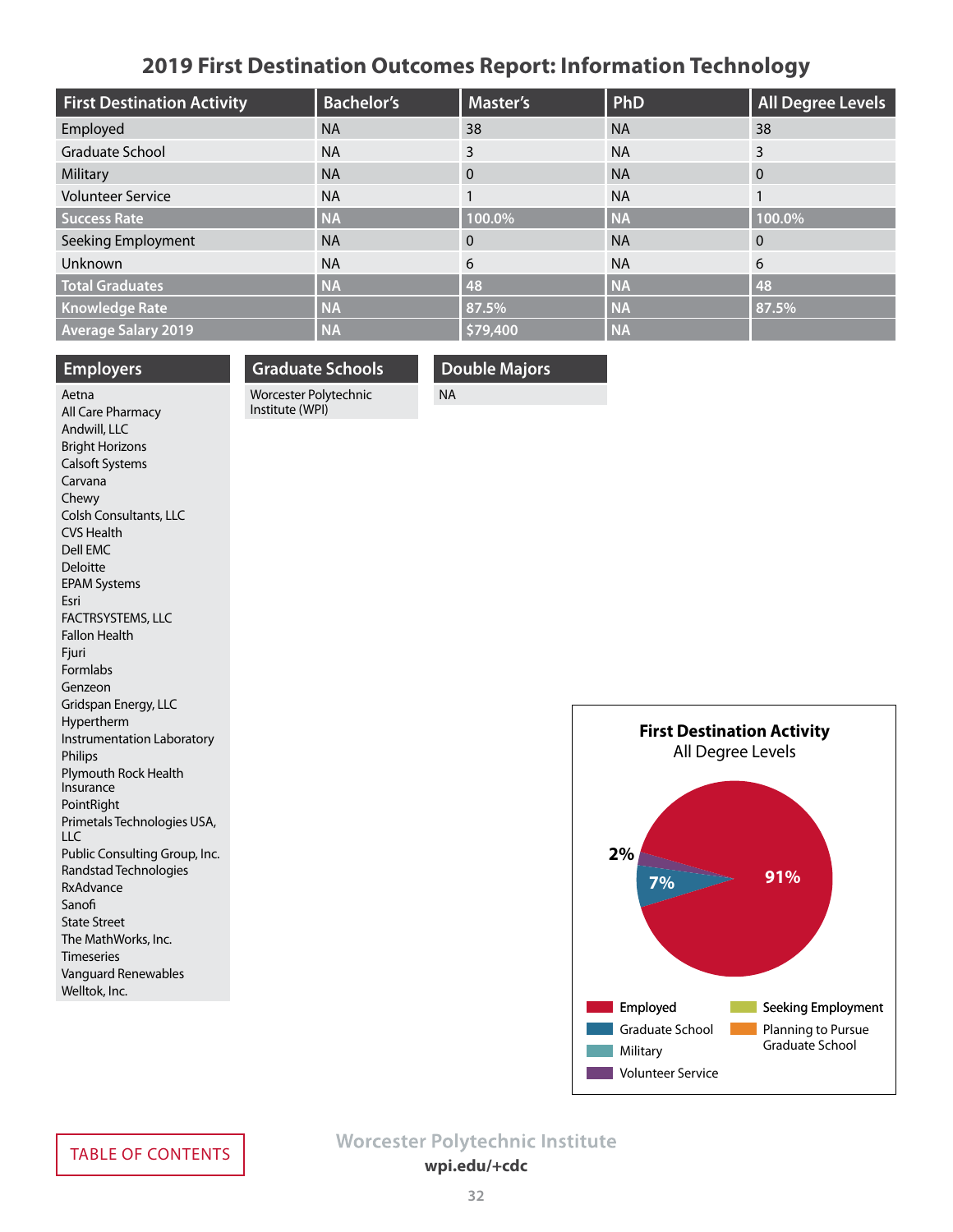# 2019 First Destination Outcomes Report: Information Technology

| First Destination Activity | Bachelor's | Master's | PhD | All Degree Levels |
|---|---|---|---|---|
| Employed | NA | 38 | NA | 38 |
| Graduate School | NA | 3 | NA | 3 |
| Military | NA | 0 | NA | 0 |
| Volunteer Service | NA | 1 | NA | 1 |
| **Success Rate** | **NA** | **100.0%** | **NA** | **100.0%** |
| Seeking Employment | NA | 0 | NA | 0 |
| Unknown | NA | 6 | NA | 6 |
| **Total Graduates** | **NA** | **48** | **NA** | **48** |
| **Knowledge Rate** | **NA** | **87.5%** | **NA** | **87.5%** |
| **Average Salary 2019** | **NA** | **$79,400** | **NA** | |

## Employers

Aetna
All Care Pharmacy
Andwill, LLC
Bright Horizons
Calsoft Systems
Carvana
Chewy
Colsh Consultants, LLC
CVS Health
Dell EMC
Deloitte
EPAM Systems
Esri
FACTRSYSTEMS, LLC
Fallon Health
Fjuri
Formlabs
Genzeon
Gridspan Energy, LLC
Hypertherm
Instrumentation Laboratory
Philips
Plymouth Rock Health Insurance
PointRight
Primetals Technologies USA, LLC
Public Consulting Group, Inc.
Randstad Technologies
RxAdvance
Sanofi
State Street
The MathWorks, Inc.
Timeseries
Vanguard Renewables
Welltok, Inc.

## Graduate Schools

Worcester Polytechnic Institute (WPI)

## Double Majors

NA

**First Destination Activity**
All Degree Levels

91%, 7%, 2%

Employed, Graduate School, Military, Volunteer Service, Seeking Employment, Planning to Pursue Graduate School

TABLE OF CONTENTS

Worcester Polytechnic Institute
**wpi.edu/+cdc**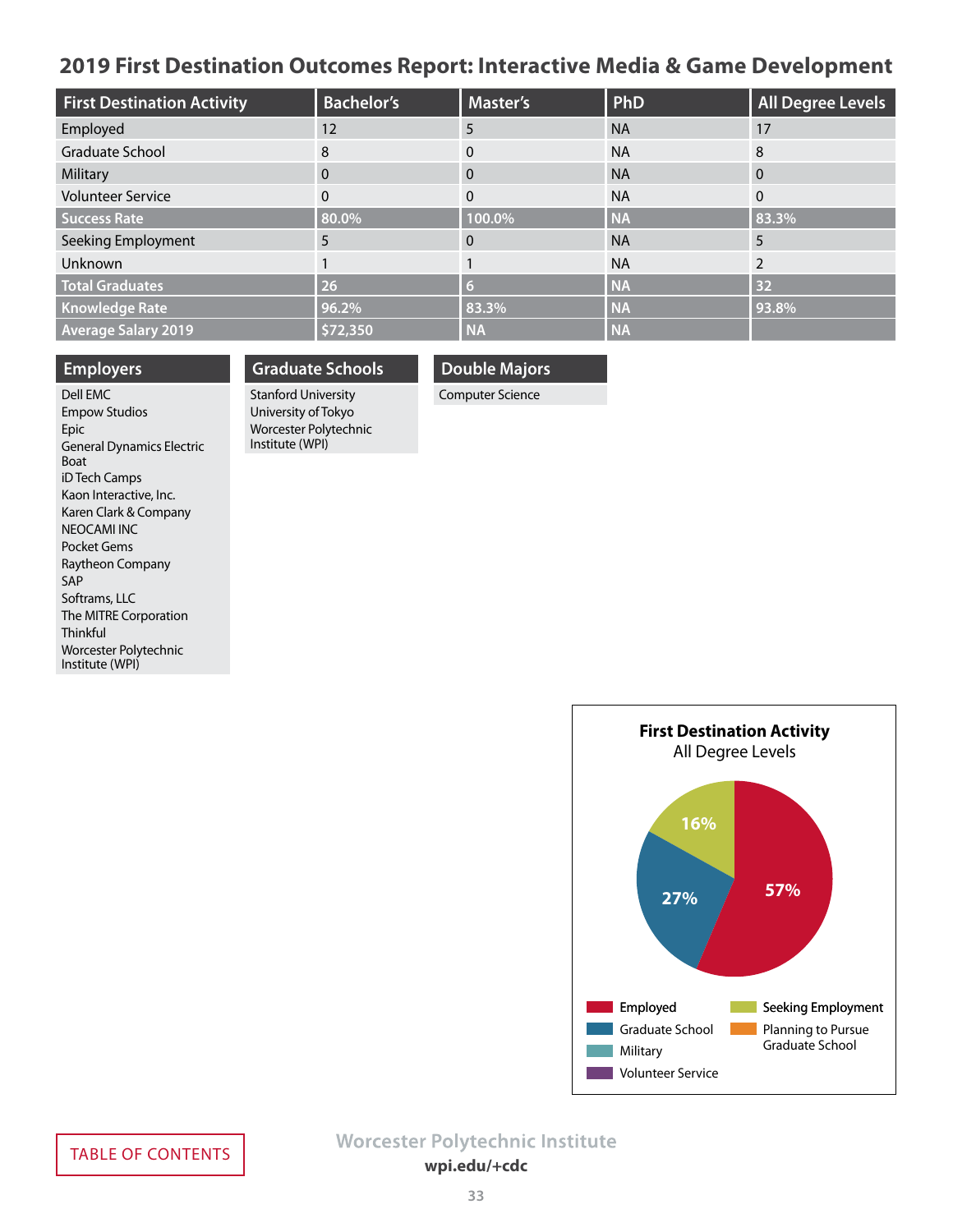## 2019 First Destination Outcomes Report: Interactive Media & Game Development

| First Destination Activity | Bachelor's | Master's | PhD | All Degree Levels |
|---|---|---|---|---|
| Employed | 12 | 5 | NA | 17 |
| Graduate School | 8 | 0 | NA | 8 |
| Military | 0 | 0 | NA | 0 |
| Volunteer Service | 0 | 0 | NA | 0 |
| **Success Rate** | **80.0%** | **100.0%** | **NA** | **83.3%** |
| Seeking Employment | 5 | 0 | NA | 5 |
| Unknown | 1 | 1 | NA | 2 |
| **Total Graduates** | **26** | **6** | **NA** | **32** |
| **Knowledge Rate** | **96.2%** | **83.3%** | **NA** | **93.8%** |
| **Average Salary 2019** | **$72,350** | **NA** | **NA** | |

### Employers

Dell EMC
Empow Studios
Epic
General Dynamics Electric Boat
iD Tech Camps
Kaon Interactive, Inc.
Karen Clark & Company
NEOCAMI INC
Pocket Gems
Raytheon Company
SAP
Softrams, LLC
The MITRE Corporation
Thinkful
Worcester Polytechnic Institute (WPI)

### Graduate Schools

Stanford University
University of Tokyo
Worcester Polytechnic Institute (WPI)

### Double Majors

Computer Science

**First Destination Activity**
All Degree Levels

- Employed: 57%
- Graduate School: 27%
- Seeking Employment: 16%

Legend: Employed, Graduate School, Military, Volunteer Service, Seeking Employment, Planning to Pursue Graduate School

TABLE OF CONTENTS

Worcester Polytechnic Institute
**wpi.edu/+cdc**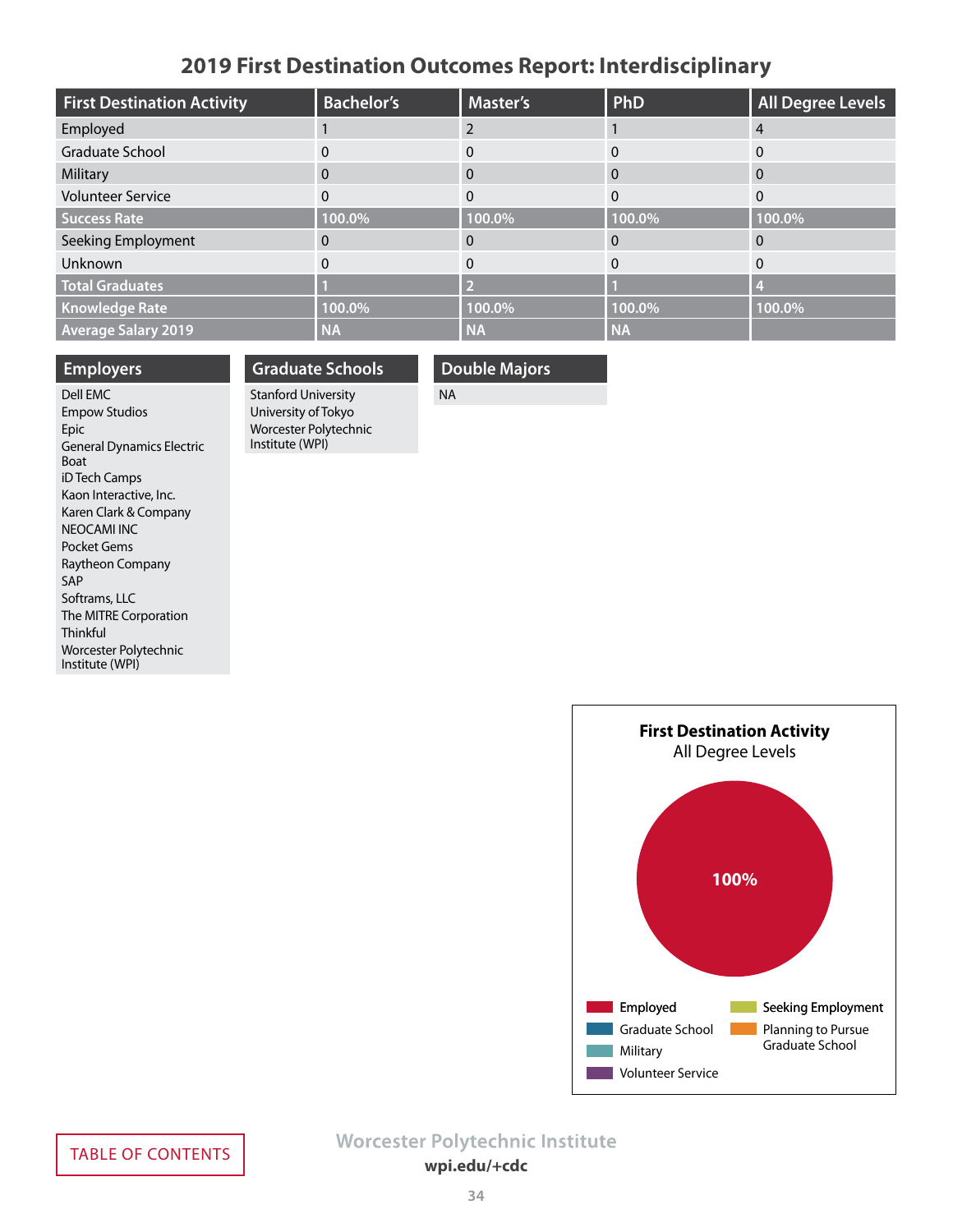# 2019 First Destination Outcomes Report: Interdisciplinary

| First Destination Activity | Bachelor's | Master's | PhD | All Degree Levels |
|---|---|---|---|---|
| Employed | 1 | 2 | 1 | 4 |
| Graduate School | 0 | 0 | 0 | 0 |
| Military | 0 | 0 | 0 | 0 |
| Volunteer Service | 0 | 0 | 0 | 0 |
| **Success Rate** | **100.0%** | **100.0%** | **100.0%** | **100.0%** |
| Seeking Employment | 0 | 0 | 0 | 0 |
| Unknown | 0 | 0 | 0 | 0 |
| **Total Graduates** | **1** | **2** | **1** | **4** |
| **Knowledge Rate** | **100.0%** | **100.0%** | **100.0%** | **100.0%** |
| **Average Salary 2019** | **NA** | **NA** | **NA** | |

## Employers

Dell EMC
Empow Studios
Epic
General Dynamics Electric Boat
iD Tech Camps
Kaon Interactive, Inc.
Karen Clark & Company
NEOCAMI INC
Pocket Gems
Raytheon Company
SAP
Softrams, LLC
The MITRE Corporation
Thinkful
Worcester Polytechnic Institute (WPI)

## Graduate Schools

Stanford University
University of Tokyo
Worcester Polytechnic Institute (WPI)

## Double Majors

NA

**First Destination Activity**
All Degree Levels

100%

Employed
Graduate School
Military
Volunteer Service
Seeking Employment
Planning to Pursue Graduate School

TABLE OF CONTENTS

Worcester Polytechnic Institute
**wpi.edu/+cdc**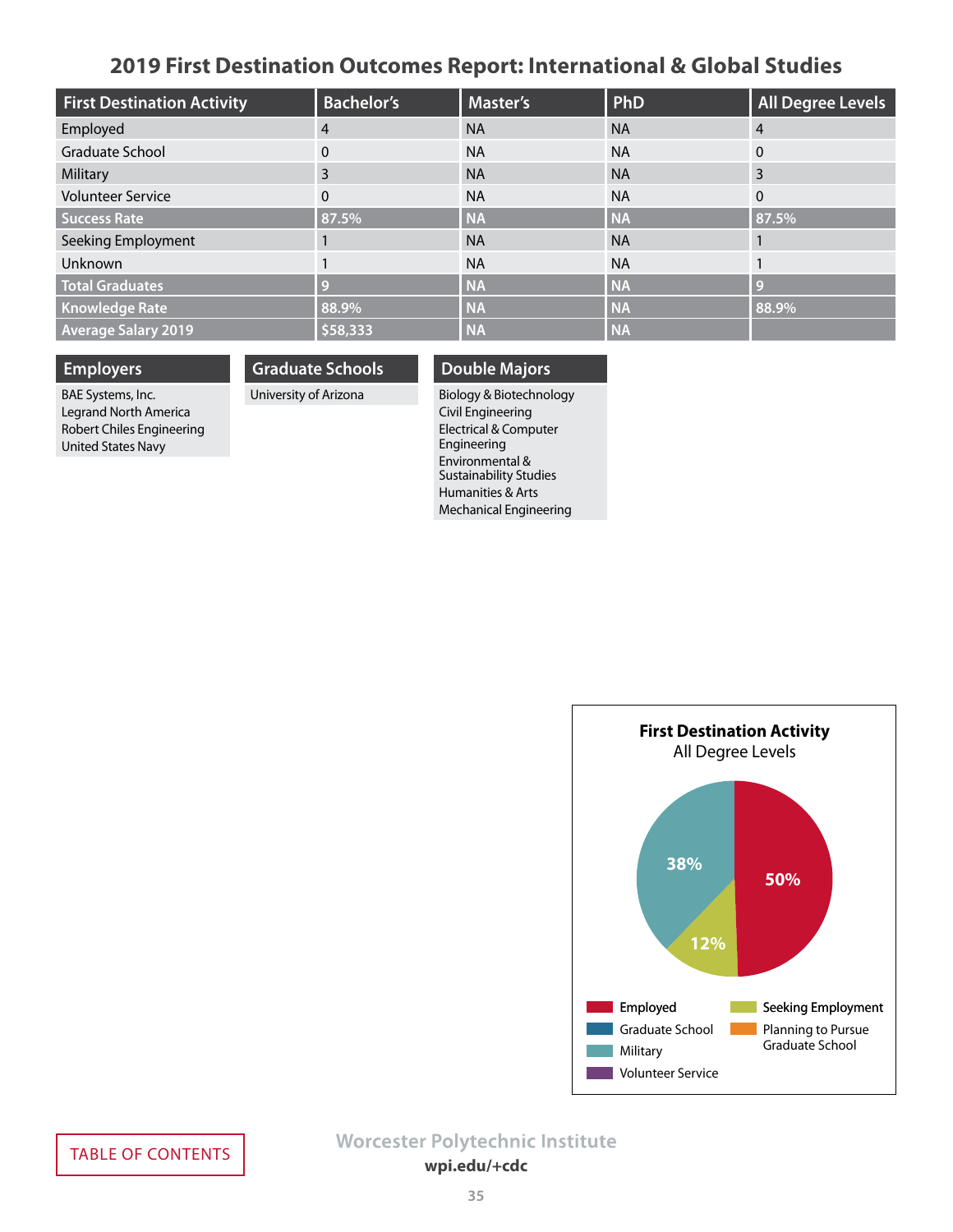# 2019 First Destination Outcomes Report: International & Global Studies

| First Destination Activity | Bachelor's | Master's | PhD | All Degree Levels |
|---|---|---|---|---|
| Employed | 4 | NA | NA | 4 |
| Graduate School | 0 | NA | NA | 0 |
| Military | 3 | NA | NA | 3 |
| Volunteer Service | 0 | NA | NA | 0 |
| **Success Rate** | **87.5%** | **NA** | **NA** | **87.5%** |
| Seeking Employment | 1 | NA | NA | 1 |
| Unknown | 1 | NA | NA | 1 |
| **Total Graduates** | **9** | **NA** | **NA** | **9** |
| **Knowledge Rate** | **88.9%** | **NA** | **NA** | **88.9%** |
| **Average Salary 2019** | **$58,333** | **NA** | **NA** | |

## Employers

BAE Systems, Inc.
Legrand North America
Robert Chiles Engineering
United States Navy

## Graduate Schools

University of Arizona

## Double Majors

Biology & Biotechnology
Civil Engineering
Electrical & Computer Engineering
Environmental & Sustainability Studies
Humanities & Arts
Mechanical Engineering

**First Destination Activity**
All Degree Levels

- Employed: 50%
- Military: 38%
- Seeking Employment: 12%

Legend: Employed, Graduate School, Military, Volunteer Service, Seeking Employment, Planning to Pursue Graduate School

TABLE OF CONTENTS

Worcester Polytechnic Institute
wpi.edu/+cdc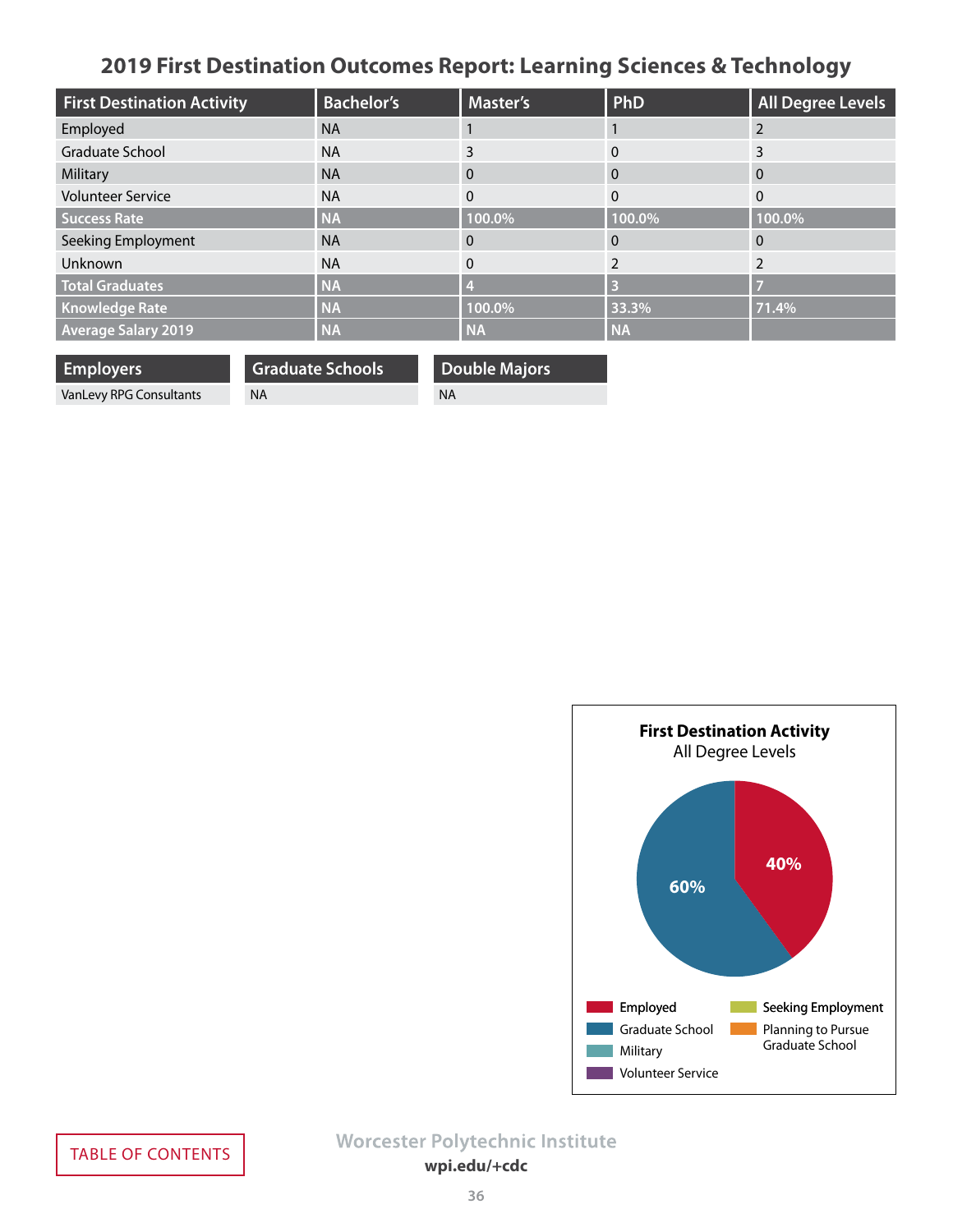# 2019 First Destination Outcomes Report: Learning Sciences & Technology

| First Destination Activity | Bachelor's | Master's | PhD | All Degree Levels |
|---|---|---|---|---|
| Employed | NA | 1 | 1 | 2 |
| Graduate School | NA | 3 | 0 | 3 |
| Military | NA | 0 | 0 | 0 |
| Volunteer Service | NA | 0 | 0 | 0 |
| **Success Rate** | **NA** | **100.0%** | **100.0%** | **100.0%** |
| Seeking Employment | NA | 0 | 0 | 0 |
| Unknown | NA | 0 | 2 | 2 |
| **Total Graduates** | **NA** | **4** | **3** | **7** |
| **Knowledge Rate** | **NA** | **100.0%** | **33.3%** | **71.4%** |
| **Average Salary 2019** | **NA** | **NA** | **NA** | |

| Employers |
|---|
| VanLevy RPG Consultants |

| Graduate Schools |
|---|
| NA |

| Double Majors |
|---|
| NA |

**First Destination Activity**
All Degree Levels

- Employed: 40%
- Graduate School: 60%

Legend: Employed, Graduate School, Military, Volunteer Service, Seeking Employment, Planning to Pursue Graduate School

TABLE OF CONTENTS

Worcester Polytechnic Institute
wpi.edu/+cdc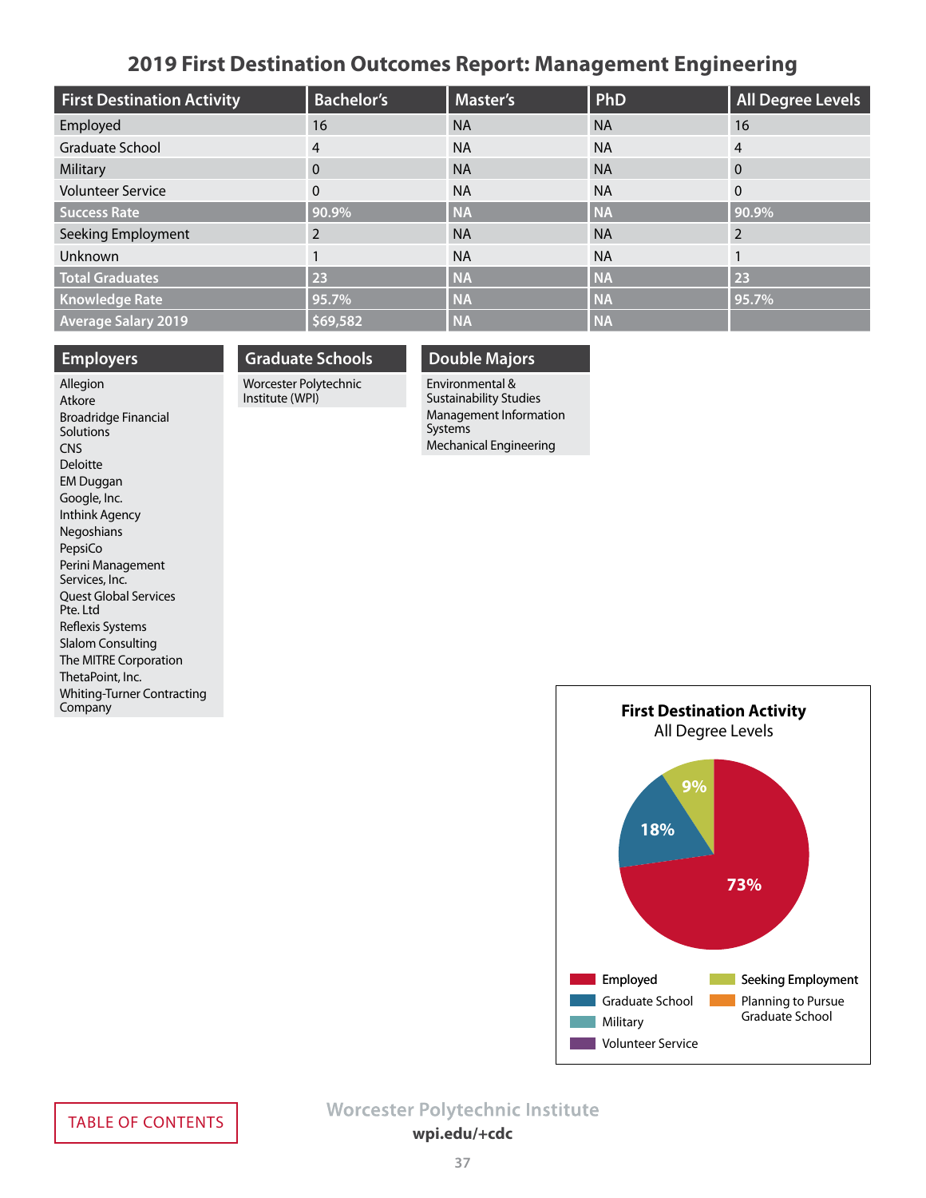# 2019 First Destination Outcomes Report: Management Engineering

| First Destination Activity | Bachelor's | Master's | PhD | All Degree Levels |
|---|---|---|---|---|
| Employed | 16 | NA | NA | 16 |
| Graduate School | 4 | NA | NA | 4 |
| Military | 0 | NA | NA | 0 |
| Volunteer Service | 0 | NA | NA | 0 |
| **Success Rate** | **90.9%** | **NA** | **NA** | **90.9%** |
| Seeking Employment | 2 | NA | NA | 2 |
| Unknown | 1 | NA | NA | 1 |
| **Total Graduates** | **23** | **NA** | **NA** | **23** |
| **Knowledge Rate** | **95.7%** | **NA** | **NA** | **95.7%** |
| **Average Salary 2019** | **$69,582** | **NA** | **NA** | |

## Employers

- Allegion
- Atkore
- Broadridge Financial Solutions
- CNS
- Deloitte
- EM Duggan
- Google, Inc.
- Inthink Agency
- Negoshians
- PepsiCo
- Perini Management Services, Inc.
- Quest Global Services Pte. Ltd
- Reflexis Systems
- Slalom Consulting
- The MITRE Corporation
- ThetaPoint, Inc.
- Whiting-Turner Contracting Company

## Graduate Schools

- Worcester Polytechnic Institute (WPI)

## Double Majors

- Environmental & Sustainability Studies
- Management Information Systems
- Mechanical Engineering

**First Destination Activity**
All Degree Levels

- Employed: 73%
- Graduate School: 18%
- Seeking Employment: 9%

Legend: Employed, Graduate School, Military, Volunteer Service, Seeking Employment, Planning to Pursue Graduate School

TABLE OF CONTENTS

Worcester Polytechnic Institute
**wpi.edu/+cdc**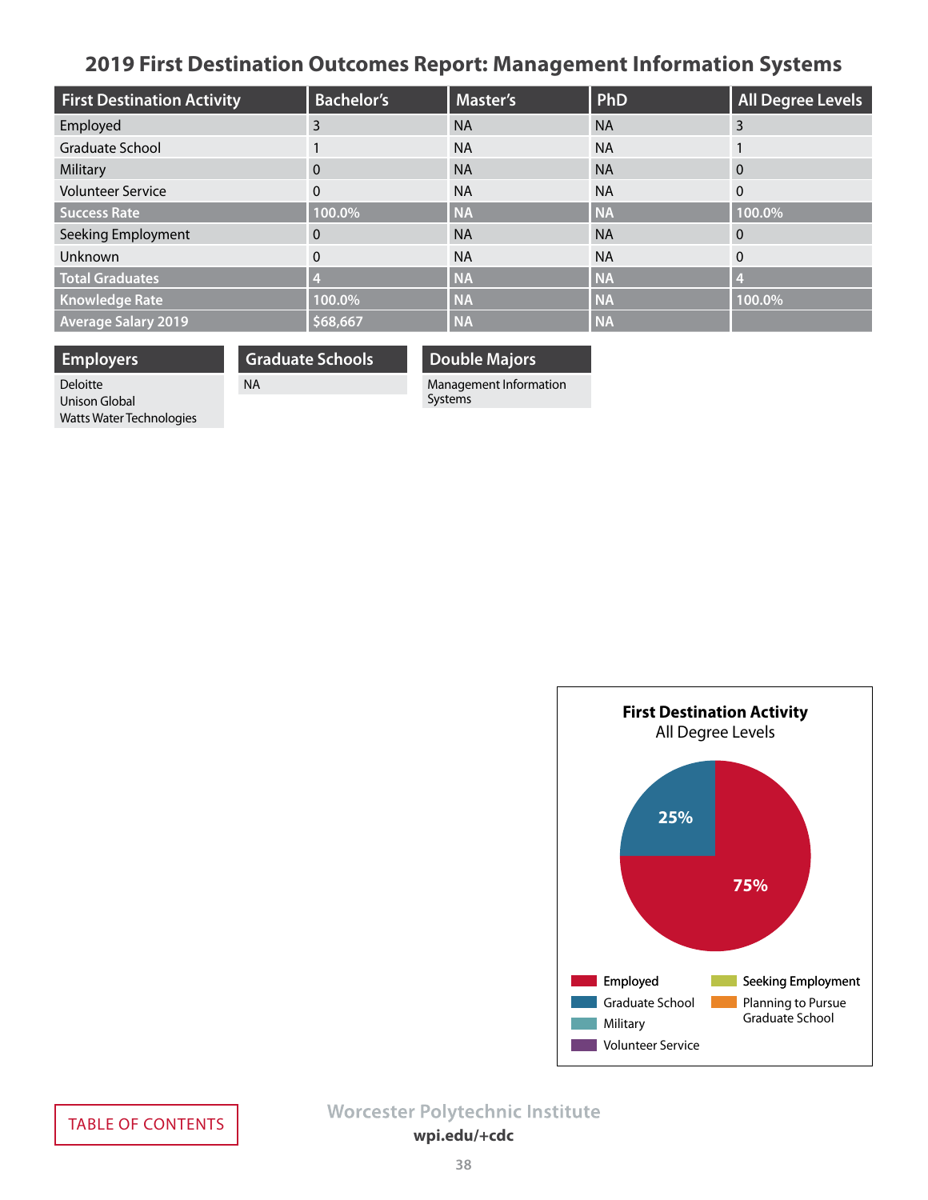# 2019 First Destination Outcomes Report: Management Information Systems

| First Destination Activity | Bachelor's | Master's | PhD | All Degree Levels |
|---|---|---|---|---|
| Employed | 3 | NA | NA | 3 |
| Graduate School | 1 | NA | NA | 1 |
| Military | 0 | NA | NA | 0 |
| Volunteer Service | 0 | NA | NA | 0 |
| **Success Rate** | **100.0%** | **NA** | **NA** | **100.0%** |
| Seeking Employment | 0 | NA | NA | 0 |
| Unknown | 0 | NA | NA | 0 |
| **Total Graduates** | **4** | **NA** | **NA** | **4** |
| **Knowledge Rate** | **100.0%** | **NA** | **NA** | **100.0%** |
| **Average Salary 2019** | **$68,667** | **NA** | **NA** | |

| Employers |
|---|
| Deloitte |
| Unison Global |
| Watts Water Technologies |

| Graduate Schools |
|---|
| NA |

| Double Majors |
|---|
| Management Information Systems |

**First Destination Activity**
All Degree Levels

- Employed: 75%
- Graduate School: 25%

Legend: Employed, Graduate School, Military, Volunteer Service, Seeking Employment, Planning to Pursue Graduate School

TABLE OF CONTENTS

Worcester Polytechnic Institute
wpi.edu/+cdc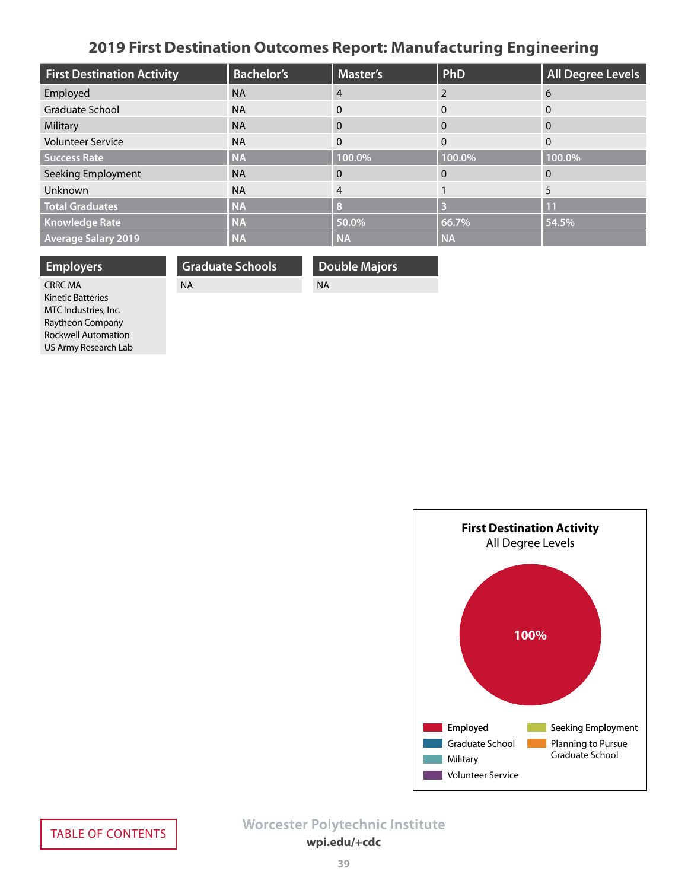# 2019 First Destination Outcomes Report: Manufacturing Engineering

| First Destination Activity | Bachelor's | Master's | PhD | All Degree Levels |
|---|---|---|---|---|
| Employed | NA | 4 | 2 | 6 |
| Graduate School | NA | 0 | 0 | 0 |
| Military | NA | 0 | 0 | 0 |
| Volunteer Service | NA | 0 | 0 | 0 |
| **Success Rate** | **NA** | **100.0%** | **100.0%** | **100.0%** |
| Seeking Employment | NA | 0 | 0 | 0 |
| Unknown | NA | 4 | 1 | 5 |
| **Total Graduates** | **NA** | **8** | **3** | **11** |
| **Knowledge Rate** | **NA** | **50.0%** | **66.7%** | **54.5%** |
| **Average Salary 2019** | **NA** | **NA** | **NA** | |

## Employers

CRRC MA
Kinetic Batteries
MTC Industries, Inc.
Raytheon Company
Rockwell Automation
US Army Research Lab

## Graduate Schools

NA

## Double Majors

NA

**First Destination Activity**
All Degree Levels

100%

Employed
Graduate School
Military
Volunteer Service
Seeking Employment
Planning to Pursue Graduate School

TABLE OF CONTENTS

Worcester Polytechnic Institute
wpi.edu/+cdc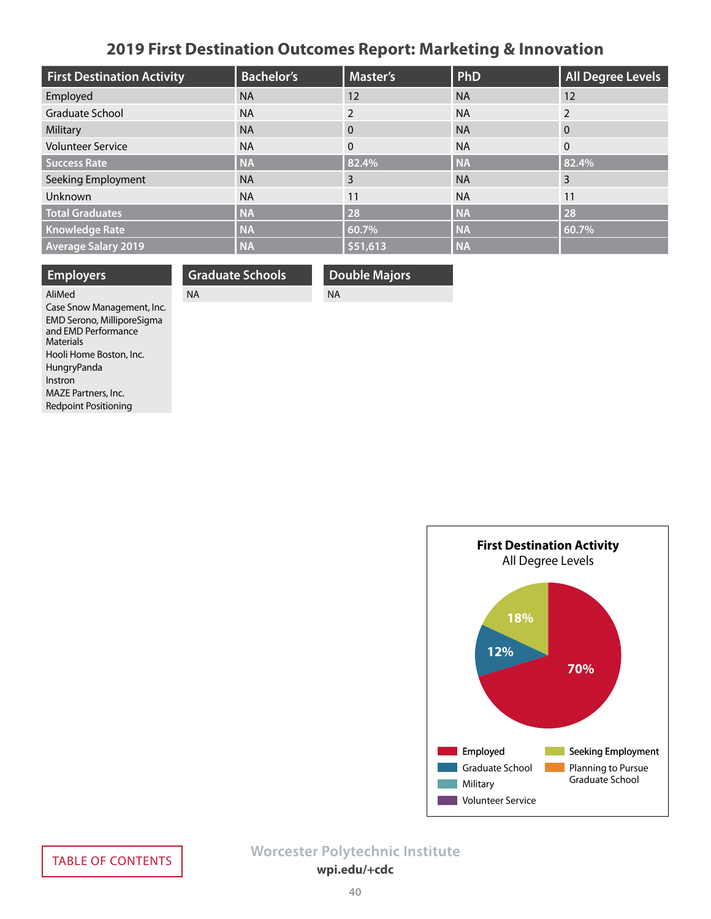# 2019 First Destination Outcomes Report: Marketing & Innovation

| First Destination Activity | Bachelor's | Master's | PhD | All Degree Levels |
|---|---|---|---|---|
| Employed | NA | 12 | NA | 12 |
| Graduate School | NA | 2 | NA | 2 |
| Military | NA | 0 | NA | 0 |
| Volunteer Service | NA | 0 | NA | 0 |
| **Success Rate** | **NA** | **82.4%** | **NA** | **82.4%** |
| Seeking Employment | NA | 3 | NA | 3 |
| Unknown | NA | 11 | NA | 11 |
| **Total Graduates** | **NA** | **28** | **NA** | **28** |
| **Knowledge Rate** | **NA** | **60.7%** | **NA** | **60.7%** |
| **Average Salary 2019** | **NA** | **$51,613** | **NA** | |

| Employers |
|---|
| AliMed |
| Case Snow Management, Inc. |
| EMD Serono, MilliporeSigma and EMD Performance Materials |
| Hooli Home Boston, Inc. |
| HungryPanda |
| Instron |
| MAZE Partners, Inc. |
| Redpoint Positioning |

| Graduate Schools |
|---|
| NA |

| Double Majors |
|---|
| NA |

**First Destination Activity**
All Degree Levels

- Employed: 70%
- Graduate School: 12%
- Seeking Employment: 18%

Legend: Employed, Graduate School, Military, Volunteer Service, Seeking Employment, Planning to Pursue Graduate School

TABLE OF CONTENTS

Worcester Polytechnic Institute
wpi.edu/+cdc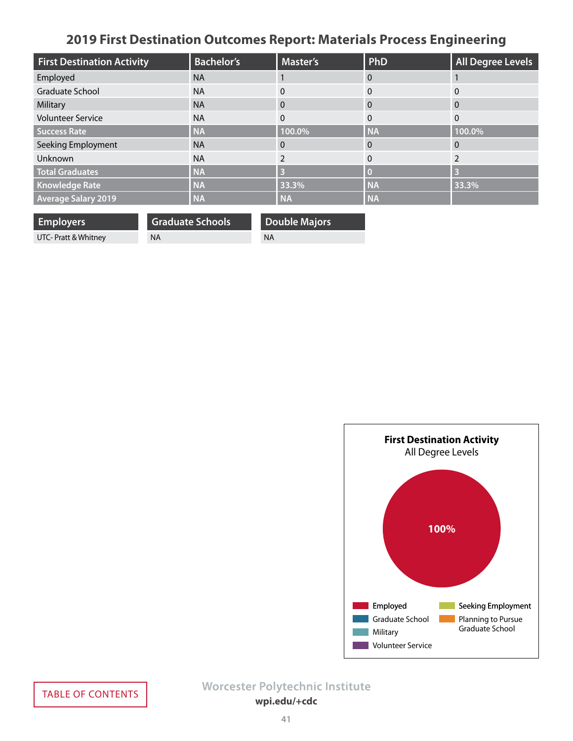# 2019 First Destination Outcomes Report: Materials Process Engineering

| First Destination Activity | Bachelor's | Master's | PhD | All Degree Levels |
|---|---|---|---|---|
| Employed | NA | 1 | 0 | 1 |
| Graduate School | NA | 0 | 0 | 0 |
| Military | NA | 0 | 0 | 0 |
| Volunteer Service | NA | 0 | 0 | 0 |
| **Success Rate** | **NA** | **100.0%** | **NA** | **100.0%** |
| Seeking Employment | NA | 0 | 0 | 0 |
| Unknown | NA | 2 | 0 | 2 |
| **Total Graduates** | **NA** | **3** | **0** | **3** |
| **Knowledge Rate** | **NA** | **33.3%** | **NA** | **33.3%** |
| **Average Salary 2019** | **NA** | **NA** | **NA** | |

| Employers |
|---|
| UTC- Pratt & Whitney |

| Graduate Schools |
|---|
| NA |

| Double Majors |
|---|
| NA |

**First Destination Activity**
All Degree Levels

100%

Employed; Graduate School; Military; Volunteer Service; Seeking Employment; Planning to Pursue Graduate School

TABLE OF CONTENTS

Worcester Polytechnic Institute
**wpi.edu/+cdc**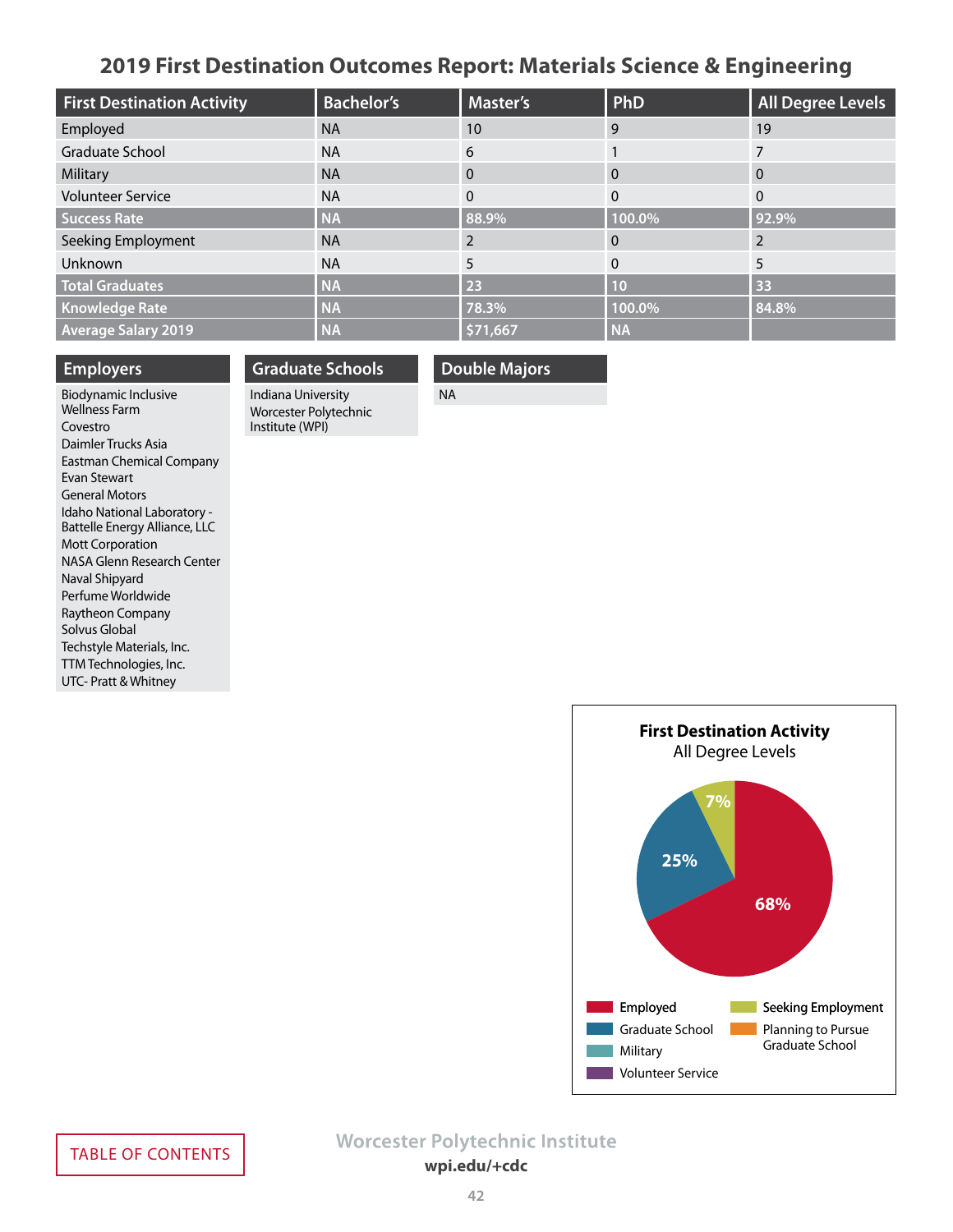# 2019 First Destination Outcomes Report: Materials Science & Engineering

| First Destination Activity | Bachelor's | Master's | PhD | All Degree Levels |
|---|---|---|---|---|
| Employed | NA | 10 | 9 | 19 |
| Graduate School | NA | 6 | 1 | 7 |
| Military | NA | 0 | 0 | 0 |
| Volunteer Service | NA | 0 | 0 | 0 |
| **Success Rate** | **NA** | **88.9%** | **100.0%** | **92.9%** |
| Seeking Employment | NA | 2 | 0 | 2 |
| Unknown | NA | 5 | 0 | 5 |
| **Total Graduates** | **NA** | **23** | **10** | **33** |
| **Knowledge Rate** | **NA** | **78.3%** | **100.0%** | **84.8%** |
| **Average Salary 2019** | **NA** | **$71,667** | **NA** | |

## Employers

Biodynamic Inclusive Wellness Farm
Covestro
Daimler Trucks Asia
Eastman Chemical Company
Evan Stewart
General Motors
Idaho National Laboratory - Battelle Energy Alliance, LLC
Mott Corporation
NASA Glenn Research Center
Naval Shipyard
Perfume Worldwide
Raytheon Company
Solvus Global
Techstyle Materials, Inc.
TTM Technologies, Inc.
UTC- Pratt & Whitney

## Graduate Schools

Indiana University
Worcester Polytechnic Institute (WPI)

## Double Majors

NA

**First Destination Activity**
All Degree Levels

- Employed: 68%
- Graduate School: 25%
- Seeking Employment: 7%

Legend: Employed, Graduate School, Military, Volunteer Service, Seeking Employment, Planning to Pursue Graduate School

TABLE OF CONTENTS

Worcester Polytechnic Institute
wpi.edu/+cdc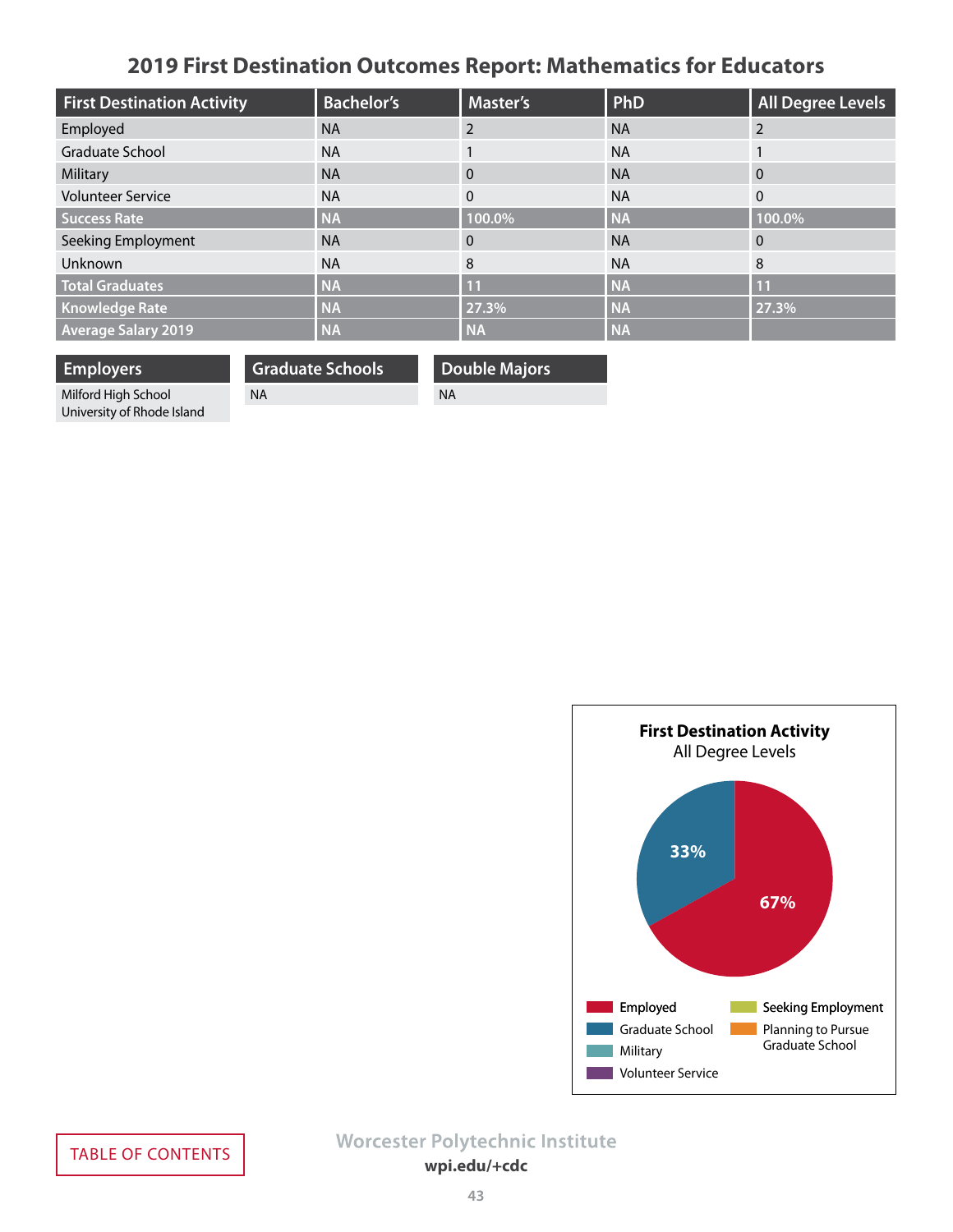# 2019 First Destination Outcomes Report: Mathematics for Educators

| First Destination Activity | Bachelor's | Master's | PhD | All Degree Levels |
|---|---|---|---|---|
| Employed | NA | 2 | NA | 2 |
| Graduate School | NA | 1 | NA | 1 |
| Military | NA | 0 | NA | 0 |
| Volunteer Service | NA | 0 | NA | 0 |
| **Success Rate** | **NA** | **100.0%** | **NA** | **100.0%** |
| Seeking Employment | NA | 0 | NA | 0 |
| Unknown | NA | 8 | NA | 8 |
| **Total Graduates** | **NA** | **11** | **NA** | **11** |
| **Knowledge Rate** | **NA** | **27.3%** | **NA** | **27.3%** |
| **Average Salary 2019** | **NA** | **NA** | **NA** | |

| Employers |
|---|
| Milford High School |
| University of Rhode Island |

| Graduate Schools |
|---|
| NA |

| Double Majors |
|---|
| NA |

**First Destination Activity**
All Degree Levels

- Employed: 67%
- Graduate School: 33%

Legend: Employed, Graduate School, Military, Volunteer Service, Seeking Employment, Planning to Pursue Graduate School

TABLE OF CONTENTS

Worcester Polytechnic Institute
wpi.edu/+cdc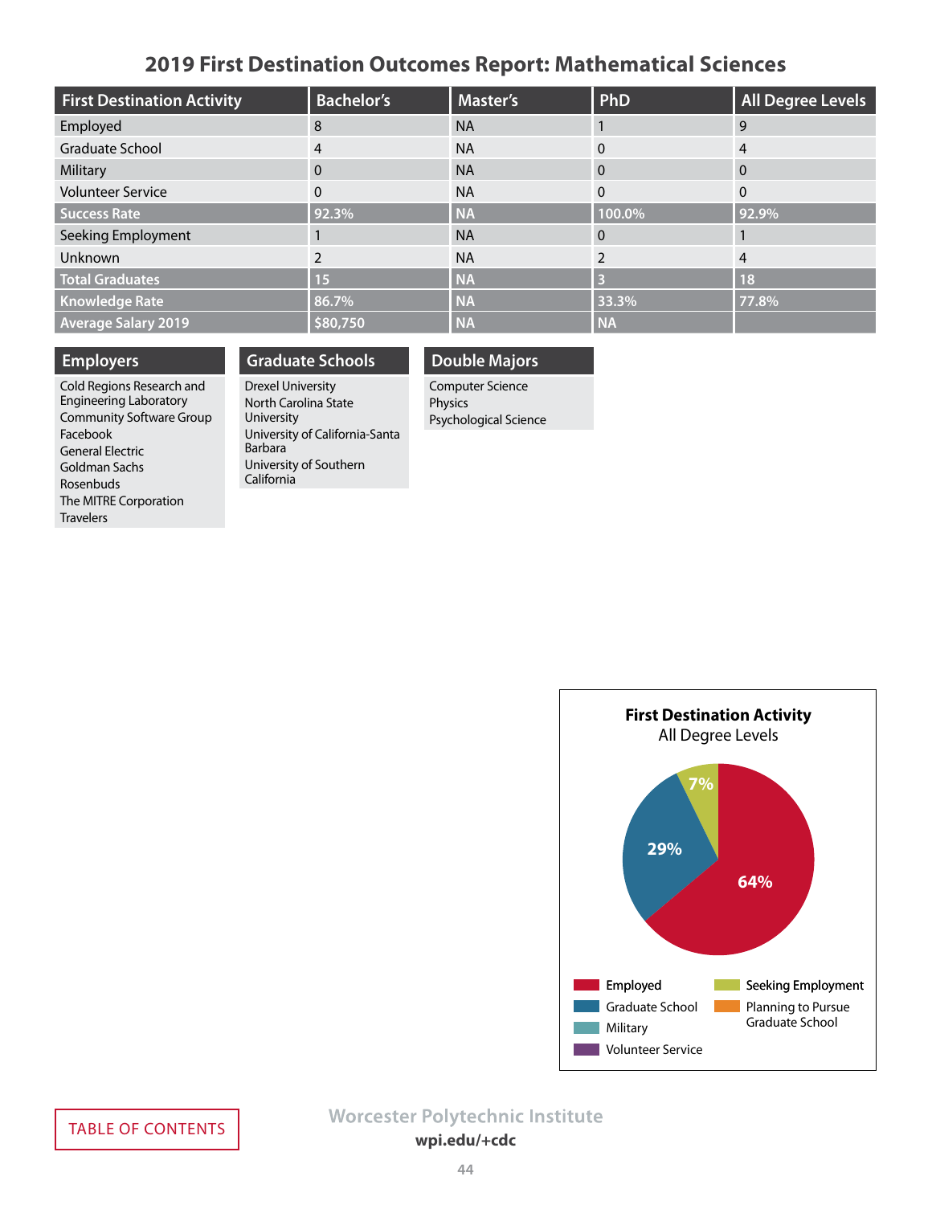# 2019 First Destination Outcomes Report: Mathematical Sciences

| First Destination Activity | Bachelor's | Master's | PhD | All Degree Levels |
|---|---|---|---|---|
| Employed | 8 | NA | 1 | 9 |
| Graduate School | 4 | NA | 0 | 4 |
| Military | 0 | NA | 0 | 0 |
| Volunteer Service | 0 | NA | 0 | 0 |
| **Success Rate** | **92.3%** | **NA** | **100.0%** | **92.9%** |
| Seeking Employment | 1 | NA | 0 | 1 |
| Unknown | 2 | NA | 2 | 4 |
| **Total Graduates** | **15** | **NA** | **3** | **18** |
| **Knowledge Rate** | **86.7%** | **NA** | **33.3%** | **77.8%** |
| **Average Salary 2019** | **$80,750** | **NA** | **NA** | |

## Employers

Cold Regions Research and Engineering Laboratory
Community Software Group
Facebook
General Electric
Goldman Sachs
Rosenbuds
The MITRE Corporation
Travelers

## Graduate Schools

Drexel University
North Carolina State University
University of California-Santa Barbara
University of Southern California

## Double Majors

Computer Science
Physics
Psychological Science

**First Destination Activity**
All Degree Levels

- Employed: 64%
- Graduate School: 29%
- Seeking Employment: 7%

Legend: Employed, Graduate School, Military, Volunteer Service, Seeking Employment, Planning to Pursue Graduate School

TABLE OF CONTENTS

Worcester Polytechnic Institute
wpi.edu/+cdc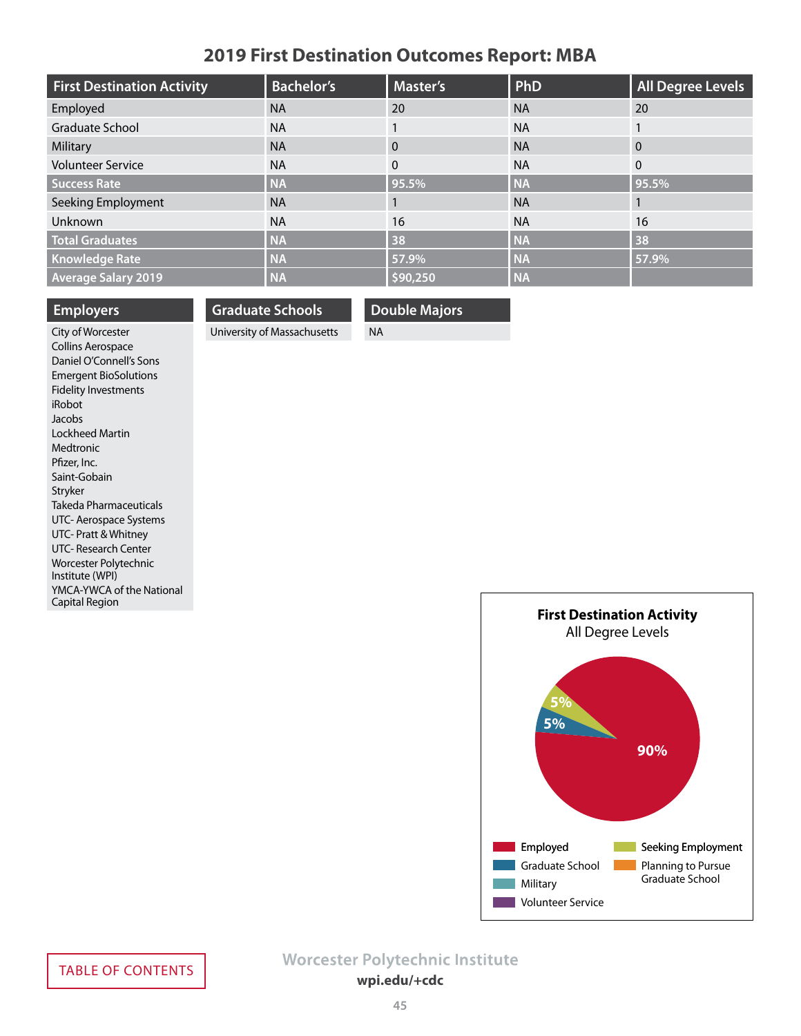# 2019 First Destination Outcomes Report: MBA

| First Destination Activity | Bachelor's | Master's | PhD | All Degree Levels |
|---|---|---|---|---|
| Employed | NA | 20 | NA | 20 |
| Graduate School | NA | 1 | NA | 1 |
| Military | NA | 0 | NA | 0 |
| Volunteer Service | NA | 0 | NA | 0 |
| **Success Rate** | **NA** | **95.5%** | **NA** | **95.5%** |
| Seeking Employment | NA | 1 | NA | 1 |
| Unknown | NA | 16 | NA | 16 |
| **Total Graduates** | **NA** | **38** | **NA** | **38** |
| **Knowledge Rate** | **NA** | **57.9%** | **NA** | **57.9%** |
| **Average Salary 2019** | **NA** | **$90,250** | **NA** | |

## Employers

- City of Worcester
- Collins Aerospace
- Daniel O'Connell's Sons
- Emergent BioSolutions
- Fidelity Investments
- iRobot
- Jacobs
- Lockheed Martin
- Medtronic
- Pfizer, Inc.
- Saint-Gobain
- Stryker
- Takeda Pharmaceuticals
- UTC- Aerospace Systems
- UTC- Pratt & Whitney
- UTC- Research Center
- Worcester Polytechnic Institute (WPI)
- YMCA-YWCA of the National Capital Region

## Graduate Schools

- University of Massachusetts

## Double Majors

- NA

**First Destination Activity**
All Degree Levels

- Employed: 90%
- Graduate School: 5%
- Seeking Employment: 5%

Legend: Employed, Graduate School, Military, Volunteer Service, Seeking Employment, Planning to Pursue Graduate School

TABLE OF CONTENTS

Worcester Polytechnic Institute
wpi.edu/+cdc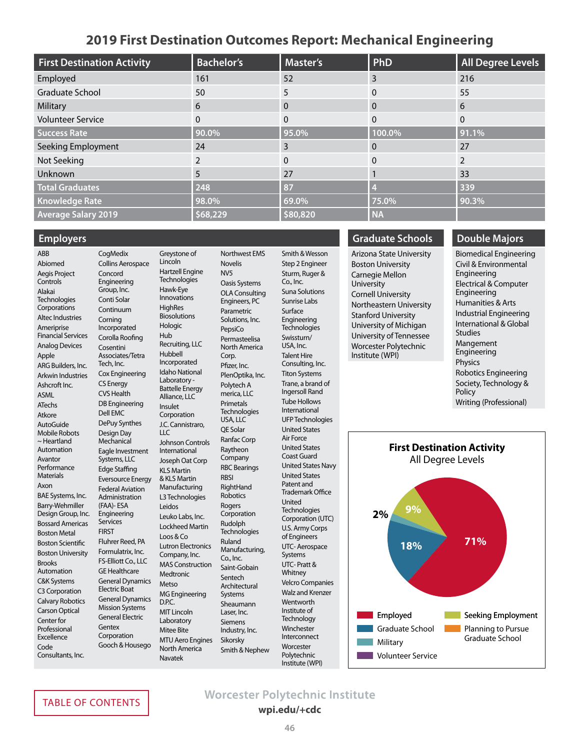# 2019 First Destination Outcomes Report: Mechanical Engineering

| First Destination Activity | Bachelor's | Master's | PhD | All Degree Levels |
|---|---|---|---|---|
| Employed | 161 | 52 | 3 | 216 |
| Graduate School | 50 | 5 | 0 | 55 |
| Military | 6 | 0 | 0 | 6 |
| Volunteer Service | 0 | 0 | 0 | 0 |
| **Success Rate** | **90.0%** | **95.0%** | **100.0%** | **91.1%** |
| Seeking Employment | 24 | 3 | 0 | 27 |
| Not Seeking | 2 | 0 | 0 | 2 |
| Unknown | 5 | 27 | 1 | 33 |
| **Total Graduates** | **248** | **87** | **4** | **339** |
| **Knowledge Rate** | **98.0%** | **69.0%** | **75.0%** | **90.3%** |
| **Average Salary 2019** | **$68,229** | **$80,820** | **NA** | |

## Employers

ABB
Abiomed
Aegis Project Controls
Alakai Technologies Corporations
Altec Industries
Ameriprise Financial Services
Analog Devices
Apple
ARG Builders, Inc.
Arkwin Industries
Ashcroft Inc.
ASML
ATechs
Atkore
AutoGuide Mobile Robots ~ Heartland Automation
Avantor Performance Materials
Axon
BAE Systems, Inc.
Barry-Wehmiller Design Group, Inc.
Bossard Americas
Boston Metal
Boston Scientific
Boston University
Brooks Automation
C&K Systems
C3 Corporation
Calvary Robotics
Carson Optical
Center for Professional Excellence
Code Consultants, Inc.
CogMedix
Collins Aerospace
Concord Engineering Group, Inc.
Conti Solar
Continuum
Corning Incorporated
Corolla Roofing
Cosentini Associates/Tetra Tech, Inc.
Cox Engineering
CS Energy
CVS Health
DB Engineering
Dell EMC
DePuy Synthes
Design Day Mechanical
Eagle Investment Systems, LLC
Edge Staffing
Eversource Energy
Federal Aviation Administration (FAA)- ESA Engineering Services
FIRST
Fluhrer Reed, PA
Formulatrix, Inc.
FS-Elliott Co., LLC
GE Healthcare
General Dynamics Electric Boat
General Dynamics Mission Systems
General Electric
Gentex Corporation
Gooch & Housego
Greystone of Lincoln
Hartzell Engine Technologies
Hawk-Eye Innovations
HighRes Biosolutions
Hologic
Hub Recruiting, LLC
Hubbell Incorporated
Idaho National Laboratory - Battelle Energy Alliance, LLC
Insulet Corporation
J.C. Cannistraro, LLC
Johnson Controls International
Joseph Oat Corp
KLS Martin & KLS Martin Manufacturing
L3 Technologies
Leidos
Leuko Labs, Inc.
Lockheed Martin
Loos & Co
Lutron Electronics Company, Inc.
MAS Construction
Medtronic
Metso
MG Engineering D.P.C.
MIT Lincoln Laboratory
Mitee Bite
MTU Aero Engines North America
Navatek
Northwest EMS
Novelis
NV5
Oasis Systems
OLA Consulting Engineers, PC
Parametric Solutions, Inc.
PepsiCo
Permasteelisa North America Corp.
Pfizer, Inc.
PlenOptika, Inc.
Polytech America, LLC
Primetals Technologies USA, LLC
QE Solar
Ranfac Corp
Raytheon Company
RBC Bearings
RBSI
RightHand Robotics
Rogers Corporation
Rudolph Technologies
Ruland Manufacturing, Co., Inc.
Saint-Gobain
Sentech Architectural Systems
Sheaumann Laser, Inc.
Siemens Industry, Inc.
Sikorsky
Smith & Nephew
Smith & Wesson
Step 2 Engineer
Sturm, Ruger & Co., Inc.
Suna Solutions
Sunrise Labs
Surface Engineering Technologies
Swissturn/USA, Inc.
Talent Hire Consulting, Inc.
Titon Systems
Trane, a brand of Ingersoll Rand
Tube Hollows International
UFP Technologies
United States Air Force
United States Coast Guard
United States Navy
United States Patent and Trademark Office
United Technologies Corporation (UTC)
U.S. Army Corps of Engineers
UTC- Aerospace Systems
UTC- Pratt & Whitney
Velcro Companies
Walz and Krenzer
Wentworth Institute of Technology
Winchester Interconnect
Worcester Polytechnic Institute (WPI)

## Graduate Schools

Arizona State University
Boston University
Carnegie Mellon University
Cornell University
Northeastern University
Stanford University
University of Michigan
University of Tennessee
Worcester Polytechnic Institute (WPI)

## Double Majors

Biomedical Engineering
Civil & Environmental Engineering
Electrical & Computer Engineering
Humanities & Arts
Industrial Engineering
International & Global Studies
Mangement Engineering
Physics
Robotics Engineering
Society, Technology & Policy
Writing (Professional)

### First Destination Activity
All Degree Levels

- Employed: 71%
- Graduate School: 18%
- Military: 2%
- Seeking Employment: 9%
- Volunteer Service
- Planning to Pursue Graduate School

TABLE OF CONTENTS

Worcester Polytechnic Institute
wpi.edu/+cdc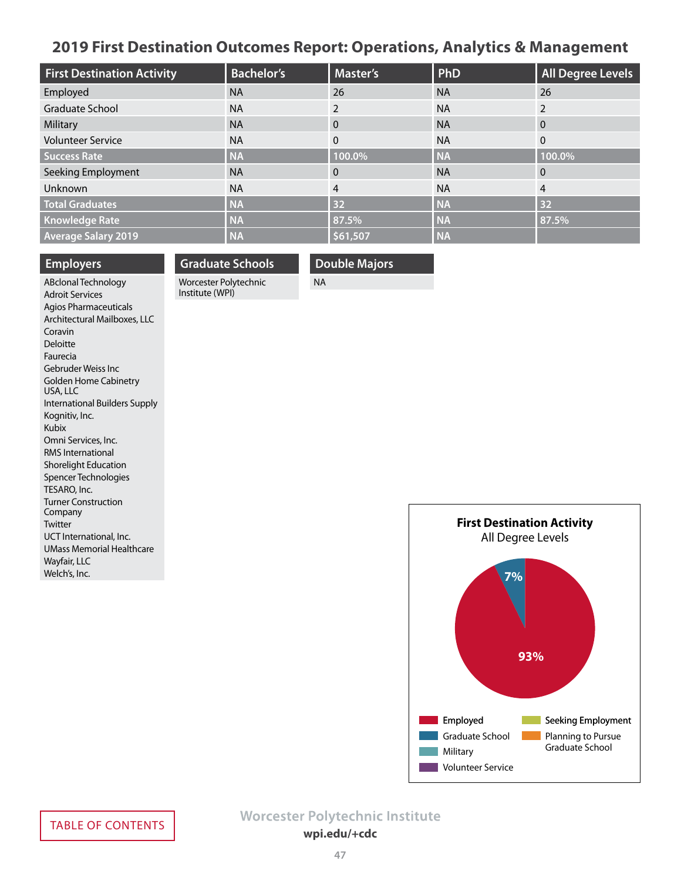# 2019 First Destination Outcomes Report: Operations, Analytics & Management

| First Destination Activity | Bachelor's | Master's | PhD | All Degree Levels |
|---|---|---|---|---|
| Employed | NA | 26 | NA | 26 |
| Graduate School | NA | 2 | NA | 2 |
| Military | NA | 0 | NA | 0 |
| Volunteer Service | NA | 0 | NA | 0 |
| **Success Rate** | **NA** | **100.0%** | **NA** | **100.0%** |
| Seeking Employment | NA | 0 | NA | 0 |
| Unknown | NA | 4 | NA | 4 |
| **Total Graduates** | **NA** | **32** | **NA** | **32** |
| **Knowledge Rate** | **NA** | **87.5%** | **NA** | **87.5%** |
| **Average Salary 2019** | **NA** | **$61,507** | **NA** | |

## Employers

ABclonal Technology
Adroit Services
Agios Pharmaceuticals
Architectural Mailboxes, LLC
Coravin
Deloitte
Faurecia
Gebruder Weiss Inc
Golden Home Cabinetry USA, LLC
International Builders Supply
Kognitiv, Inc.
Kubix
Omni Services, Inc.
RMS International
Shorelight Education
Spencer Technologies
TESARO, Inc.
Turner Construction Company
Twitter
UCT International, Inc.
UMass Memorial Healthcare
Wayfair, LLC
Welch's, Inc.

## Graduate Schools

Worcester Polytechnic Institute (WPI)

## Double Majors

NA

**First Destination Activity**
All Degree Levels

93% (Employed)
7% (Graduate School)

Employed
Graduate School
Military
Volunteer Service
Seeking Employment
Planning to Pursue Graduate School

TABLE OF CONTENTS

Worcester Polytechnic Institute
**wpi.edu/+cdc**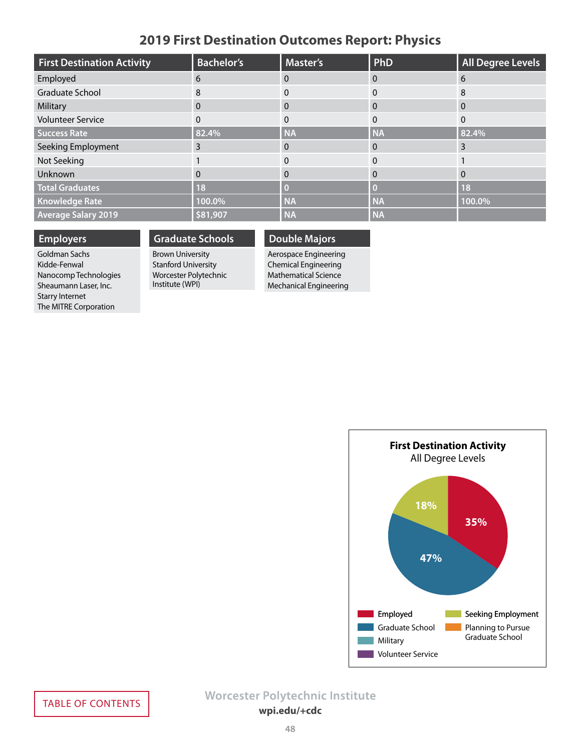# 2019 First Destination Outcomes Report: Physics

| First Destination Activity | Bachelor's | Master's | PhD | All Degree Levels |
|---|---|---|---|---|
| Employed | 6 | 0 | 0 | 6 |
| Graduate School | 8 | 0 | 0 | 8 |
| Military | 0 | 0 | 0 | 0 |
| Volunteer Service | 0 | 0 | 0 | 0 |
| **Success Rate** | **82.4%** | **NA** | **NA** | **82.4%** |
| Seeking Employment | 3 | 0 | 0 | 3 |
| Not Seeking | 1 | 0 | 0 | 1 |
| Unknown | 0 | 0 | 0 | 0 |
| **Total Graduates** | **18** | **0** | **0** | **18** |
| **Knowledge Rate** | **100.0%** | **NA** | **NA** | **100.0%** |
| **Average Salary 2019** | **$81,907** | **NA** | **NA** | |

## Employers

Goldman Sachs
Kidde-Fenwal
Nanocomp Technologies
Sheaumann Laser, Inc.
Starry Internet
The MITRE Corporation

## Graduate Schools

Brown University
Stanford University
Worcester Polytechnic Institute (WPI)

## Double Majors

Aerospace Engineering
Chemical Engineering
Mathematical Science
Mechanical Engineering

**First Destination Activity**
All Degree Levels

- Employed: 35%
- Graduate School: 47%
- Seeking Employment: 18%

Legend: Employed, Graduate School, Military, Volunteer Service, Seeking Employment, Planning to Pursue Graduate School

TABLE OF CONTENTS

Worcester Polytechnic Institute
wpi.edu/+cdc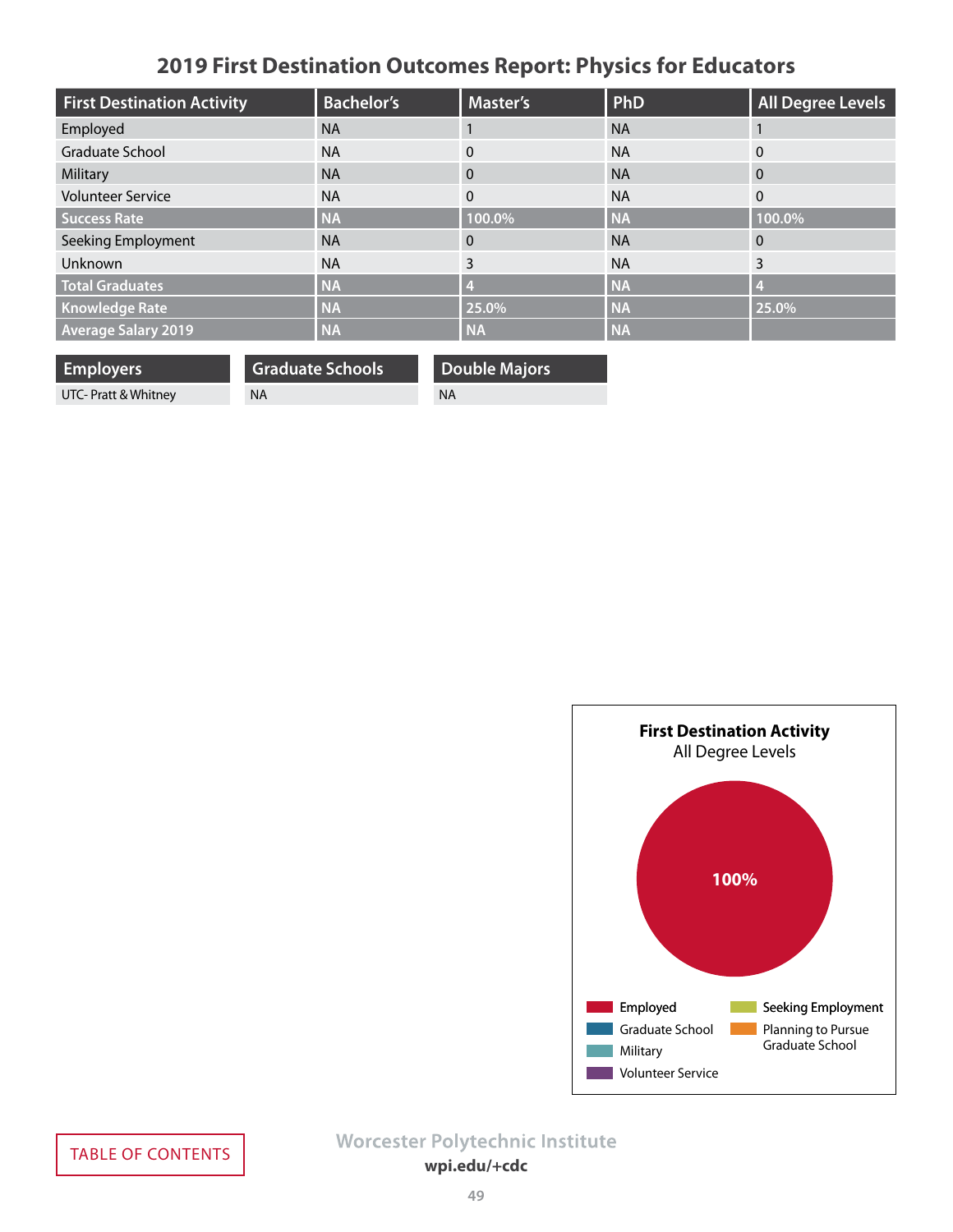# 2019 First Destination Outcomes Report: Physics for Educators

| First Destination Activity | Bachelor's | Master's | PhD | All Degree Levels |
|---|---|---|---|---|
| Employed | NA | 1 | NA | 1 |
| Graduate School | NA | 0 | NA | 0 |
| Military | NA | 0 | NA | 0 |
| Volunteer Service | NA | 0 | NA | 0 |
| **Success Rate** | **NA** | **100.0%** | **NA** | **100.0%** |
| Seeking Employment | NA | 0 | NA | 0 |
| Unknown | NA | 3 | NA | 3 |
| **Total Graduates** | **NA** | **4** | **NA** | **4** |
| **Knowledge Rate** | **NA** | **25.0%** | **NA** | **25.0%** |
| **Average Salary 2019** | **NA** | **NA** | **NA** | |

| Employers |
|---|
| UTC- Pratt & Whitney |

| Graduate Schools |
|---|
| NA |

| Double Majors |
|---|
| NA |

**First Destination Activity**
All Degree Levels

100%

Employed
Graduate School
Military
Volunteer Service
Seeking Employment
Planning to Pursue Graduate School

TABLE OF CONTENTS

Worcester Polytechnic Institute
wpi.edu/+cdc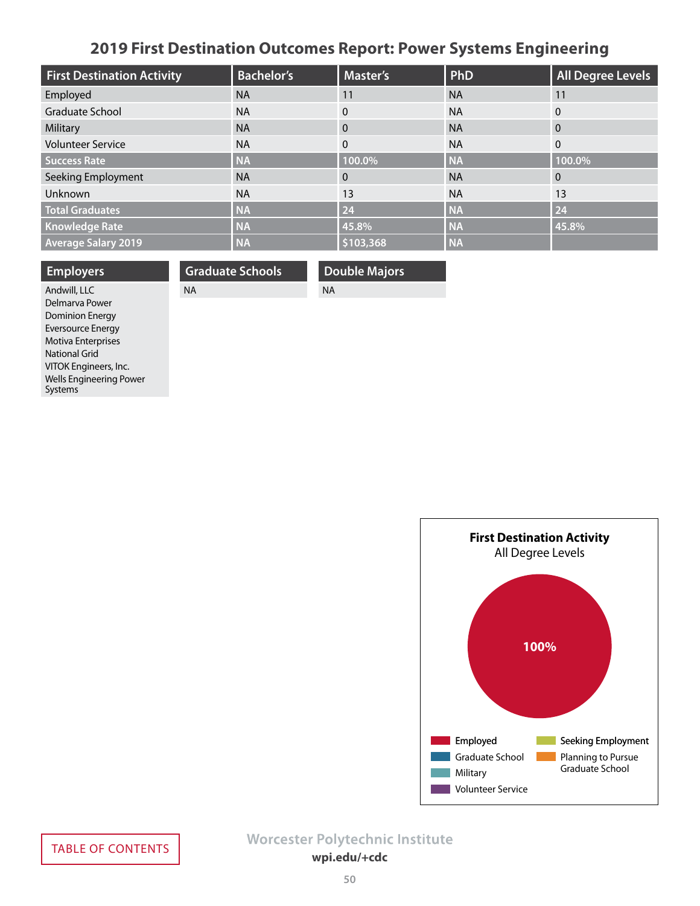# 2019 First Destination Outcomes Report: Power Systems Engineering

| First Destination Activity | Bachelor's | Master's | PhD | All Degree Levels |
|---|---|---|---|---|
| Employed | NA | 11 | NA | 11 |
| Graduate School | NA | 0 | NA | 0 |
| Military | NA | 0 | NA | 0 |
| Volunteer Service | NA | 0 | NA | 0 |
| **Success Rate** | **NA** | **100.0%** | **NA** | **100.0%** |
| Seeking Employment | NA | 0 | NA | 0 |
| Unknown | NA | 13 | NA | 13 |
| **Total Graduates** | **NA** | **24** | **NA** | **24** |
| **Knowledge Rate** | **NA** | **45.8%** | **NA** | **45.8%** |
| **Average Salary 2019** | **NA** | **$103,368** | **NA** | |

| Employers | Graduate Schools | Double Majors |
|---|---|---|
| Andwill, LLC<br>Delmarva Power<br>Dominion Energy<br>Eversource Energy<br>Motiva Enterprises<br>National Grid<br>VITOK Engineers, Inc.<br>Wells Engineering Power Systems | NA | NA |

**First Destination Activity**
All Degree Levels

100%

- Employed
- Graduate School
- Military
- Volunteer Service
- Seeking Employment
- Planning to Pursue Graduate School

TABLE OF CONTENTS

Worcester Polytechnic Institute
wpi.edu/+cdc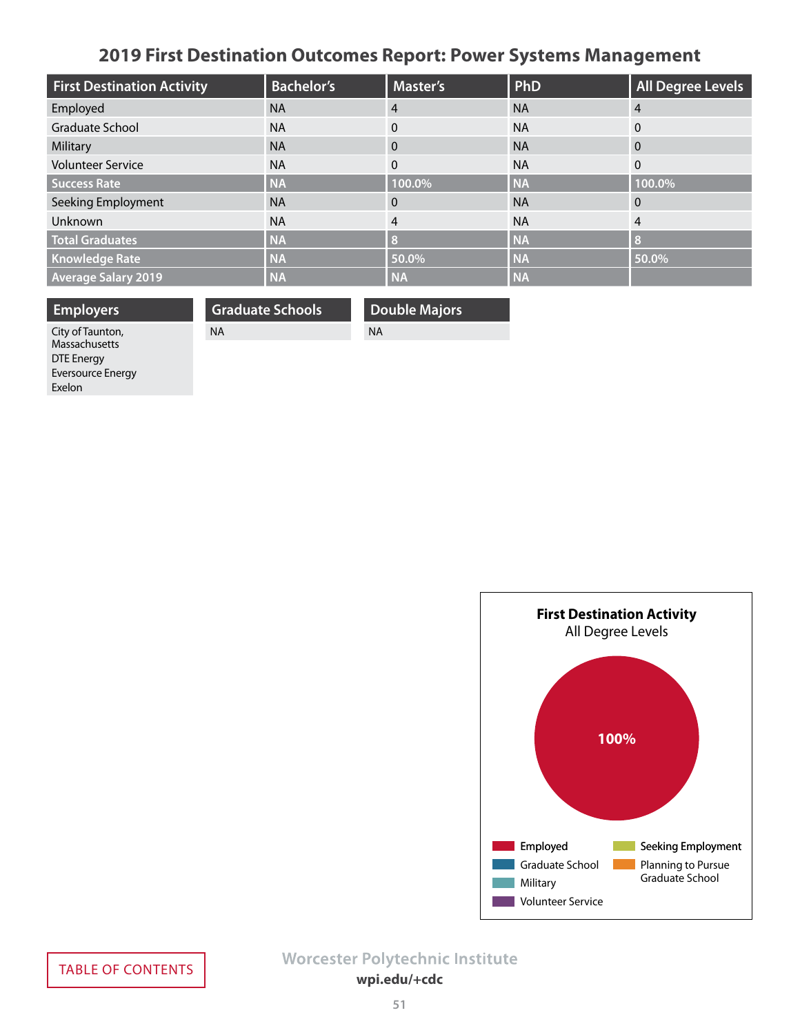# 2019 First Destination Outcomes Report: Power Systems Management

| First Destination Activity | Bachelor's | Master's | PhD | All Degree Levels |
|---|---|---|---|---|
| Employed | NA | 4 | NA | 4 |
| Graduate School | NA | 0 | NA | 0 |
| Military | NA | 0 | NA | 0 |
| Volunteer Service | NA | 0 | NA | 0 |
| **Success Rate** | **NA** | **100.0%** | **NA** | **100.0%** |
| Seeking Employment | NA | 0 | NA | 0 |
| Unknown | NA | 4 | NA | 4 |
| **Total Graduates** | **NA** | **8** | **NA** | **8** |
| **Knowledge Rate** | **NA** | **50.0%** | **NA** | **50.0%** |
| **Average Salary 2019** | **NA** | **NA** | **NA** | |

| Employers | Graduate Schools | Double Majors |
|---|---|---|
| City of Taunton, Massachusetts<br>DTE Energy<br>Eversource Energy<br>Exelon | NA | NA |

**First Destination Activity**
All Degree Levels

100%

Employed
Graduate School
Military
Volunteer Service
Seeking Employment
Planning to Pursue Graduate School

Worcester Polytechnic Institute
wpi.edu/+cdc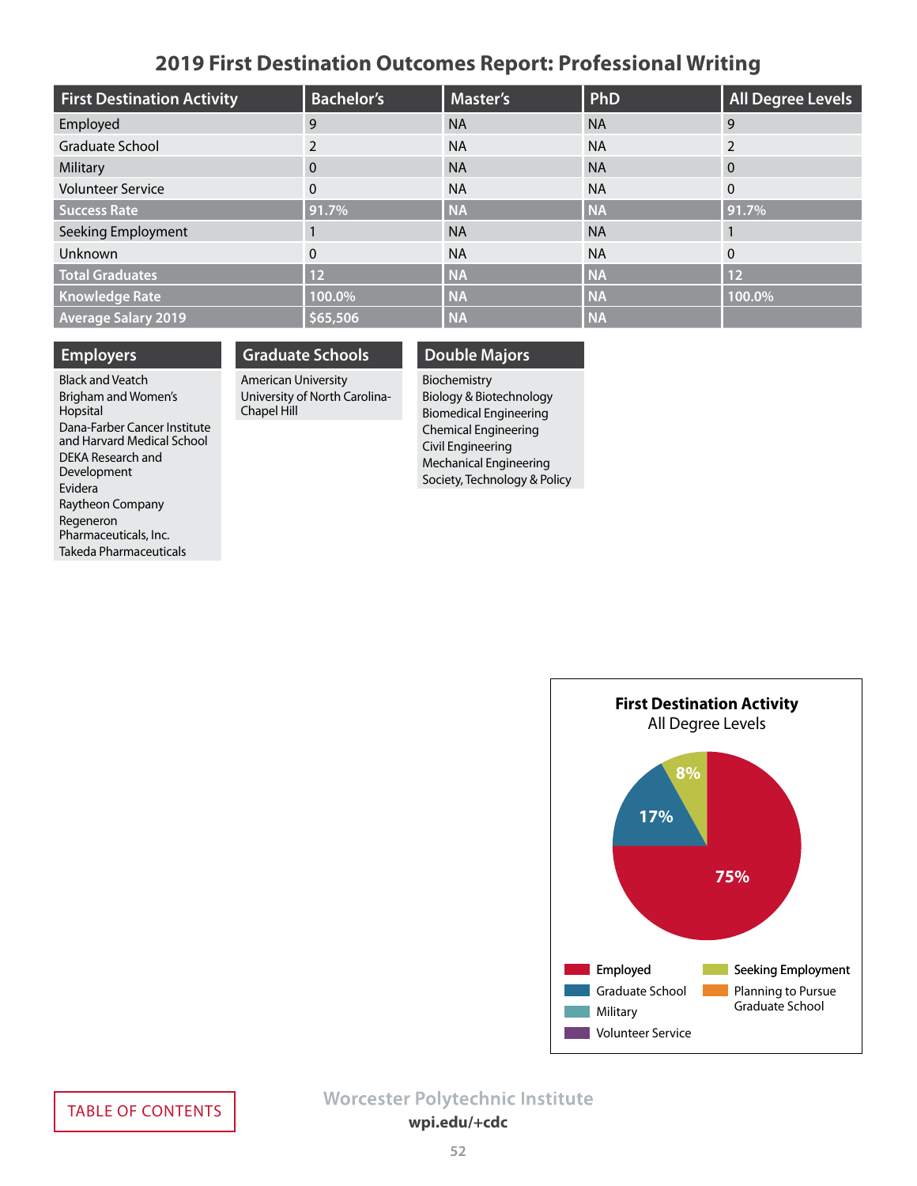# 2019 First Destination Outcomes Report: Professional Writing

| First Destination Activity | Bachelor's | Master's | PhD | All Degree Levels |
|---|---|---|---|---|
| Employed | 9 | NA | NA | 9 |
| Graduate School | 2 | NA | NA | 2 |
| Military | 0 | NA | NA | 0 |
| Volunteer Service | 0 | NA | NA | 0 |
| **Success Rate** | **91.7%** | **NA** | **NA** | **91.7%** |
| Seeking Employment | 1 | NA | NA | 1 |
| Unknown | 0 | NA | NA | 0 |
| **Total Graduates** | **12** | **NA** | **NA** | **12** |
| **Knowledge Rate** | **100.0%** | **NA** | **NA** | **100.0%** |
| **Average Salary 2019** | **$65,506** | **NA** | **NA** | |

## Employers

- Black and Veatch
- Brigham and Women's Hopsital
- Dana-Farber Cancer Institute and Harvard Medical School
- DEKA Research and Development
- Evidera
- Raytheon Company
- Regeneron Pharmaceuticals, Inc.
- Takeda Pharmaceuticals

## Graduate Schools

- American University
- University of North Carolina-Chapel Hill

## Double Majors

- Biochemistry
- Biology & Biotechnology
- Biomedical Engineering
- Chemical Engineering
- Civil Engineering
- Mechanical Engineering
- Society, Technology & Policy

**First Destination Activity**
All Degree Levels

- Employed: 75%
- Graduate School: 17%
- Seeking Employment: 8%

Legend: Employed, Graduate School, Military, Volunteer Service, Seeking Employment, Planning to Pursue Graduate School

TABLE OF CONTENTS

Worcester Polytechnic Institute
wpi.edu/+cdc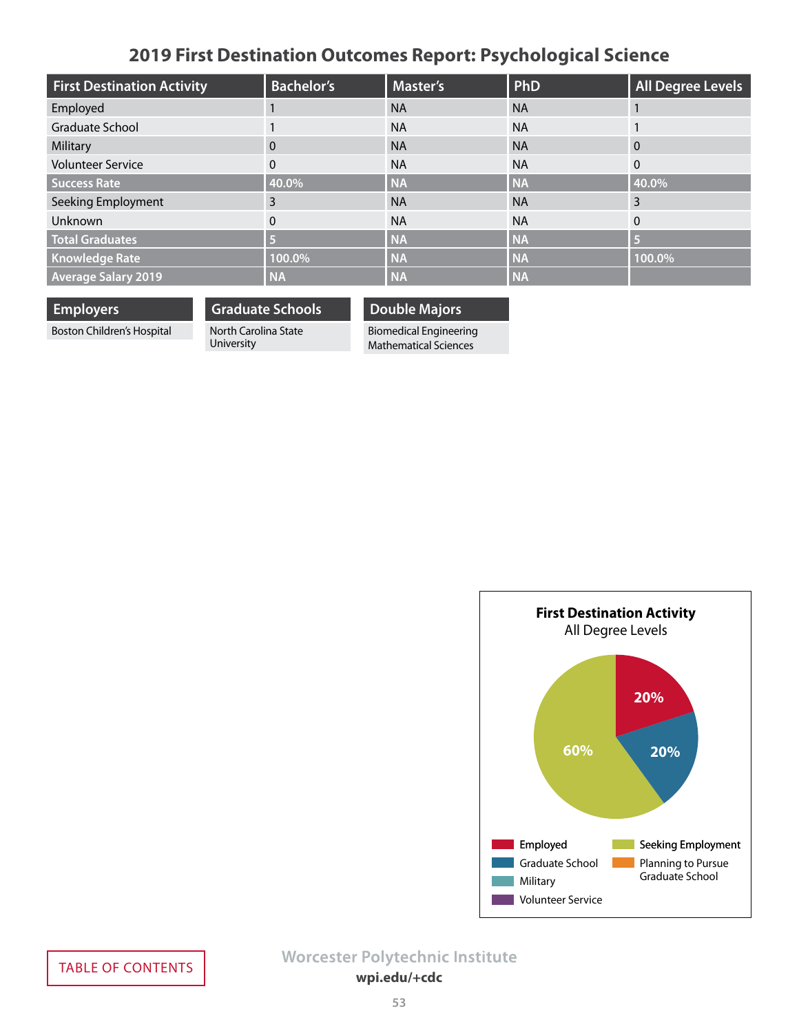# 2019 First Destination Outcomes Report: Psychological Science

| First Destination Activity | Bachelor's | Master's | PhD | All Degree Levels |
|---|---|---|---|---|
| Employed | 1 | NA | NA | 1 |
| Graduate School | 1 | NA | NA | 1 |
| Military | 0 | NA | NA | 0 |
| Volunteer Service | 0 | NA | NA | 0 |
| **Success Rate** | **40.0%** | **NA** | **NA** | **40.0%** |
| Seeking Employment | 3 | NA | NA | 3 |
| Unknown | 0 | NA | NA | 0 |
| **Total Graduates** | **5** | **NA** | **NA** | **5** |
| **Knowledge Rate** | **100.0%** | **NA** | **NA** | **100.0%** |
| **Average Salary 2019** | **NA** | **NA** | **NA** | |

| Employers |
|---|
| Boston Children's Hospital |

| Graduate Schools |
|---|
| North Carolina State University |

| Double Majors |
|---|
| Biomedical Engineering |
| Mathematical Sciences |

**First Destination Activity**
All Degree Levels

- Employed: 20%
- Graduate School: 20%
- Seeking Employment: 60%

Legend: Employed, Graduate School, Military, Volunteer Service, Seeking Employment, Planning to Pursue Graduate School

TABLE OF CONTENTS

Worcester Polytechnic Institute
wpi.edu/+cdc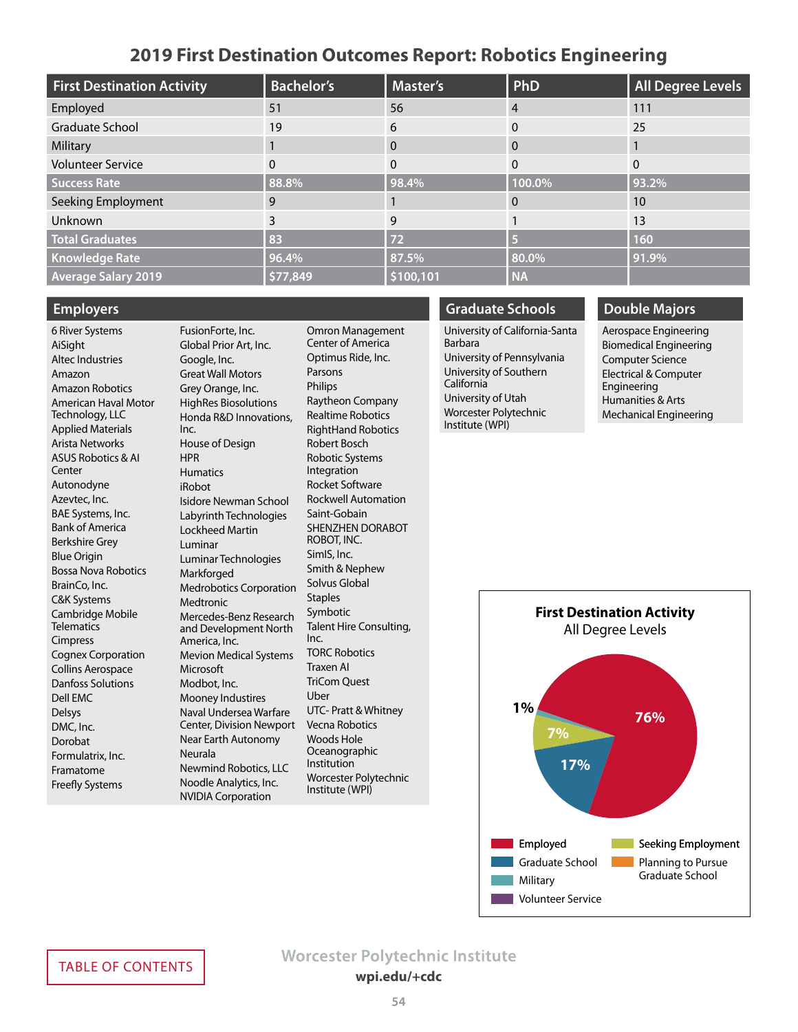# 2019 First Destination Outcomes Report: Robotics Engineering

| First Destination Activity | Bachelor's | Master's | PhD | All Degree Levels |
|---|---|---|---|---|
| Employed | 51 | 56 | 4 | 111 |
| Graduate School | 19 | 6 | 0 | 25 |
| Military | 1 | 0 | 0 | 1 |
| Volunteer Service | 0 | 0 | 0 | 0 |
| **Success Rate** | **88.8%** | **98.4%** | **100.0%** | **93.2%** |
| Seeking Employment | 9 | 1 | 0 | 10 |
| Unknown | 3 | 9 | 1 | 13 |
| **Total Graduates** | **83** | **72** | **5** | **160** |
| **Knowledge Rate** | **96.4%** | **87.5%** | **80.0%** | **91.9%** |
| **Average Salary 2019** | **$77,849** | **$100,101** | **NA** | |

## Employers

6 River Systems
AiSight
Altec Industries
Amazon
Amazon Robotics
American Haval Motor Technology, LLC
Applied Materials
Arista Networks
ASUS Robotics & AI Center
Autonodyne
Azevtec, Inc.
BAE Systems, Inc.
Bank of America
Berkshire Grey
Blue Origin
Bossa Nova Robotics
BrainCo, Inc.
C&K Systems
Cambridge Mobile Telematics
Cimpress
Cognex Corporation
Collins Aerospace
Danfoss Solutions
Dell EMC
Delsys
DMC, Inc.
Dorobat
Formulatrix, Inc.
Framatome
Freefly Systems
FusionForte, Inc.
Global Prior Art, Inc.
Google, Inc.
Great Wall Motors
Grey Orange, Inc.
HighRes Biosolutions
Honda R&D Innovations, Inc.
House of Design
HPR
Humatics
iRobot
Isidore Newman School
Labyrinth Technologies
Lockheed Martin
Luminar
Luminar Technologies
Markforged
Medrobotics Corporation
Medtronic
Mercedes-Benz Research and Development North America, Inc.
Mevion Medical Systems
Microsoft
Modbot, Inc.
Mooney Industires
Naval Undersea Warfare Center, Division Newport
Near Earth Autonomy
Neurala
Newmind Robotics, LLC
Noodle Analytics, Inc.
NVIDIA Corporation
Omron Management Center of America
Optimus Ride, Inc.
Parsons
Philips
Raytheon Company
Realtime Robotics
RightHand Robotics
Robert Bosch
Robotic Systems Integration
Rocket Software
Rockwell Automation
Saint-Gobain
SHENZHEN DORABOT ROBOT, INC.
SimIS, Inc.
Smith & Nephew
Solvus Global
Staples
Symbotic
Talent Hire Consulting, Inc.
TORC Robotics
Traxen AI
TriCom Quest
Uber
UTC- Pratt & Whitney
Vecna Robotics
Woods Hole Oceanographic Institution
Worcester Polytechnic Institute (WPI)

## Graduate Schools

University of California-Santa Barbara
University of Pennsylvania
University of Southern California
University of Utah
Worcester Polytechnic Institute (WPI)

## Double Majors

Aerospace Engineering
Biomedical Engineering
Computer Science
Electrical & Computer Engineering
Humanities & Arts
Mechanical Engineering

**First Destination Activity**
All Degree Levels

- Employed: 76%
- Graduate School: 17%
- Seeking Employment: 7%
- Military: 1%
- Volunteer Service
- Planning to Pursue Graduate School

TABLE OF CONTENTS

Worcester Polytechnic Institute
wpi.edu/+cdc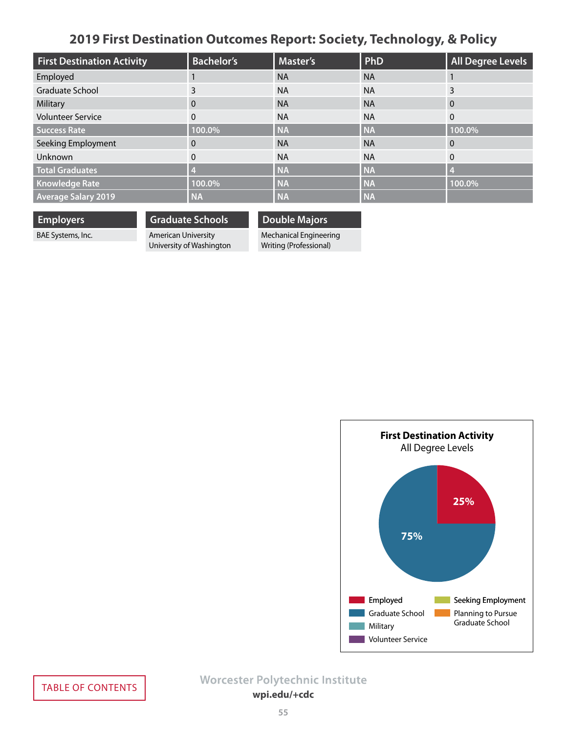# 2019 First Destination Outcomes Report: Society, Technology, & Policy

| First Destination Activity | Bachelor's | Master's | PhD | All Degree Levels |
|---|---|---|---|---|
| Employed | 1 | NA | NA | 1 |
| Graduate School | 3 | NA | NA | 3 |
| Military | 0 | NA | NA | 0 |
| Volunteer Service | 0 | NA | NA | 0 |
| **Success Rate** | **100.0%** | **NA** | **NA** | **100.0%** |
| Seeking Employment | 0 | NA | NA | 0 |
| Unknown | 0 | NA | NA | 0 |
| **Total Graduates** | **4** | **NA** | **NA** | **4** |
| **Knowledge Rate** | **100.0%** | **NA** | **NA** | **100.0%** |
| **Average Salary 2019** | **NA** | **NA** | **NA** | |

| Employers |
|---|
| BAE Systems, Inc. |

| Graduate Schools |
|---|
| American University |
| University of Washington |

| Double Majors |
|---|
| Mechanical Engineering |
| Writing (Professional) |

**First Destination Activity**
All Degree Levels

- Employed: 25%
- Graduate School: 75%

Legend: Employed, Graduate School, Military, Volunteer Service, Seeking Employment, Planning to Pursue Graduate School

TABLE OF CONTENTS

Worcester Polytechnic Institute
wpi.edu/+cdc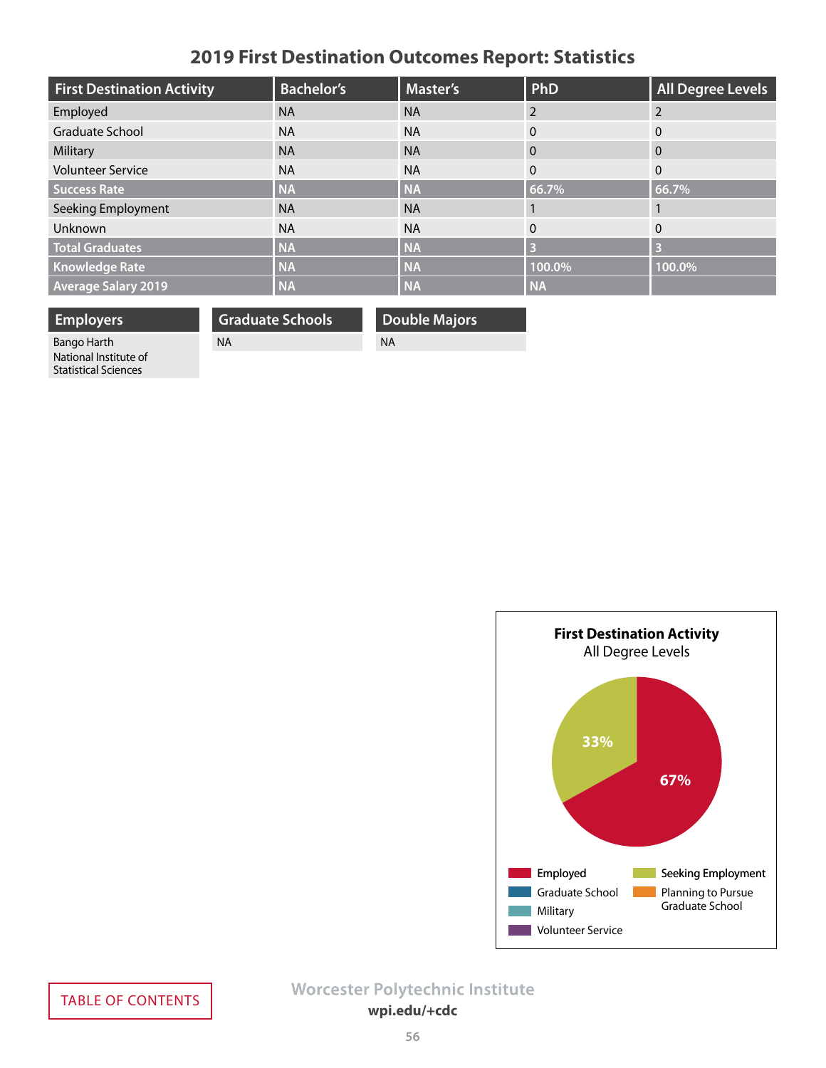## 2019 First Destination Outcomes Report: Statistics

| First Destination Activity | Bachelor's | Master's | PhD | All Degree Levels |
|---|---|---|---|---|
| Employed | NA | NA | 2 | 2 |
| Graduate School | NA | NA | 0 | 0 |
| Military | NA | NA | 0 | 0 |
| Volunteer Service | NA | NA | 0 | 0 |
| **Success Rate** | **NA** | **NA** | **66.7%** | **66.7%** |
| Seeking Employment | NA | NA | 1 | 1 |
| Unknown | NA | NA | 0 | 0 |
| **Total Graduates** | **NA** | **NA** | **3** | **3** |
| **Knowledge Rate** | **NA** | **NA** | **100.0%** | **100.0%** |
| **Average Salary 2019** | **NA** | **NA** | **NA** | |

| Employers | Graduate Schools | Double Majors |
|---|---|---|
| Bango Harth<br>National Institute of Statistical Sciences | NA | NA |

**First Destination Activity**
All Degree Levels

- Employed: 67%
- Seeking Employment: 33%

Legend: Employed, Graduate School, Military, Volunteer Service, Seeking Employment, Planning to Pursue Graduate School

TABLE OF CONTENTS

Worcester Polytechnic Institute
**wpi.edu/+cdc**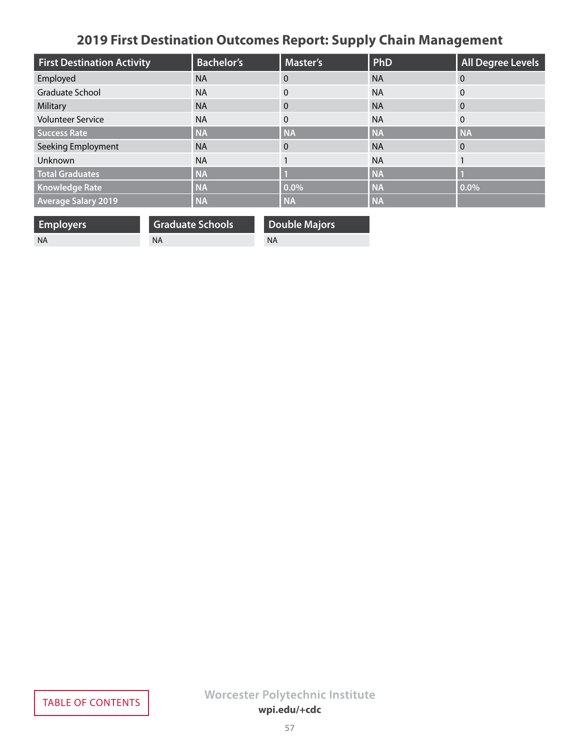## 2019 First Destination Outcomes Report: Supply Chain Management

| First Destination Activity | Bachelor's | Master's | PhD | All Degree Levels |
|---|---|---|---|---|
| Employed | NA | 0 | NA | 0 |
| Graduate School | NA | 0 | NA | 0 |
| Military | NA | 0 | NA | 0 |
| Volunteer Service | NA | 0 | NA | 0 |
| **Success Rate** | **NA** | **NA** | **NA** | **NA** |
| Seeking Employment | NA | 0 | NA | 0 |
| Unknown | NA | 1 | NA | 1 |
| **Total Graduates** | **NA** | **1** | **NA** | **1** |
| **Knowledge Rate** | **NA** | **0.0%** | **NA** | **0.0%** |
| **Average Salary 2019** | **NA** | **NA** | **NA** | |

| Employers |
|---|
| NA |

| Graduate Schools |
|---|
| NA |

| Double Majors |
|---|
| NA |

TABLE OF CONTENTS

Worcester Polytechnic Institute
wpi.edu/+cdc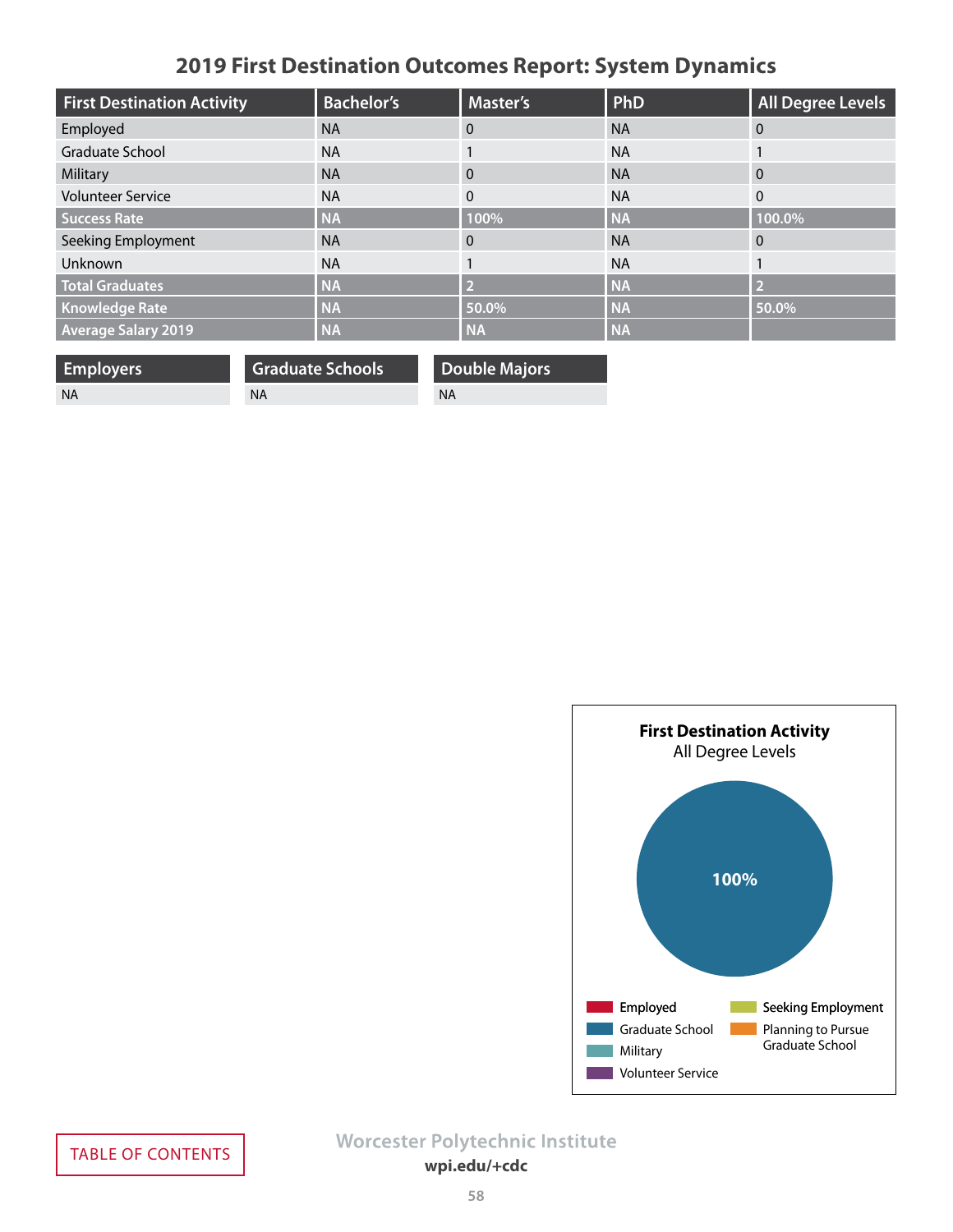# 2019 First Destination Outcomes Report: System Dynamics

| First Destination Activity | Bachelor's | Master's | PhD | All Degree Levels |
|---|---|---|---|---|
| Employed | NA | 0 | NA | 0 |
| Graduate School | NA | 1 | NA | 1 |
| Military | NA | 0 | NA | 0 |
| Volunteer Service | NA | 0 | NA | 0 |
| **Success Rate** | **NA** | **100%** | **NA** | **100.0%** |
| Seeking Employment | NA | 0 | NA | 0 |
| Unknown | NA | 1 | NA | 1 |
| **Total Graduates** | **NA** | **2** | **NA** | **2** |
| **Knowledge Rate** | **NA** | **50.0%** | **NA** | **50.0%** |
| **Average Salary 2019** | **NA** | **NA** | **NA** | |

| Employers |
|---|
| NA |

| Graduate Schools |
|---|
| NA |

| Double Majors |
|---|
| NA |

**First Destination Activity**
All Degree Levels

100%

Employed
Graduate School
Military
Volunteer Service
Seeking Employment
Planning to Pursue Graduate School

TABLE OF CONTENTS

Worcester Polytechnic Institute
wpi.edu/+cdc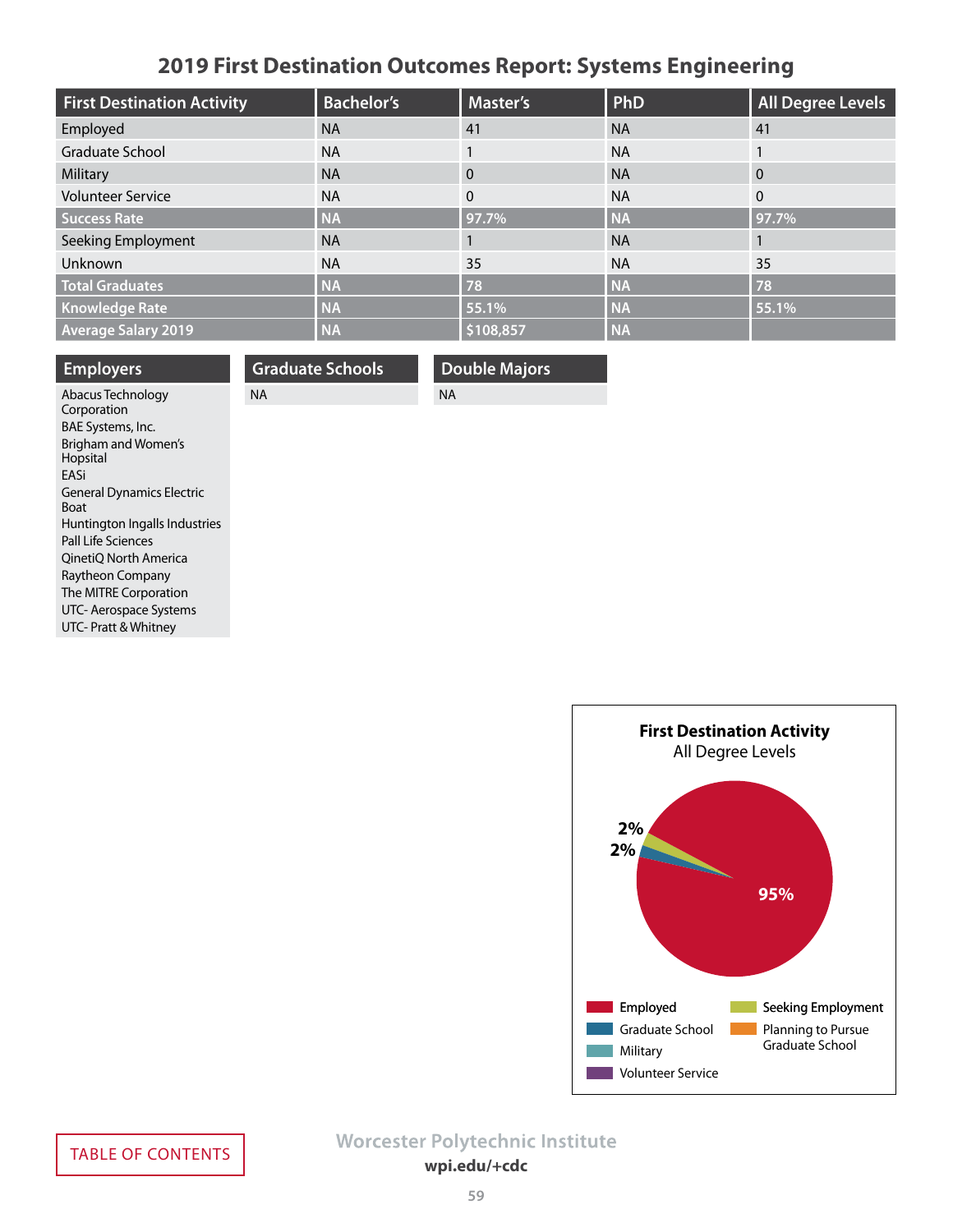# 2019 First Destination Outcomes Report: Systems Engineering

| First Destination Activity | Bachelor's | Master's | PhD | All Degree Levels |
|---|---|---|---|---|
| Employed | NA | 41 | NA | 41 |
| Graduate School | NA | 1 | NA | 1 |
| Military | NA | 0 | NA | 0 |
| Volunteer Service | NA | 0 | NA | 0 |
| **Success Rate** | **NA** | **97.7%** | **NA** | **97.7%** |
| Seeking Employment | NA | 1 | NA | 1 |
| Unknown | NA | 35 | NA | 35 |
| **Total Graduates** | **NA** | **78** | **NA** | **78** |
| **Knowledge Rate** | **NA** | **55.1%** | **NA** | **55.1%** |
| **Average Salary 2019** | **NA** | **$108,857** | **NA** | |

## Employers

Abacus Technology Corporation
BAE Systems, Inc.
Brigham and Women's Hopsital
EASi
General Dynamics Electric Boat
Huntington Ingalls Industries
Pall Life Sciences
QinetiQ North America
Raytheon Company
The MITRE Corporation
UTC- Aerospace Systems
UTC- Pratt & Whitney

## Graduate Schools

NA

## Double Majors

NA

**First Destination Activity**
All Degree Levels

95%
2%
2%

Employed
Graduate School
Military
Volunteer Service
Seeking Employment
Planning to Pursue Graduate School

TABLE OF CONTENTS

Worcester Polytechnic Institute
**wpi.edu/+cdc**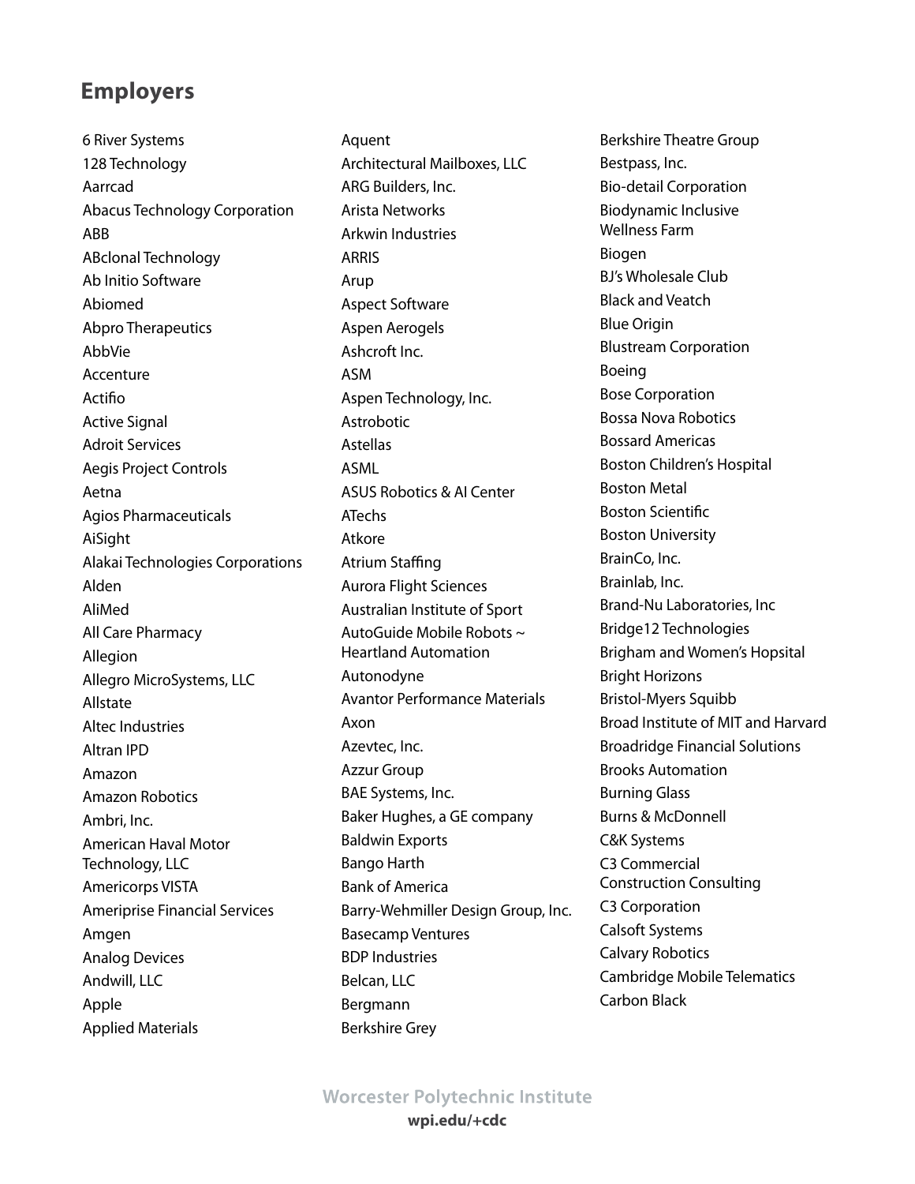## Employers

6 River Systems
128 Technology
Aarrcad
Abacus Technology Corporation
ABB
ABclonal Technology
Ab Initio Software
Abiomed
Abpro Therapeutics
AbbVie
Accenture
Actifio
Active Signal
Adroit Services
Aegis Project Controls
Aetna
Agios Pharmaceuticals
AiSight
Alakai Technologies Corporations
Alden
AliMed
All Care Pharmacy
Allegion
Allegro MicroSystems, LLC
Allstate
Altec Industries
Altran IPD
Amazon
Amazon Robotics
Ambri, Inc.
American Haval Motor Technology, LLC
Americorps VISTA
Ameriprise Financial Services
Amgen
Analog Devices
Andwill, LLC
Apple
Applied Materials
Aquent
Architectural Mailboxes, LLC
ARG Builders, Inc.
Arista Networks
Arkwin Industries
ARRIS
Arup
Aspect Software
Aspen Aerogels
Ashcroft Inc.
ASM
Aspen Technology, Inc.
Astrobotic
Astellas
ASML
ASUS Robotics & AI Center
ATechs
Atkore
Atrium Staffing
Aurora Flight Sciences
Australian Institute of Sport
AutoGuide Mobile Robots ~ Heartland Automation
Autonodyne
Avantor Performance Materials
Axon
Azevtec, Inc.
Azzur Group
BAE Systems, Inc.
Baker Hughes, a GE company
Baldwin Exports
Bango Harth
Bank of America
Barry-Wehmiller Design Group, Inc.
Basecamp Ventures
BDP Industries
Belcan, LLC
Bergmann
Berkshire Grey
Berkshire Theatre Group
Bestpass, Inc.
Bio-detail Corporation
Biodynamic Inclusive Wellness Farm
Biogen
BJ's Wholesale Club
Black and Veatch
Blue Origin
Blustream Corporation
Boeing
Bose Corporation
Bossa Nova Robotics
Bossard Americas
Boston Children's Hospital
Boston Metal
Boston Scientific
Boston University
BrainCo, Inc.
Brainlab, Inc.
Brand-Nu Laboratories, Inc
Bridge12 Technologies
Brigham and Women's Hopsital
Bright Horizons
Bristol-Myers Squibb
Broad Institute of MIT and Harvard
Broadridge Financial Solutions
Brooks Automation
Burning Glass
Burns & McDonnell
C&K Systems
C3 Commercial Construction Consulting
C3 Corporation
Calsoft Systems
Calvary Robotics
Cambridge Mobile Telematics
Carbon Black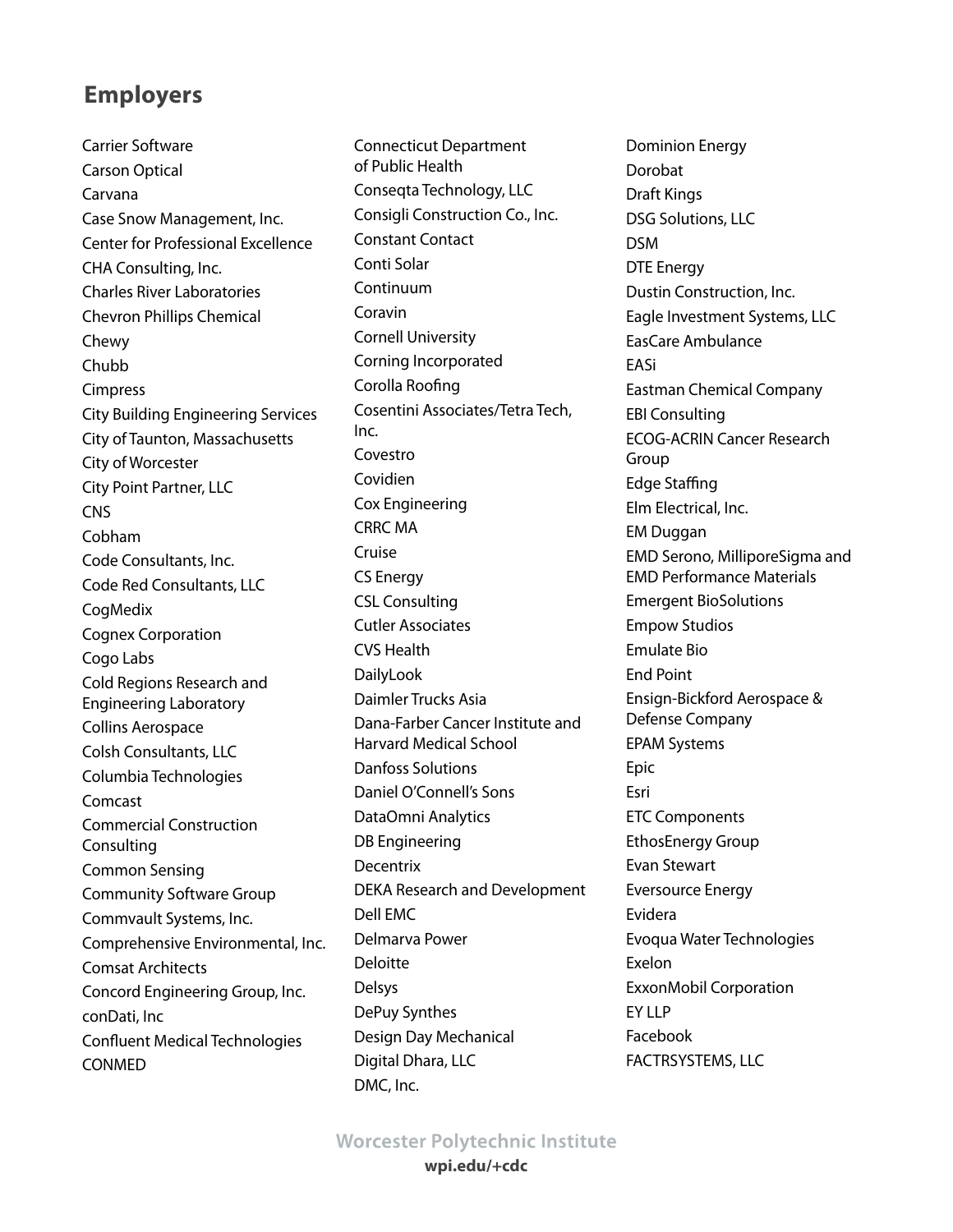## Employers

Carrier Software
Carson Optical
Carvana
Case Snow Management, Inc.
Center for Professional Excellence
CHA Consulting, Inc.
Charles River Laboratories
Chevron Phillips Chemical
Chewy
Chubb
Cimpress
City Building Engineering Services
City of Taunton, Massachusetts
City of Worcester
City Point Partner, LLC
CNS
Cobham
Code Consultants, Inc.
Code Red Consultants, LLC
CogMedix
Cognex Corporation
Cogo Labs
Cold Regions Research and Engineering Laboratory
Collins Aerospace
Colsh Consultants, LLC
Columbia Technologies
Comcast
Commercial Construction Consulting
Common Sensing
Community Software Group
Commvault Systems, Inc.
Comprehensive Environmental, Inc.
Comsat Architects
Concord Engineering Group, Inc.
conDati, Inc
Confluent Medical Technologies
CONMED
Connecticut Department of Public Health
Conseqta Technology, LLC
Consigli Construction Co., Inc.
Constant Contact
Conti Solar
Continuum
Coravin
Cornell University
Corning Incorporated
Corolla Roofing
Cosentini Associates/Tetra Tech, Inc.
Covestro
Covidien
Cox Engineering
CRRC MA
Cruise
CS Energy
CSL Consulting
Cutler Associates
CVS Health
DailyLook
Daimler Trucks Asia
Dana-Farber Cancer Institute and Harvard Medical School
Danfoss Solutions
Daniel O'Connell's Sons
DataOmni Analytics
DB Engineering
Decentrix
DEKA Research and Development
Dell EMC
Delmarva Power
Deloitte
Delsys
DePuy Synthes
Design Day Mechanical
Digital Dhara, LLC
DMC, Inc.
Dominion Energy
Dorobat
Draft Kings
DSG Solutions, LLC
DSM
DTE Energy
Dustin Construction, Inc.
Eagle Investment Systems, LLC
EasCare Ambulance
EASi
Eastman Chemical Company
EBI Consulting
ECOG-ACRIN Cancer Research Group
Edge Staffing
Elm Electrical, Inc.
EM Duggan
EMD Serono, MilliporeSigma and EMD Performance Materials
Emergent BioSolutions
Empow Studios
Emulate Bio
End Point
Ensign-Bickford Aerospace & Defense Company
EPAM Systems
Epic
Esri
ETC Components
EthosEnergy Group
Evan Stewart
Eversource Energy
Evidera
Evoqua Water Technologies
Exelon
ExxonMobil Corporation
EY LLP
Facebook
FACTRSYSTEMS, LLC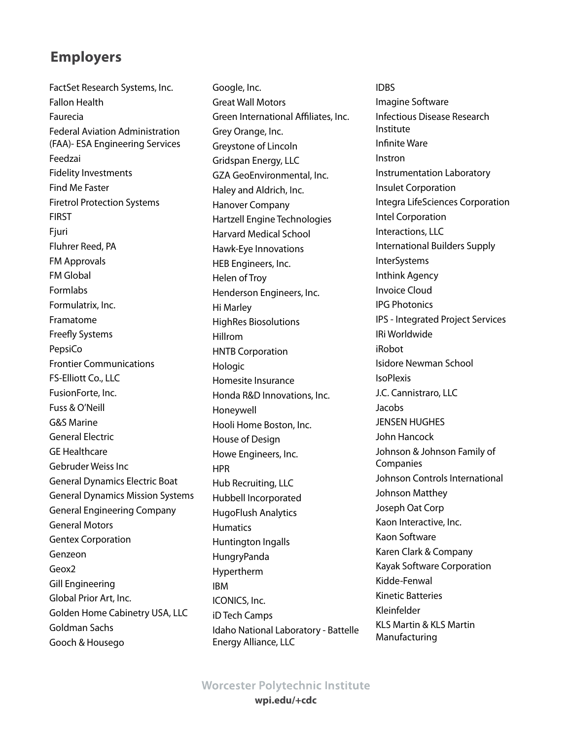## Employers

FactSet Research Systems, Inc.
Fallon Health
Faurecia
Federal Aviation Administration (FAA)- ESA Engineering Services
Feedzai
Fidelity Investments
Find Me Faster
Firetrol Protection Systems
FIRST
Fjuri
Fluhrer Reed, PA
FM Approvals
FM Global
Formlabs
Formulatrix, Inc.
Framatome
Freefly Systems
PepsiCo
Frontier Communications
FS-Elliott Co., LLC
FusionForte, Inc.
Fuss & O'Neill
G&S Marine
General Electric
GE Healthcare
Gebruder Weiss Inc
General Dynamics Electric Boat
General Dynamics Mission Systems
General Engineering Company
General Motors
Gentex Corporation
Genzeon
Geox2
Gill Engineering
Global Prior Art, Inc.
Golden Home Cabinetry USA, LLC
Goldman Sachs
Gooch & Housego
Google, Inc.
Great Wall Motors
Green International Affiliates, Inc.
Grey Orange, Inc.
Greystone of Lincoln
Gridspan Energy, LLC
GZA GeoEnvironmental, Inc.
Haley and Aldrich, Inc.
Hanover Company
Hartzell Engine Technologies
Harvard Medical School
Hawk-Eye Innovations
HEB Engineers, Inc.
Helen of Troy
Henderson Engineers, Inc.
Hi Marley
HighRes Biosolutions
Hillrom
HNTB Corporation
Hologic
Homesite Insurance
Honda R&D Innovations, Inc.
Honeywell
Hooli Home Boston, Inc.
House of Design
Howe Engineers, Inc.
HPR
Hub Recruiting, LLC
Hubbell Incorporated
HugoFlush Analytics
Humatics
Huntington Ingalls
HungryPanda
Hypertherm
IBM
ICONICS, Inc.
iD Tech Camps
Idaho National Laboratory - Battelle Energy Alliance, LLC
IDBS
Imagine Software
Infectious Disease Research Institute
Infinite Ware
Instron
Instrumentation Laboratory
Insulet Corporation
Integra LifeSciences Corporation
Intel Corporation
Interactions, LLC
International Builders Supply
InterSystems
Inthink Agency
Invoice Cloud
IPG Photonics
IPS - Integrated Project Services
IRi Worldwide
iRobot
Isidore Newman School
IsoPlexis
J.C. Cannistraro, LLC
Jacobs
JENSEN HUGHES
John Hancock
Johnson & Johnson Family of Companies
Johnson Controls International
Johnson Matthey
Joseph Oat Corp
Kaon Interactive, Inc.
Kaon Software
Karen Clark & Company
Kayak Software Corporation
Kidde-Fenwal
Kinetic Batteries
Kleinfelder
KLS Martin & KLS Martin Manufacturing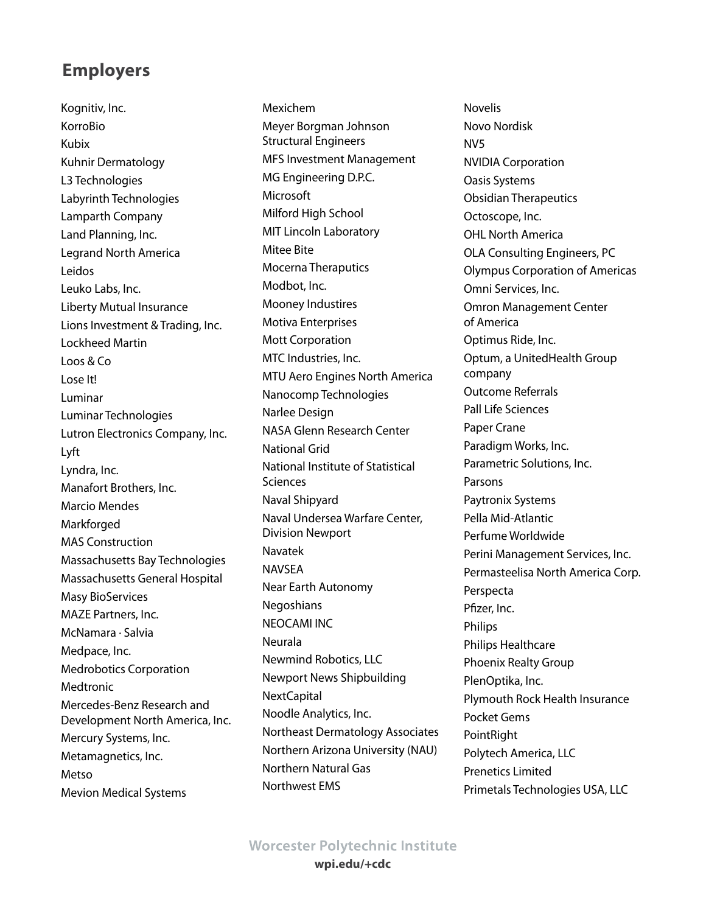## Employers

Kognitiv, Inc.
KorroBio
Kubix
Kuhnir Dermatology
L3 Technologies
Labyrinth Technologies
Lamparth Company
Land Planning, Inc.
Legrand North America
Leidos
Leuko Labs, Inc.
Liberty Mutual Insurance
Lions Investment & Trading, Inc.
Lockheed Martin
Loos & Co
Lose It!
Luminar
Luminar Technologies
Lutron Electronics Company, Inc.
Lyft
Lyndra, Inc.
Manafort Brothers, Inc.
Marcio Mendes
Markforged
MAS Construction
Massachusetts Bay Technologies
Massachusetts General Hospital
Masy BioServices
MAZE Partners, Inc.
McNamara · Salvia
Medpace, Inc.
Medrobotics Corporation
Medtronic
Mercedes-Benz Research and Development North America, Inc.
Mercury Systems, Inc.
Metamagnetics, Inc.
Metso
Mevion Medical Systems
Mexichem
Meyer Borgman Johnson Structural Engineers
MFS Investment Management
MG Engineering D.P.C.
Microsoft
Milford High School
MIT Lincoln Laboratory
Mitee Bite
Mocerna Theraputics
Modbot, Inc.
Mooney Industires
Motiva Enterprises
Mott Corporation
MTC Industries, Inc.
MTU Aero Engines North America
Nanocomp Technologies
Narlee Design
NASA Glenn Research Center
National Grid
National Institute of Statistical Sciences
Naval Shipyard
Naval Undersea Warfare Center, Division Newport
Navatek
NAVSEA
Near Earth Autonomy
Negoshians
NEOCAMI INC
Neurala
Newmind Robotics, LLC
Newport News Shipbuilding
NextCapital
Noodle Analytics, Inc.
Northeast Dermatology Associates
Northern Arizona University (NAU)
Northern Natural Gas
Northwest EMS
Novelis
Novo Nordisk
NV5
NVIDIA Corporation
Oasis Systems
Obsidian Therapeutics
Octoscope, Inc.
OHL North America
OLA Consulting Engineers, PC
Olympus Corporation of Americas
Omni Services, Inc.
Omron Management Center of America
Optimus Ride, Inc.
Optum, a UnitedHealth Group company
Outcome Referrals
Pall Life Sciences
Paper Crane
Paradigm Works, Inc.
Parametric Solutions, Inc.
Parsons
Paytronix Systems
Pella Mid-Atlantic
Perfume Worldwide
Perini Management Services, Inc.
Permasteelisa North America Corp.
Perspecta
Pfizer, Inc.
Philips
Philips Healthcare
Phoenix Realty Group
PlenOptika, Inc.
Plymouth Rock Health Insurance
Pocket Gems
PointRight
Polytech America, LLC
Prenetics Limited
Primetals Technologies USA, LLC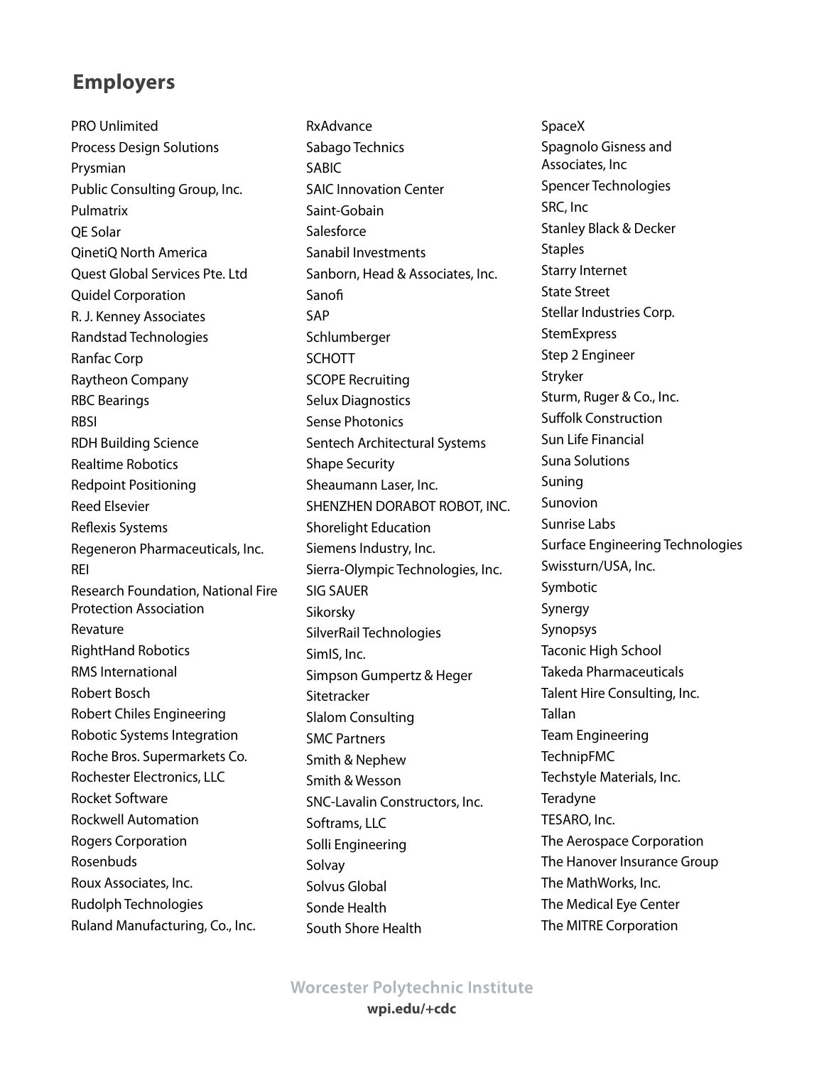## Employers

PRO Unlimited
Process Design Solutions
Prysmian
Public Consulting Group, Inc.
Pulmatrix
QE Solar
QinetiQ North America
Quest Global Services Pte. Ltd
Quidel Corporation
R. J. Kenney Associates
Randstad Technologies
Ranfac Corp
Raytheon Company
RBC Bearings
RBSI
RDH Building Science
Realtime Robotics
Redpoint Positioning
Reed Elsevier
Reflexis Systems
Regeneron Pharmaceuticals, Inc.
REI
Research Foundation, National Fire Protection Association
Revature
RightHand Robotics
RMS International
Robert Bosch
Robert Chiles Engineering
Robotic Systems Integration
Roche Bros. Supermarkets Co.
Rochester Electronics, LLC
Rocket Software
Rockwell Automation
Rogers Corporation
Rosenbuds
Roux Associates, Inc.
Rudolph Technologies
Ruland Manufacturing, Co., Inc.
RxAdvance
Sabago Technics
SABIC
SAIC Innovation Center
Saint-Gobain
Salesforce
Sanabil Investments
Sanborn, Head & Associates, Inc.
Sanofi
SAP
Schlumberger
SCHOTT
SCOPE Recruiting
Selux Diagnostics
Sense Photonics
Sentech Architectural Systems
Shape Security
Sheaumann Laser, Inc.
SHENZHEN DORABOT ROBOT, INC.
Shorelight Education
Siemens Industry, Inc.
Sierra-Olympic Technologies, Inc.
SIG SAUER
Sikorsky
SilverRail Technologies
SimIS, Inc.
Simpson Gumpertz & Heger
Sitetracker
Slalom Consulting
SMC Partners
Smith & Nephew
Smith & Wesson
SNC-Lavalin Constructors, Inc.
Softrams, LLC
Solli Engineering
Solvay
Solvus Global
Sonde Health
South Shore Health
SpaceX
Spagnolo Gisness and Associates, Inc
Spencer Technologies
SRC, Inc
Stanley Black & Decker
Staples
Starry Internet
State Street
Stellar Industries Corp.
StemExpress
Step 2 Engineer
Stryker
Sturm, Ruger & Co., Inc.
Suffolk Construction
Sun Life Financial
Suna Solutions
Suning
Sunovion
Sunrise Labs
Surface Engineering Technologies
Swissturn/USA, Inc.
Symbotic
Synergy
Synopsys
Taconic High School
Takeda Pharmaceuticals
Talent Hire Consulting, Inc.
Tallan
Team Engineering
TechnipFMC
Techstyle Materials, Inc.
Teradyne
TESARO, Inc.
The Aerospace Corporation
The Hanover Insurance Group
The MathWorks, Inc.
The Medical Eye Center
The MITRE Corporation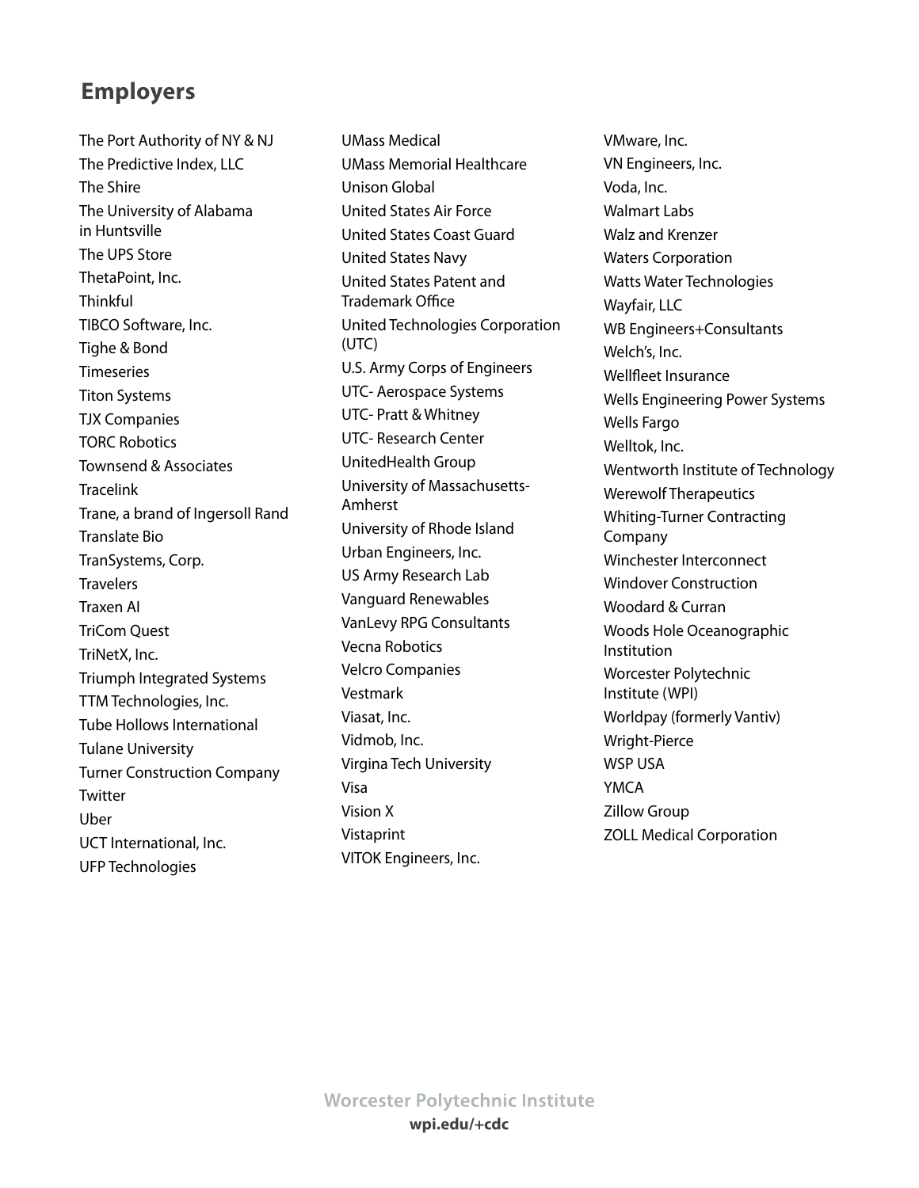## Employers

The Port Authority of NY & NJ
The Predictive Index, LLC
The Shire
The University of Alabama in Huntsville
The UPS Store
ThetaPoint, Inc.
Thinkful
TIBCO Software, Inc.
Tighe & Bond
Timeseries
Titon Systems
TJX Companies
TORC Robotics
Townsend & Associates
Tracelink
Trane, a brand of Ingersoll Rand
Translate Bio
TranSystems, Corp.
Travelers
Traxen AI
TriCom Quest
TriNetX, Inc.
Triumph Integrated Systems
TTM Technologies, Inc.
Tube Hollows International
Tulane University
Turner Construction Company
Twitter
Uber
UCT International, Inc.
UFP Technologies
UMass Medical
UMass Memorial Healthcare
Unison Global
United States Air Force
United States Coast Guard
United States Navy
United States Patent and Trademark Office
United Technologies Corporation (UTC)
U.S. Army Corps of Engineers
UTC- Aerospace Systems
UTC- Pratt & Whitney
UTC- Research Center
UnitedHealth Group
University of Massachusetts-Amherst
University of Rhode Island
Urban Engineers, Inc.
US Army Research Lab
Vanguard Renewables
VanLevy RPG Consultants
Vecna Robotics
Velcro Companies
Vestmark
Viasat, Inc.
Vidmob, Inc.
Virgina Tech University
Visa
Vision X
Vistaprint
VITOK Engineers, Inc.
VMware, Inc.
VN Engineers, Inc.
Voda, Inc.
Walmart Labs
Walz and Krenzer
Waters Corporation
Watts Water Technologies
Wayfair, LLC
WB Engineers+Consultants
Welch's, Inc.
Wellfleet Insurance
Wells Engineering Power Systems
Wells Fargo
Welltok, Inc.
Wentworth Institute of Technology
Werewolf Therapeutics
Whiting-Turner Contracting Company
Winchester Interconnect
Windover Construction
Woodard & Curran
Woods Hole Oceanographic Institution
Worcester Polytechnic Institute (WPI)
Worldpay (formerly Vantiv)
Wright-Pierce
WSP USA
YMCA
Zillow Group
ZOLL Medical Corporation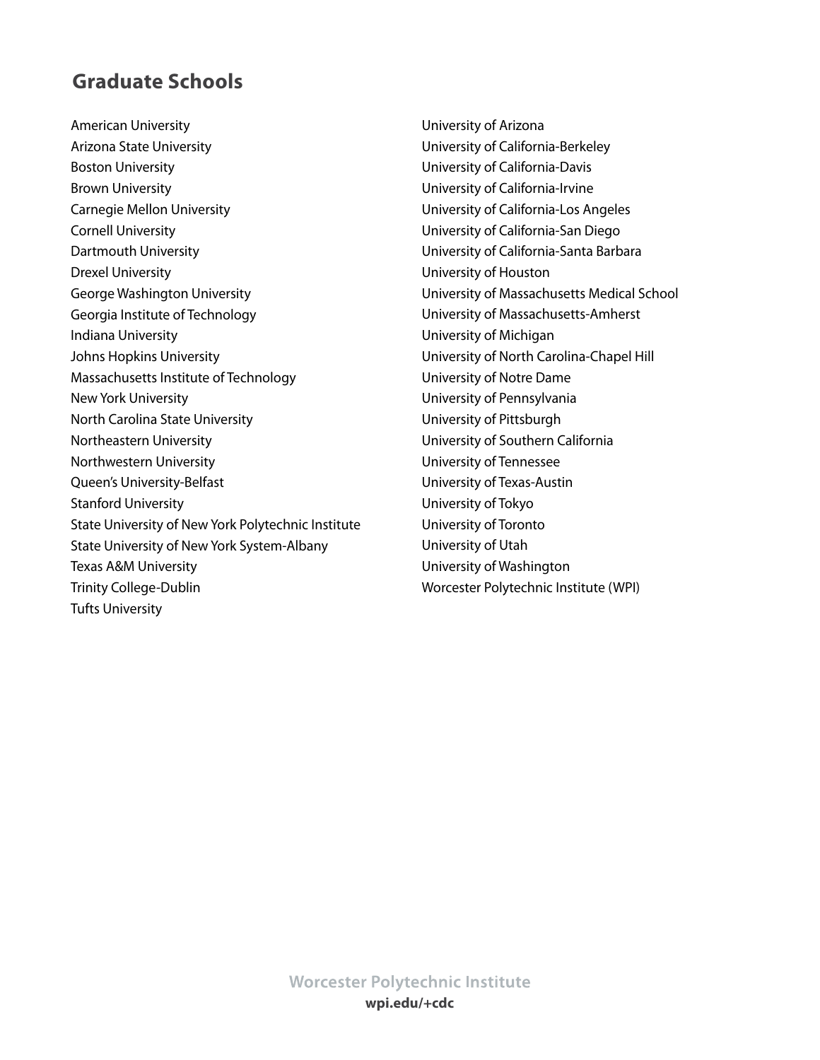## Graduate Schools

American University
Arizona State University
Boston University
Brown University
Carnegie Mellon University
Cornell University
Dartmouth University
Drexel University
George Washington University
Georgia Institute of Technology
Indiana University
Johns Hopkins University
Massachusetts Institute of Technology
New York University
North Carolina State University
Northeastern University
Northwestern University
Queen's University-Belfast
Stanford University
State University of New York Polytechnic Institute
State University of New York System-Albany
Texas A&M University
Trinity College-Dublin
Tufts University
University of Arizona
University of California-Berkeley
University of California-Davis
University of California-Irvine
University of California-Los Angeles
University of California-San Diego
University of California-Santa Barbara
University of Houston
University of Massachusetts Medical School
University of Massachusetts-Amherst
University of Michigan
University of North Carolina-Chapel Hill
University of Notre Dame
University of Pennsylvania
University of Pittsburgh
University of Southern California
University of Tennessee
University of Texas-Austin
University of Tokyo
University of Toronto
University of Utah
University of Washington
Worcester Polytechnic Institute (WPI)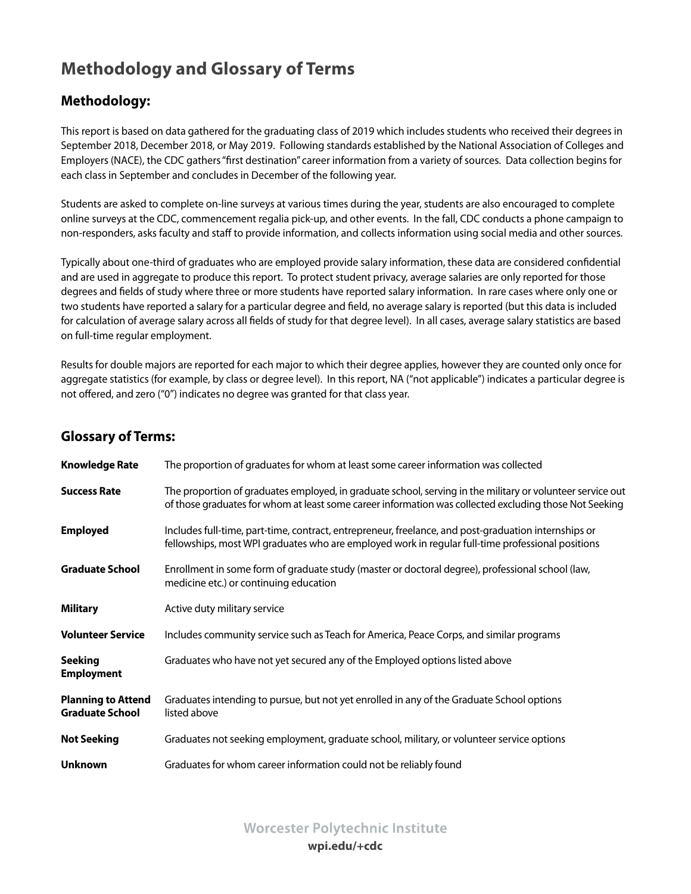# Methodology and Glossary of Terms

## Methodology:

This report is based on data gathered for the graduating class of 2019 which includes students who received their degrees in September 2018, December 2018, or May 2019. Following standards established by the National Association of Colleges and Employers (NACE), the CDC gathers "first destination" career information from a variety of sources. Data collection begins for each class in September and concludes in December of the following year.

Students are asked to complete on-line surveys at various times during the year, students are also encouraged to complete online surveys at the CDC, commencement regalia pick-up, and other events. In the fall, CDC conducts a phone campaign to non-responders, asks faculty and staff to provide information, and collects information using social media and other sources.

Typically about one-third of graduates who are employed provide salary information, these data are considered confidential and are used in aggregate to produce this report. To protect student privacy, average salaries are only reported for those degrees and fields of study where three or more students have reported salary information. In rare cases where only one or two students have reported a salary for a particular degree and field, no average salary is reported (but this data is included for calculation of average salary across all fields of study for that degree level). In all cases, average salary statistics are based on full-time regular employment.

Results for double majors are reported for each major to which their degree applies, however they are counted only once for aggregate statistics (for example, by class or degree level). In this report, NA ("not applicable") indicates a particular degree is not offered, and zero ("0") indicates no degree was granted for that class year.

## Glossary of Terms:

| | |
|---|---|
| **Knowledge Rate** | The proportion of graduates for whom at least some career information was collected |
| **Success Rate** | The proportion of graduates employed, in graduate school, serving in the military or volunteer service out of those graduates for whom at least some career information was collected excluding those Not Seeking |
| **Employed** | Includes full-time, part-time, contract, entrepreneur, freelance, and post-graduation internships or fellowships, most WPI graduates who are employed work in regular full-time professional positions |
| **Graduate School** | Enrollment in some form of graduate study (master or doctoral degree), professional school (law, medicine etc.) or continuing education |
| **Military** | Active duty military service |
| **Volunteer Service** | Includes community service such as Teach for America, Peace Corps, and similar programs |
| **Seeking Employment** | Graduates who have not yet secured any of the Employed options listed above |
| **Planning to Attend Graduate School** | Graduates intending to pursue, but not yet enrolled in any of the Graduate School options listed above |
| **Not Seeking** | Graduates not seeking employment, graduate school, military, or volunteer service options |
| **Unknown** | Graduates for whom career information could not be reliably found |

**Worcester Polytechnic Institute**
**wpi.edu/+cdc**